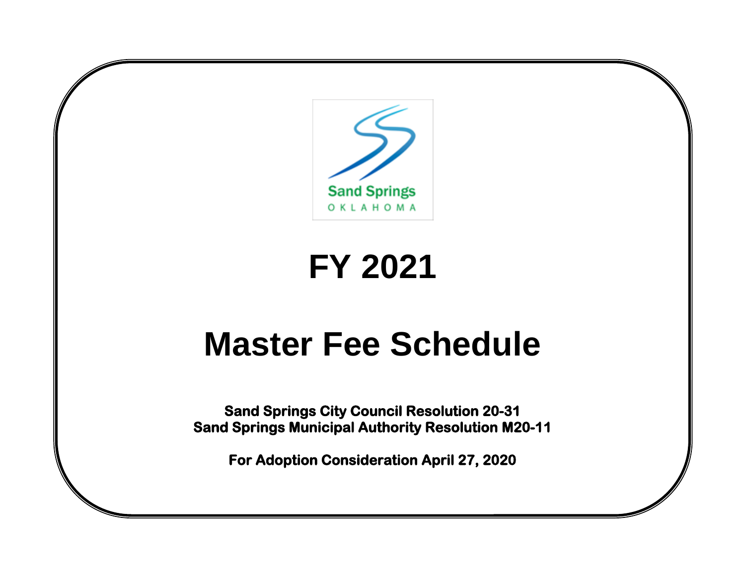Sand Springs
OKLAHOMA

# FY 2021

# Master Fee Schedule

**Sand Springs City Council Resolution 20-31**
**Sand Springs Municipal Authority Resolution M20-11**

**For Adoption Consideration April 27, 2020**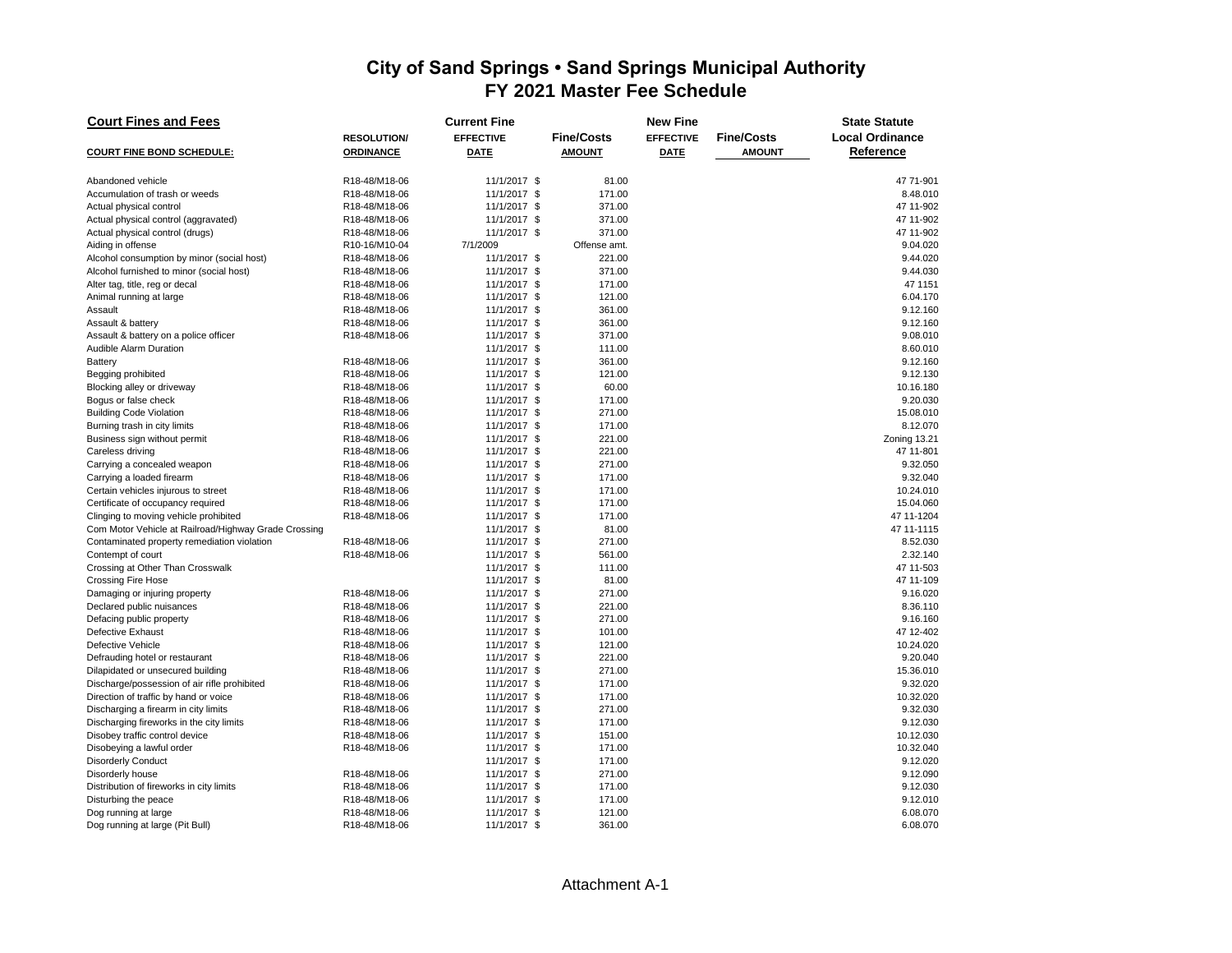# City of Sand Springs • Sand Springs Municipal Authority
## FY 2021 Master Fee Schedule

**Court Fines and Fees**

| COURT FINE BOND SCHEDULE: | RESOLUTION/ ORDINANCE | Current Fine EFFECTIVE DATE | Fine/Costs AMOUNT | New Fine EFFECTIVE DATE | Fine/Costs AMOUNT | State Statute Local Ordinance Reference |
|---|---|---|---|---|---|---|
| Abandoned vehicle | R18-48/M18-06 | 11/1/2017 | $ 81.00 | | | 47 71-901 |
| Accumulation of trash or weeds | R18-48/M18-06 | 11/1/2017 | $ 171.00 | | | 8.48.010 |
| Actual physical control | R18-48/M18-06 | 11/1/2017 | $ 371.00 | | | 47 11-902 |
| Actual physical control (aggravated) | R18-48/M18-06 | 11/1/2017 | $ 371.00 | | | 47 11-902 |
| Actual physical control (drugs) | R18-48/M18-06 | 11/1/2017 | $ 371.00 | | | 47 11-902 |
| Aiding in offense | R10-16/M10-04 | 7/1/2009 | Offense amt. | | | 9.04.020 |
| Alcohol consumption by minor (social host) | R18-48/M18-06 | 11/1/2017 | $ 221.00 | | | 9.44.020 |
| Alcohol furnished to minor (social host) | R18-48/M18-06 | 11/1/2017 | $ 371.00 | | | 9.44.030 |
| Alter tag, title, reg or decal | R18-48/M18-06 | 11/1/2017 | $ 171.00 | | | 47 1151 |
| Animal running at large | R18-48/M18-06 | 11/1/2017 | $ 121.00 | | | 6.04.170 |
| Assault | R18-48/M18-06 | 11/1/2017 | $ 361.00 | | | 9.12.160 |
| Assault & battery | R18-48/M18-06 | 11/1/2017 | $ 361.00 | | | 9.12.160 |
| Assault & battery on a police officer | R18-48/M18-06 | 11/1/2017 | $ 371.00 | | | 9.08.010 |
| Audible Alarm Duration | | 11/1/2017 | $ 111.00 | | | 8.60.010 |
| Battery | R18-48/M18-06 | 11/1/2017 | $ 361.00 | | | 9.12.160 |
| Begging prohibited | R18-48/M18-06 | 11/1/2017 | $ 121.00 | | | 9.12.130 |
| Blocking alley or driveway | R18-48/M18-06 | 11/1/2017 | $ 60.00 | | | 10.16.180 |
| Bogus or false check | R18-48/M18-06 | 11/1/2017 | $ 171.00 | | | 9.20.030 |
| Building Code Violation | R18-48/M18-06 | 11/1/2017 | $ 271.00 | | | 15.08.010 |
| Burning trash in city limits | R18-48/M18-06 | 11/1/2017 | $ 171.00 | | | 8.12.070 |
| Business sign without permit | R18-48/M18-06 | 11/1/2017 | $ 221.00 | | | Zoning 13.21 |
| Careless driving | R18-48/M18-06 | 11/1/2017 | $ 221.00 | | | 47 11-801 |
| Carrying a concealed weapon | R18-48/M18-06 | 11/1/2017 | $ 271.00 | | | 9.32.050 |
| Carrying a loaded firearm | R18-48/M18-06 | 11/1/2017 | $ 171.00 | | | 9.32.040 |
| Certain vehicles injurous to street | R18-48/M18-06 | 11/1/2017 | $ 171.00 | | | 10.24.010 |
| Certificate of occupancy required | R18-48/M18-06 | 11/1/2017 | $ 171.00 | | | 15.04.060 |
| Clinging to moving vehicle prohibited | R18-48/M18-06 | 11/1/2017 | $ 171.00 | | | 47 11-1204 |
| Com Motor Vehicle at Railroad/Highway Grade Crossing | | 11/1/2017 | $ 81.00 | | | 47 11-1115 |
| Contaminated property remediation violation | R18-48/M18-06 | 11/1/2017 | $ 271.00 | | | 8.52.030 |
| Contempt of court | R18-48/M18-06 | 11/1/2017 | $ 561.00 | | | 2.32.140 |
| Crossing at Other Than Crosswalk | | 11/1/2017 | $ 111.00 | | | 47 11-503 |
| Crossing Fire Hose | | 11/1/2017 | $ 81.00 | | | 47 11-109 |
| Damaging or injuring property | R18-48/M18-06 | 11/1/2017 | $ 271.00 | | | 9.16.020 |
| Declared public nuisances | R18-48/M18-06 | 11/1/2017 | $ 221.00 | | | 8.36.110 |
| Defacing public property | R18-48/M18-06 | 11/1/2017 | $ 271.00 | | | 9.16.160 |
| Defective Exhaust | R18-48/M18-06 | 11/1/2017 | $ 101.00 | | | 47 12-402 |
| Defective Vehicle | R18-48/M18-06 | 11/1/2017 | $ 121.00 | | | 10.24.020 |
| Defrauding hotel or restaurant | R18-48/M18-06 | 11/1/2017 | $ 221.00 | | | 9.20.040 |
| Dilapidated or unsecured building | R18-48/M18-06 | 11/1/2017 | $ 271.00 | | | 15.36.010 |
| Discharge/possession of air rifle prohibited | R18-48/M18-06 | 11/1/2017 | $ 171.00 | | | 9.32.020 |
| Direction of traffic by hand or voice | R18-48/M18-06 | 11/1/2017 | $ 171.00 | | | 10.32.020 |
| Discharging a firearm in city limits | R18-48/M18-06 | 11/1/2017 | $ 271.00 | | | 9.32.030 |
| Discharging fireworks in the city limits | R18-48/M18-06 | 11/1/2017 | $ 171.00 | | | 9.12.030 |
| Disobey traffic control device | R18-48/M18-06 | 11/1/2017 | $ 151.00 | | | 10.12.030 |
| Disobeying a lawful order | R18-48/M18-06 | 11/1/2017 | $ 171.00 | | | 10.32.040 |
| Disorderly Conduct | | 11/1/2017 | $ 171.00 | | | 9.12.020 |
| Disorderly house | R18-48/M18-06 | 11/1/2017 | $ 271.00 | | | 9.12.090 |
| Distribution of fireworks in city limits | R18-48/M18-06 | 11/1/2017 | $ 171.00 | | | 9.12.030 |
| Disturbing the peace | R18-48/M18-06 | 11/1/2017 | $ 171.00 | | | 9.12.010 |
| Dog running at large | R18-48/M18-06 | 11/1/2017 | $ 121.00 | | | 6.08.070 |
| Dog running at large (Pit Bull) | R18-48/M18-06 | 11/1/2017 | $ 361.00 | | | 6.08.070 |

Attachment A-1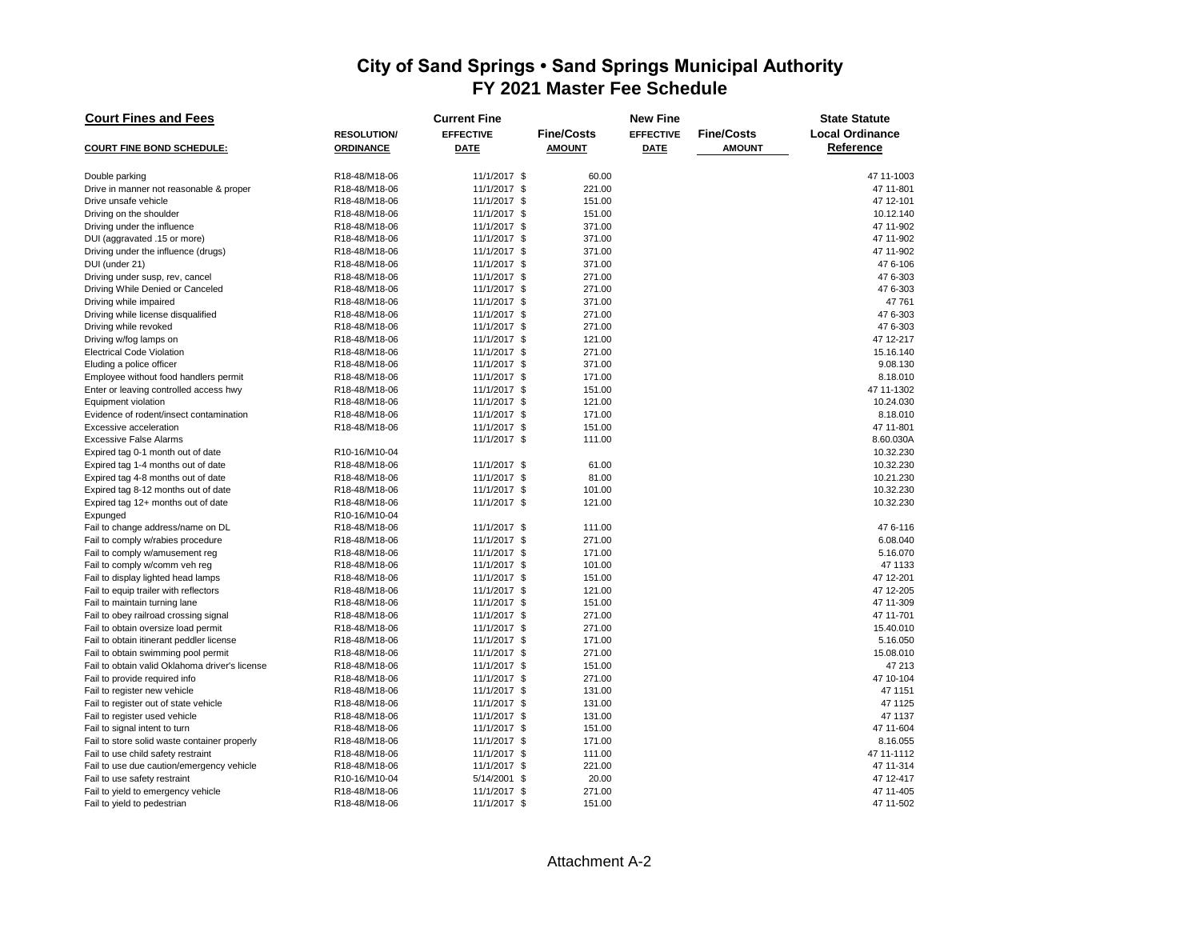# City of Sand Springs • Sand Springs Municipal Authority
## FY 2021 Master Fee Schedule

| Court Fines and Fees | | Current Fine | | New Fine | | State Statute |
|---|---|---|---|---|---|---|
| | RESOLUTION/ | EFFECTIVE | Fine/Costs | EFFECTIVE | Fine/Costs | Local Ordinance |
| COURT FINE BOND SCHEDULE: | ORDINANCE | DATE | AMOUNT | DATE | AMOUNT | Reference |
| Double parking | R18-48/M18-06 | 11/1/2017 | $ 60.00 | | | 47 11-1003 |
| Drive in manner not reasonable & proper | R18-48/M18-06 | 11/1/2017 | $ 221.00 | | | 47 11-801 |
| Drive unsafe vehicle | R18-48/M18-06 | 11/1/2017 | $ 151.00 | | | 47 12-101 |
| Driving on the shoulder | R18-48/M18-06 | 11/1/2017 | $ 151.00 | | | 10.12.140 |
| Driving under the influence | R18-48/M18-06 | 11/1/2017 | $ 371.00 | | | 47 11-902 |
| DUI (aggravated .15 or more) | R18-48/M18-06 | 11/1/2017 | $ 371.00 | | | 47 11-902 |
| Driving under the influence (drugs) | R18-48/M18-06 | 11/1/2017 | $ 371.00 | | | 47 11-902 |
| DUI (under 21) | R18-48/M18-06 | 11/1/2017 | $ 371.00 | | | 47 6-106 |
| Driving under susp, rev, cancel | R18-48/M18-06 | 11/1/2017 | $ 271.00 | | | 47 6-303 |
| Driving While Denied or Canceled | R18-48/M18-06 | 11/1/2017 | $ 271.00 | | | 47 6-303 |
| Driving while impaired | R18-48/M18-06 | 11/1/2017 | $ 371.00 | | | 47 761 |
| Driving while license disqualified | R18-48/M18-06 | 11/1/2017 | $ 271.00 | | | 47 6-303 |
| Driving while revoked | R18-48/M18-06 | 11/1/2017 | $ 271.00 | | | 47 6-303 |
| Driving w/fog lamps on | R18-48/M18-06 | 11/1/2017 | $ 121.00 | | | 47 12-217 |
| Electrical Code Violation | R18-48/M18-06 | 11/1/2017 | $ 271.00 | | | 15.16.140 |
| Eluding a police officer | R18-48/M18-06 | 11/1/2017 | $ 371.00 | | | 9.08.130 |
| Employee without food handlers permit | R18-48/M18-06 | 11/1/2017 | $ 171.00 | | | 8.18.010 |
| Enter or leaving controlled access hwy | R18-48/M18-06 | 11/1/2017 | $ 151.00 | | | 47 11-1302 |
| Equipment violation | R18-48/M18-06 | 11/1/2017 | $ 121.00 | | | 10.24.030 |
| Evidence of rodent/insect contamination | R18-48/M18-06 | 11/1/2017 | $ 171.00 | | | 8.18.010 |
| Excessive acceleration | R18-48/M18-06 | 11/1/2017 | $ 151.00 | | | 47 11-801 |
| Excessive False Alarms | | 11/1/2017 | $ 111.00 | | | 8.60.030A |
| Expired tag 0-1 month out of date | R10-16/M10-04 | | | | | 10.32.230 |
| Expired tag 1-4 months out of date | R18-48/M18-06 | 11/1/2017 | $ 61.00 | | | 10.32.230 |
| Expired tag 4-8 months out of date | R18-48/M18-06 | 11/1/2017 | $ 81.00 | | | 10.21.230 |
| Expired tag 8-12 months out of date | R18-48/M18-06 | 11/1/2017 | $ 101.00 | | | 10.32.230 |
| Expired tag 12+ months out of date | R18-48/M18-06 | 11/1/2017 | $ 121.00 | | | 10.32.230 |
| Expunged | R10-16/M10-04 | | | | | |
| Fail to change address/name on DL | R18-48/M18-06 | 11/1/2017 | $ 111.00 | | | 47 6-116 |
| Fail to comply w/rabies procedure | R18-48/M18-06 | 11/1/2017 | $ 271.00 | | | 6.08.040 |
| Fail to comply w/amusement reg | R18-48/M18-06 | 11/1/2017 | $ 171.00 | | | 5.16.070 |
| Fail to comply w/comm veh reg | R18-48/M18-06 | 11/1/2017 | $ 101.00 | | | 47 1133 |
| Fail to display lighted head lamps | R18-48/M18-06 | 11/1/2017 | $ 151.00 | | | 47 12-201 |
| Fail to equip trailer with reflectors | R18-48/M18-06 | 11/1/2017 | $ 121.00 | | | 47 12-205 |
| Fail to maintain turning lane | R18-48/M18-06 | 11/1/2017 | $ 151.00 | | | 47 11-309 |
| Fail to obey railroad crossing signal | R18-48/M18-06 | 11/1/2017 | $ 271.00 | | | 47 11-701 |
| Fail to obtain oversize load permit | R18-48/M18-06 | 11/1/2017 | $ 271.00 | | | 15.40.010 |
| Fail to obtain itinerant peddler license | R18-48/M18-06 | 11/1/2017 | $ 171.00 | | | 5.16.050 |
| Fail to obtain swimming pool permit | R18-48/M18-06 | 11/1/2017 | $ 271.00 | | | 15.08.010 |
| Fail to obtain valid Oklahoma driver's license | R18-48/M18-06 | 11/1/2017 | $ 151.00 | | | 47 213 |
| Fail to provide required info | R18-48/M18-06 | 11/1/2017 | $ 271.00 | | | 47 10-104 |
| Fail to register new vehicle | R18-48/M18-06 | 11/1/2017 | $ 131.00 | | | 47 1151 |
| Fail to register out of state vehicle | R18-48/M18-06 | 11/1/2017 | $ 131.00 | | | 47 1125 |
| Fail to register used vehicle | R18-48/M18-06 | 11/1/2017 | $ 131.00 | | | 47 1137 |
| Fail to signal intent to turn | R18-48/M18-06 | 11/1/2017 | $ 151.00 | | | 47 11-604 |
| Fail to store solid waste container properly | R18-48/M18-06 | 11/1/2017 | $ 171.00 | | | 8.16.055 |
| Fail to use child safety restraint | R18-48/M18-06 | 11/1/2017 | $ 111.00 | | | 47 11-1112 |
| Fail to use due caution/emergency vehicle | R18-48/M18-06 | 11/1/2017 | $ 221.00 | | | 47 11-314 |
| Fail to use safety restraint | R10-16/M10-04 | 5/14/2001 | $ 20.00 | | | 47 12-417 |
| Fail to yield to emergency vehicle | R18-48/M18-06 | 11/1/2017 | $ 271.00 | | | 47 11-405 |
| Fail to yield to pedestrian | R18-48/M18-06 | 11/1/2017 | $ 151.00 | | | 47 11-502 |

Attachment A-2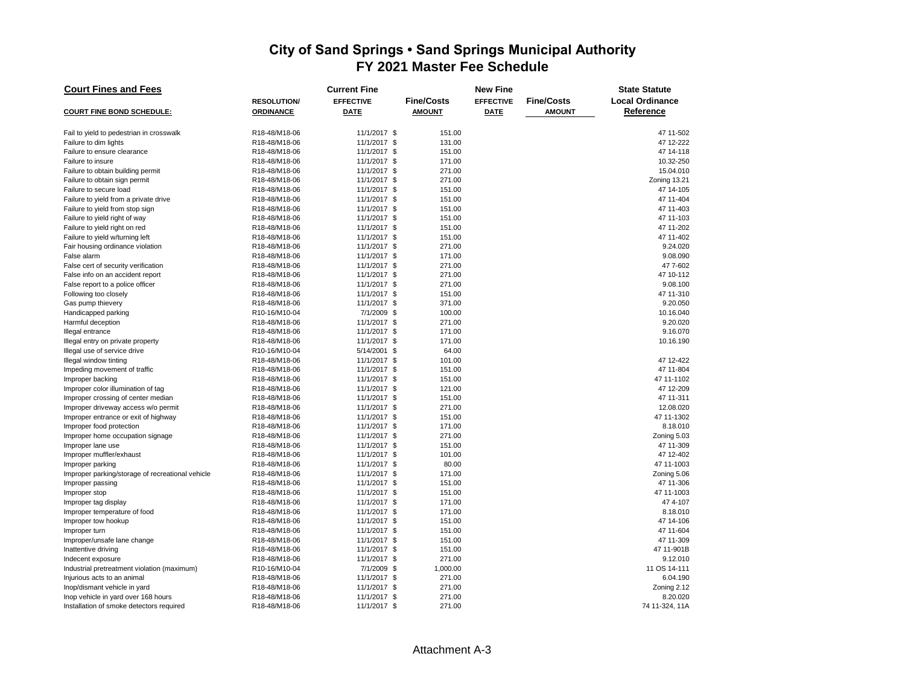# City of Sand Springs • Sand Springs Municipal Authority
## FY 2021 Master Fee Schedule

| Court Fines and Fees | | Current Fine | | New Fine | | State Statute |
|---|---|---|---|---|---|---|
| **COURT FINE BOND SCHEDULE:** | **RESOLUTION/ ORDINANCE** | **EFFECTIVE DATE** | **Fine/Costs AMOUNT** | **EFFECTIVE DATE** | **Fine/Costs AMOUNT** | **Local Ordinance Reference** |
| Fail to yield to pedestrian in crosswalk | R18-48/M18-06 | 11/1/2017 | $ 151.00 | | | 47 11-502 |
| Failure to dim lights | R18-48/M18-06 | 11/1/2017 | $ 131.00 | | | 47 12-222 |
| Failure to ensure clearance | R18-48/M18-06 | 11/1/2017 | $ 151.00 | | | 47 14-118 |
| Failure to insure | R18-48/M18-06 | 11/1/2017 | $ 171.00 | | | 10.32-250 |
| Failure to obtain building permit | R18-48/M18-06 | 11/1/2017 | $ 271.00 | | | 15.04.010 |
| Failure to obtain sign permit | R18-48/M18-06 | 11/1/2017 | $ 271.00 | | | Zoning 13.21 |
| Failure to secure load | R18-48/M18-06 | 11/1/2017 | $ 151.00 | | | 47 14-105 |
| Failure to yield from a private drive | R18-48/M18-06 | 11/1/2017 | $ 151.00 | | | 47 11-404 |
| Failure to yield from stop sign | R18-48/M18-06 | 11/1/2017 | $ 151.00 | | | 47 11-403 |
| Failure to yield right of way | R18-48/M18-06 | 11/1/2017 | $ 151.00 | | | 47 11-103 |
| Failure to yield right on red | R18-48/M18-06 | 11/1/2017 | $ 151.00 | | | 47 11-202 |
| Failure to yield w/turning left | R18-48/M18-06 | 11/1/2017 | $ 151.00 | | | 47 11-402 |
| Fair housing ordinance violation | R18-48/M18-06 | 11/1/2017 | $ 271.00 | | | 9.24.020 |
| False alarm | R18-48/M18-06 | 11/1/2017 | $ 171.00 | | | 9.08.090 |
| False cert of security verification | R18-48/M18-06 | 11/1/2017 | $ 271.00 | | | 47 7-602 |
| False info on an accident report | R18-48/M18-06 | 11/1/2017 | $ 271.00 | | | 47 10-112 |
| False report to a police officer | R18-48/M18-06 | 11/1/2017 | $ 271.00 | | | 9.08.100 |
| Following too closely | R18-48/M18-06 | 11/1/2017 | $ 151.00 | | | 47 11-310 |
| Gas pump thievery | R18-48/M18-06 | 11/1/2017 | $ 371.00 | | | 9.20.050 |
| Handicapped parking | R10-16/M10-04 | 7/1/2009 | $ 100.00 | | | 10.16.040 |
| Harmful deception | R18-48/M18-06 | 11/1/2017 | $ 271.00 | | | 9.20.020 |
| Illegal entrance | R18-48/M18-06 | 11/1/2017 | $ 171.00 | | | 9.16.070 |
| Illegal entry on private property | R18-48/M18-06 | 11/1/2017 | $ 171.00 | | | 10.16.190 |
| Illegal use of service drive | R10-16/M10-04 | 5/14/2001 | $ 64.00 | | | |
| Illegal window tinting | R18-48/M18-06 | 11/1/2017 | $ 101.00 | | | 47 12-422 |
| Impeding movement of traffic | R18-48/M18-06 | 11/1/2017 | $ 151.00 | | | 47 11-804 |
| Improper backing | R18-48/M18-06 | 11/1/2017 | $ 151.00 | | | 47 11-1102 |
| Improper color illumination of tag | R18-48/M18-06 | 11/1/2017 | $ 121.00 | | | 47 12-209 |
| Improper crossing of center median | R18-48/M18-06 | 11/1/2017 | $ 151.00 | | | 47 11-311 |
| Improper driveway access w/o permit | R18-48/M18-06 | 11/1/2017 | $ 271.00 | | | 12.08.020 |
| Improper entrance or exit of highway | R18-48/M18-06 | 11/1/2017 | $ 151.00 | | | 47 11-1302 |
| Improper food protection | R18-48/M18-06 | 11/1/2017 | $ 171.00 | | | 8.18.010 |
| Improper home occupation signage | R18-48/M18-06 | 11/1/2017 | $ 271.00 | | | Zoning 5.03 |
| Improper lane use | R18-48/M18-06 | 11/1/2017 | $ 151.00 | | | 47 11-309 |
| Improper muffler/exhaust | R18-48/M18-06 | 11/1/2017 | $ 101.00 | | | 47 12-402 |
| Improper parking | R18-48/M18-06 | 11/1/2017 | $ 80.00 | | | 47 11-1003 |
| Improper parking/storage of recreational vehicle | R18-48/M18-06 | 11/1/2017 | $ 171.00 | | | Zoning 5.06 |
| Improper passing | R18-48/M18-06 | 11/1/2017 | $ 151.00 | | | 47 11-306 |
| Improper stop | R18-48/M18-06 | 11/1/2017 | $ 151.00 | | | 47 11-1003 |
| Improper tag display | R18-48/M18-06 | 11/1/2017 | $ 171.00 | | | 47 4-107 |
| Improper temperature of food | R18-48/M18-06 | 11/1/2017 | $ 171.00 | | | 8.18.010 |
| Improper tow hookup | R18-48/M18-06 | 11/1/2017 | $ 151.00 | | | 47 14-106 |
| Improper turn | R18-48/M18-06 | 11/1/2017 | $ 151.00 | | | 47 11-604 |
| Improper/unsafe lane change | R18-48/M18-06 | 11/1/2017 | $ 151.00 | | | 47 11-309 |
| Inattentive driving | R18-48/M18-06 | 11/1/2017 | $ 151.00 | | | 47 11-901B |
| Indecent exposure | R18-48/M18-06 | 11/1/2017 | $ 271.00 | | | 9.12.010 |
| Industrial pretreatment violation (maximum) | R10-16/M10-04 | 7/1/2009 | $ 1,000.00 | | | 11 OS 14-111 |
| Injurious acts to an animal | R18-48/M18-06 | 11/1/2017 | $ 271.00 | | | 6.04.190 |
| Inop/dismant vehicle in yard | R18-48/M18-06 | 11/1/2017 | $ 271.00 | | | Zoning 2.12 |
| Inop vehicle in yard over 168 hours | R18-48/M18-06 | 11/1/2017 | $ 271.00 | | | 8.20.020 |
| Installation of smoke detectors required | R18-48/M18-06 | 11/1/2017 | $ 271.00 | | | 74 11-324, 11A |

Attachment A-3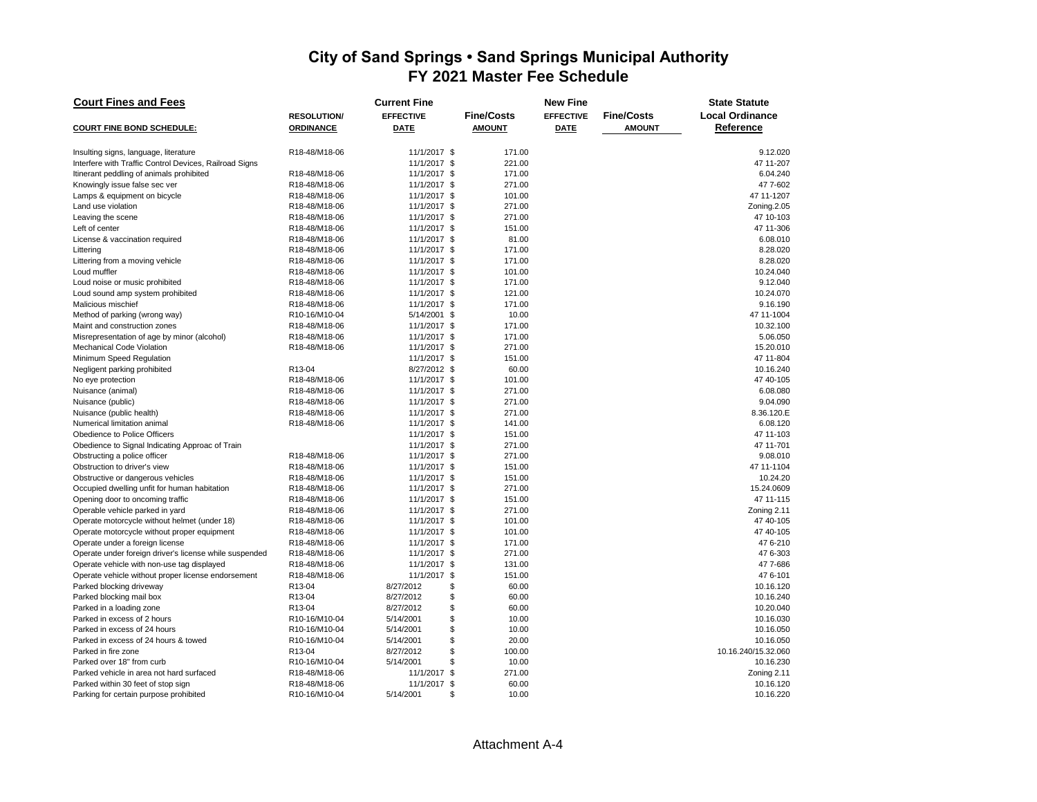# City of Sand Springs • Sand Springs Municipal Authority
## FY 2021 Master Fee Schedule

| Court Fines and Fees | | Current Fine | | New Fine | | State Statute |
|---|---|---|---|---|---|---|
| **COURT FINE BOND SCHEDULE:** | **RESOLUTION/ ORDINANCE** | **EFFECTIVE DATE** | **Fine/Costs AMOUNT** | **EFFECTIVE DATE** | **Fine/Costs AMOUNT** | **Local Ordinance Reference** |
| Insulting signs, language, literature | R18-48/M18-06 | 11/1/2017 | $ 171.00 | | | 9.12.020 |
| Interfere with Traffic Control Devices, Railroad Signs | | 11/1/2017 | $ 221.00 | | | 47 11-207 |
| Itinerant peddling of animals prohibited | R18-48/M18-06 | 11/1/2017 | $ 171.00 | | | 6.04.240 |
| Knowingly issue false sec ver | R18-48/M18-06 | 11/1/2017 | $ 271.00 | | | 47 7-602 |
| Lamps & equipment on bicycle | R18-48/M18-06 | 11/1/2017 | $ 101.00 | | | 47 11-1207 |
| Land use violation | R18-48/M18-06 | 11/1/2017 | $ 271.00 | | | Zoning.2.05 |
| Leaving the scene | R18-48/M18-06 | 11/1/2017 | $ 271.00 | | | 47 10-103 |
| Left of center | R18-48/M18-06 | 11/1/2017 | $ 151.00 | | | 47 11-306 |
| License & vaccination required | R18-48/M18-06 | 11/1/2017 | $ 81.00 | | | 6.08.010 |
| Littering | R18-48/M18-06 | 11/1/2017 | $ 171.00 | | | 8.28.020 |
| Littering from a moving vehicle | R18-48/M18-06 | 11/1/2017 | $ 171.00 | | | 8.28.020 |
| Loud muffler | R18-48/M18-06 | 11/1/2017 | $ 101.00 | | | 10.24.040 |
| Loud noise or music prohibited | R18-48/M18-06 | 11/1/2017 | $ 171.00 | | | 9.12.040 |
| Loud sound amp system prohibited | R18-48/M18-06 | 11/1/2017 | $ 121.00 | | | 10.24.070 |
| Malicious mischief | R18-48/M18-06 | 11/1/2017 | $ 171.00 | | | 9.16.190 |
| Method of parking (wrong way) | R10-16/M10-04 | 5/14/2001 | $ 10.00 | | | 47 11-1004 |
| Maint and construction zones | R18-48/M18-06 | 11/1/2017 | $ 171.00 | | | 10.32.100 |
| Misrepresentation of age by minor (alcohol) | R18-48/M18-06 | 11/1/2017 | $ 171.00 | | | 5.06.050 |
| Mechanical Code Violation | R18-48/M18-06 | 11/1/2017 | $ 271.00 | | | 15.20.010 |
| Minimum Speed Regulation | | 11/1/2017 | $ 151.00 | | | 47 11-804 |
| Negligent parking prohibited | R13-04 | 8/27/2012 | $ 60.00 | | | 10.16.240 |
| No eye protection | R18-48/M18-06 | 11/1/2017 | $ 101.00 | | | 47 40-105 |
| Nuisance (animal) | R18-48/M18-06 | 11/1/2017 | $ 271.00 | | | 6.08.080 |
| Nuisance (public) | R18-48/M18-06 | 11/1/2017 | $ 271.00 | | | 9.04.090 |
| Nuisance (public health) | R18-48/M18-06 | 11/1/2017 | $ 271.00 | | | 8.36.120.E |
| Numerical limitation animal | R18-48/M18-06 | 11/1/2017 | $ 141.00 | | | 6.08.120 |
| Obedience to Police Officers | | 11/1/2017 | $ 151.00 | | | 47 11-103 |
| Obedience to Signal Indicating Approac of Train | | 11/1/2017 | $ 271.00 | | | 47 11-701 |
| Obstructing a police officer | R18-48/M18-06 | 11/1/2017 | $ 271.00 | | | 9.08.010 |
| Obstruction to driver's view | R18-48/M18-06 | 11/1/2017 | $ 151.00 | | | 47 11-1104 |
| Obstructive or dangerous vehicles | R18-48/M18-06 | 11/1/2017 | $ 151.00 | | | 10.24.20 |
| Occupied dwelling unfit for human habitation | R18-48/M18-06 | 11/1/2017 | $ 271.00 | | | 15.24.0609 |
| Opening door to oncoming traffic | R18-48/M18-06 | 11/1/2017 | $ 151.00 | | | 47 11-115 |
| Operable vehicle parked in yard | R18-48/M18-06 | 11/1/2017 | $ 271.00 | | | Zoning 2.11 |
| Operate motorcycle without helmet (under 18) | R18-48/M18-06 | 11/1/2017 | $ 101.00 | | | 47 40-105 |
| Operate motorcycle without proper equipment | R18-48/M18-06 | 11/1/2017 | $ 101.00 | | | 47 40-105 |
| Operate under a foreign license | R18-48/M18-06 | 11/1/2017 | $ 171.00 | | | 47 6-210 |
| Operate under foreign driver's license while suspended | R18-48/M18-06 | 11/1/2017 | $ 271.00 | | | 47 6-303 |
| Operate vehicle with non-use tag displayed | R18-48/M18-06 | 11/1/2017 | $ 131.00 | | | 47 7-686 |
| Operate vehicle without proper license endorsement | R18-48/M18-06 | 11/1/2017 | $ 151.00 | | | 47 6-101 |
| Parked blocking driveway | R13-04 | 8/27/2012 | $ 60.00 | | | 10.16.120 |
| Parked blocking mail box | R13-04 | 8/27/2012 | $ 60.00 | | | 10.16.240 |
| Parked in a loading zone | R13-04 | 8/27/2012 | $ 60.00 | | | 10.20.040 |
| Parked in excess of 2 hours | R10-16/M10-04 | 5/14/2001 | $ 10.00 | | | 10.16.030 |
| Parked in excess of 24 hours | R10-16/M10-04 | 5/14/2001 | $ 10.00 | | | 10.16.050 |
| Parked in excess of 24 hours & towed | R10-16/M10-04 | 5/14/2001 | $ 20.00 | | | 10.16.050 |
| Parked in fire zone | R13-04 | 8/27/2012 | $ 100.00 | | | 10.16.240/15.32.060 |
| Parked over 18" from curb | R10-16/M10-04 | 5/14/2001 | $ 10.00 | | | 10.16.230 |
| Parked vehicle in area not hard surfaced | R18-48/M18-06 | 11/1/2017 | $ 271.00 | | | Zoning 2.11 |
| Parked within 30 feet of stop sign | R18-48/M18-06 | 11/1/2017 | $ 60.00 | | | 10.16.120 |
| Parking for certain purpose prohibited | R10-16/M10-04 | 5/14/2001 | $ 10.00 | | | 10.16.220 |

Attachment A-4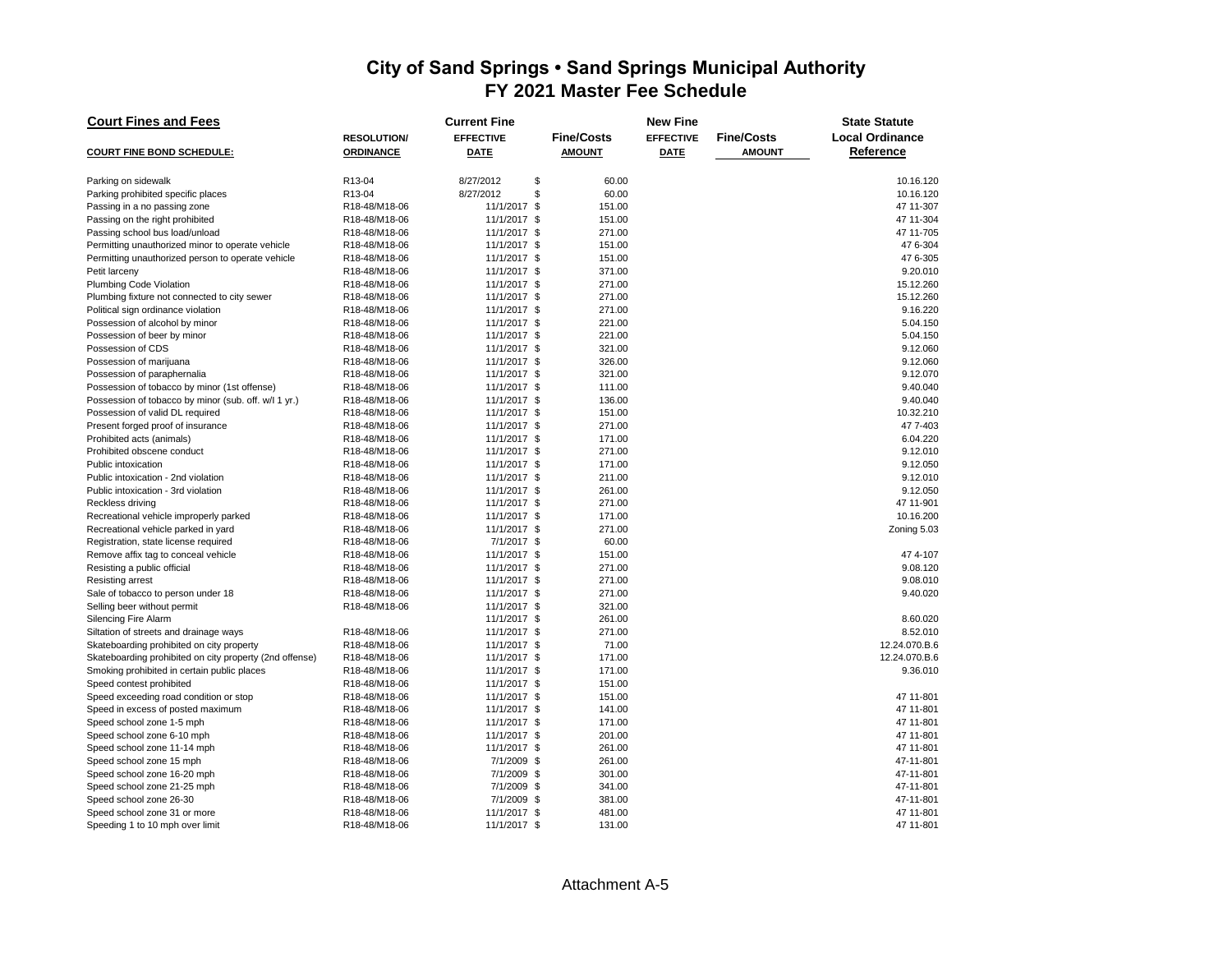# City of Sand Springs • Sand Springs Municipal Authority
## FY 2021 Master Fee Schedule

**Court Fines and Fees**

| COURT FINE BOND SCHEDULE: | RESOLUTION/ ORDINANCE | Current Fine EFFECTIVE DATE | Fine/Costs AMOUNT | New Fine EFFECTIVE DATE | Fine/Costs AMOUNT | State Statute Local Ordinance Reference |
|---|---|---|---|---|---|---|
| Parking on sidewalk | R13-04 | 8/27/2012 | $ 60.00 | | | 10.16.120 |
| Parking prohibited specific places | R13-04 | 8/27/2012 | $ 60.00 | | | 10.16.120 |
| Passing in a no passing zone | R18-48/M18-06 | 11/1/2017 | $ 151.00 | | | 47 11-307 |
| Passing on the right prohibited | R18-48/M18-06 | 11/1/2017 | $ 151.00 | | | 47 11-304 |
| Passing school bus load/unload | R18-48/M18-06 | 11/1/2017 | $ 271.00 | | | 47 11-705 |
| Permitting unauthorized minor to operate vehicle | R18-48/M18-06 | 11/1/2017 | $ 151.00 | | | 47 6-304 |
| Permitting unauthorized person to operate vehicle | R18-48/M18-06 | 11/1/2017 | $ 151.00 | | | 47 6-305 |
| Petit larceny | R18-48/M18-06 | 11/1/2017 | $ 371.00 | | | 9.20.010 |
| Plumbing Code Violation | R18-48/M18-06 | 11/1/2017 | $ 271.00 | | | 15.12.260 |
| Plumbing fixture not connected to city sewer | R18-48/M18-06 | 11/1/2017 | $ 271.00 | | | 15.12.260 |
| Political sign ordinance violation | R18-48/M18-06 | 11/1/2017 | $ 271.00 | | | 9.16.220 |
| Possession of alcohol by minor | R18-48/M18-06 | 11/1/2017 | $ 221.00 | | | 5.04.150 |
| Possession of beer by minor | R18-48/M18-06 | 11/1/2017 | $ 221.00 | | | 5.04.150 |
| Possession of CDS | R18-48/M18-06 | 11/1/2017 | $ 321.00 | | | 9.12.060 |
| Possession of marijuana | R18-48/M18-06 | 11/1/2017 | $ 326.00 | | | 9.12.060 |
| Possession of paraphernalia | R18-48/M18-06 | 11/1/2017 | $ 321.00 | | | 9.12.070 |
| Possession of tobacco by minor (1st offense) | R18-48/M18-06 | 11/1/2017 | $ 111.00 | | | 9.40.040 |
| Possession of tobacco by minor (sub. off. w/I 1 yr.) | R18-48/M18-06 | 11/1/2017 | $ 136.00 | | | 9.40.040 |
| Possession of valid DL required | R18-48/M18-06 | 11/1/2017 | $ 151.00 | | | 10.32.210 |
| Present forged proof of insurance | R18-48/M18-06 | 11/1/2017 | $ 271.00 | | | 47 7-403 |
| Prohibited acts (animals) | R18-48/M18-06 | 11/1/2017 | $ 171.00 | | | 6.04.220 |
| Prohibited obscene conduct | R18-48/M18-06 | 11/1/2017 | $ 271.00 | | | 9.12.010 |
| Public intoxication | R18-48/M18-06 | 11/1/2017 | $ 171.00 | | | 9.12.050 |
| Public intoxication - 2nd violation | R18-48/M18-06 | 11/1/2017 | $ 211.00 | | | 9.12.010 |
| Public intoxication - 3rd violation | R18-48/M18-06 | 11/1/2017 | $ 261.00 | | | 9.12.050 |
| Reckless driving | R18-48/M18-06 | 11/1/2017 | $ 271.00 | | | 47 11-901 |
| Recreational vehicle improperly parked | R18-48/M18-06 | 11/1/2017 | $ 171.00 | | | 10.16.200 |
| Recreational vehicle parked in yard | R18-48/M18-06 | 11/1/2017 | $ 271.00 | | | Zoning 5.03 |
| Registration, state license required | R18-48/M18-06 | 7/1/2017 | $ 60.00 | | | |
| Remove affix tag to conceal vehicle | R18-48/M18-06 | 11/1/2017 | $ 151.00 | | | 47 4-107 |
| Resisting a public official | R18-48/M18-06 | 11/1/2017 | $ 271.00 | | | 9.08.120 |
| Resisting arrest | R18-48/M18-06 | 11/1/2017 | $ 271.00 | | | 9.08.010 |
| Sale of tobacco to person under 18 | R18-48/M18-06 | 11/1/2017 | $ 271.00 | | | 9.40.020 |
| Selling beer without permit | R18-48/M18-06 | 11/1/2017 | $ 321.00 | | | |
| Silencing Fire Alarm | | 11/1/2017 | $ 261.00 | | | 8.60.020 |
| Siltation of streets and drainage ways | R18-48/M18-06 | 11/1/2017 | $ 271.00 | | | 8.52.010 |
| Skateboarding prohibited on city property | R18-48/M18-06 | 11/1/2017 | $ 71.00 | | | 12.24.070.B.6 |
| Skateboarding prohibited on city property (2nd offense) | R18-48/M18-06 | 11/1/2017 | $ 171.00 | | | 12.24.070.B.6 |
| Smoking prohibited in certain public places | R18-48/M18-06 | 11/1/2017 | $ 171.00 | | | 9.36.010 |
| Speed contest prohibited | R18-48/M18-06 | 11/1/2017 | $ 151.00 | | | |
| Speed exceeding road condition or stop | R18-48/M18-06 | 11/1/2017 | $ 151.00 | | | 47 11-801 |
| Speed in excess of posted maximum | R18-48/M18-06 | 11/1/2017 | $ 141.00 | | | 47 11-801 |
| Speed school zone 1-5 mph | R18-48/M18-06 | 11/1/2017 | $ 171.00 | | | 47 11-801 |
| Speed school zone 6-10 mph | R18-48/M18-06 | 11/1/2017 | $ 201.00 | | | 47 11-801 |
| Speed school zone 11-14 mph | R18-48/M18-06 | 11/1/2017 | $ 261.00 | | | 47 11-801 |
| Speed school zone 15 mph | R18-48/M18-06 | 7/1/2009 | $ 261.00 | | | 47-11-801 |
| Speed school zone 16-20 mph | R18-48/M18-06 | 7/1/2009 | $ 301.00 | | | 47-11-801 |
| Speed school zone 21-25 mph | R18-48/M18-06 | 7/1/2009 | $ 341.00 | | | 47-11-801 |
| Speed school zone 26-30 | R18-48/M18-06 | 7/1/2009 | $ 381.00 | | | 47-11-801 |
| Speed school zone 31 or more | R18-48/M18-06 | 11/1/2017 | $ 481.00 | | | 47 11-801 |
| Speeding 1 to 10 mph over limit | R18-48/M18-06 | 11/1/2017 | $ 131.00 | | | 47 11-801 |

Attachment A-5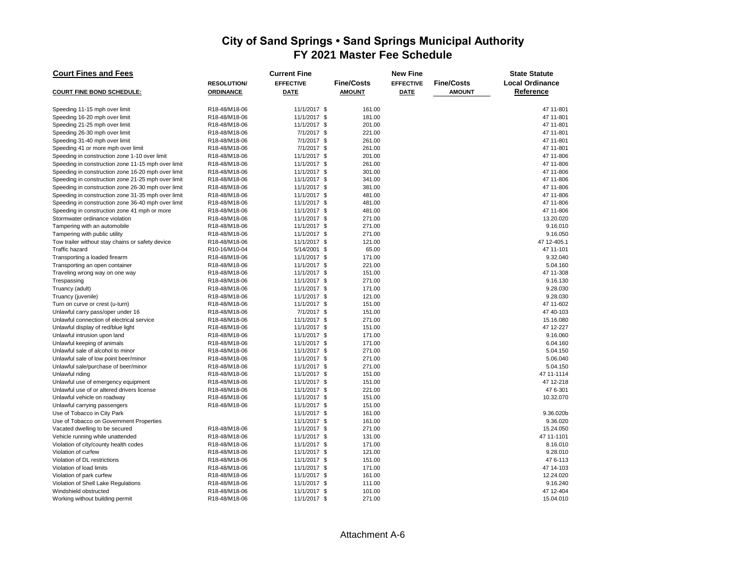# City of Sand Springs • Sand Springs Municipal Authority
## FY 2021 Master Fee Schedule

| **Court Fines and Fees** | | Current Fine | | New Fine | | State Statute |
|---|---|---|---|---|---|---|
| **COURT FINE BOND SCHEDULE:** | **RESOLUTION/ ORDINANCE** | **EFFECTIVE DATE** | **Fine/Costs AMOUNT** | **EFFECTIVE DATE** | **Fine/Costs AMOUNT** | **Local Ordinance Reference** |
| Speeding 11-15 mph over limit | R18-48/M18-06 | 11/1/2017 | $ 161.00 | | | 47 11-801 |
| Speeding 16-20 mph over limit | R18-48/M18-06 | 11/1/2017 | $ 181.00 | | | 47 11-801 |
| Speeding 21-25 mph over limit | R18-48/M18-06 | 11/1/2017 | $ 201.00 | | | 47 11-801 |
| Speeding 26-30 mph over limit | R18-48/M18-06 | 7/1/2017 | $ 221.00 | | | 47 11-801 |
| Speeding 31-40 mph over limit | R18-48/M18-06 | 7/1/2017 | $ 261.00 | | | 47 11-801 |
| Speeding 41 or more mph over limit | R18-48/M18-06 | 7/1/2017 | $ 261.00 | | | 47 11-801 |
| Speeding in construction zone 1-10 over limit | R18-48/M18-06 | 11/1/2017 | $ 201.00 | | | 47 11-806 |
| Speeding in construction zone 11-15 mph over limit | R18-48/M18-06 | 11/1/2017 | $ 261.00 | | | 47 11-806 |
| Speeding in construction zone 16-20 mph over limit | R18-48/M18-06 | 11/1/2017 | $ 301.00 | | | 47 11-806 |
| Speeding in construction zone 21-25 mph over limit | R18-48/M18-06 | 11/1/2017 | $ 341.00 | | | 47 11-806 |
| Speeding in construction zone 26-30 mph over limit | R18-48/M18-06 | 11/1/2017 | $ 381.00 | | | 47 11-806 |
| Speeding in construction zone 31-35 mph over limit | R18-48/M18-06 | 11/1/2017 | $ 481.00 | | | 47 11-806 |
| Speeding in construction zone 36-40 mph over limit | R18-48/M18-06 | 11/1/2017 | $ 481.00 | | | 47 11-806 |
| Speeding in construction zone 41 mph or more | R18-48/M18-06 | 11/1/2017 | $ 481.00 | | | 47 11-806 |
| Stormwater ordinance violation | R18-48/M18-06 | 11/1/2017 | $ 271.00 | | | 13.20.020 |
| Tampering with an automobile | R18-48/M18-06 | 11/1/2017 | $ 271.00 | | | 9.16.010 |
| Tampering with public utility | R18-48/M18-06 | 11/1/2017 | $ 271.00 | | | 9.16.050 |
| Tow trailer without stay chains or safety device | R18-48/M18-06 | 11/1/2017 | $ 121.00 | | | 47 12-405.1 |
| Traffic hazard | R10-16/M10-04 | 5/14/2001 | $ 65.00 | | | 47 11-101 |
| Transporting a loaded firearm | R18-48/M18-06 | 11/1/2017 | $ 171.00 | | | 9.32.040 |
| Transporting an open container | R18-48/M18-06 | 11/1/2017 | $ 221.00 | | | 5.04.160 |
| Traveling wrong way on one way | R18-48/M18-06 | 11/1/2017 | $ 151.00 | | | 47 11-308 |
| Trespassing | R18-48/M18-06 | 11/1/2017 | $ 271.00 | | | 9.16.130 |
| Truancy (adult) | R18-48/M18-06 | 11/1/2017 | $ 171.00 | | | 9.28.030 |
| Truancy (juvenile) | R18-48/M18-06 | 11/1/2017 | $ 121.00 | | | 9.28.030 |
| Turn on curve or crest (u-turn) | R18-48/M18-06 | 11/1/2017 | $ 151.00 | | | 47 11-602 |
| Unlawful carry pass/oper under 16 | R18-48/M18-06 | 7/1/2017 | $ 151.00 | | | 47 40-103 |
| Unlawful connection of electrical service | R18-48/M18-06 | 11/1/2017 | $ 271.00 | | | 15.16.080 |
| Unlawful display of red/blue light | R18-48/M18-06 | 11/1/2017 | $ 151.00 | | | 47 12-227 |
| Unlawful intrusion upon land | R18-48/M18-06 | 11/1/2017 | $ 171.00 | | | 9.16.060 |
| Unlawful keeping of animals | R18-48/M18-06 | 11/1/2017 | $ 171.00 | | | 6.04.160 |
| Unlawful sale of alcohol to minor | R18-48/M18-06 | 11/1/2017 | $ 271.00 | | | 5.04.150 |
| Unlawful sale of low point beer/minor | R18-48/M18-06 | 11/1/2017 | $ 271.00 | | | 5.06.040 |
| Unlawful sale/purchase of beer/minor | R18-48/M18-06 | 11/1/2017 | $ 271.00 | | | 5.04.150 |
| Unlawful riding | R18-48/M18-06 | 11/1/2017 | $ 151.00 | | | 47 11-1114 |
| Unlawful use of emergency equipment | R18-48/M18-06 | 11/1/2017 | $ 151.00 | | | 47 12-218 |
| Unlawful use of or altered drivers license | R18-48/M18-06 | 11/1/2017 | $ 221.00 | | | 47 6-301 |
| Unlawful vehicle on roadway | R18-48/M18-06 | 11/1/2017 | $ 151.00 | | | 10.32.070 |
| Unlawful carrying passengers | R18-48/M18-06 | 11/1/2017 | $ 151.00 | | | |
| Use of Tobacco in City Park | | 11/1/2017 | $ 161.00 | | | 9.36.020b |
| Use of Tobacco on Government Properties | | 11/1/2017 | $ 161.00 | | | 9.36.020 |
| Vacated dwelling to be secured | R18-48/M18-06 | 11/1/2017 | $ 271.00 | | | 15.24.050 |
| Vehicle running while unattended | R18-48/M18-06 | 11/1/2017 | $ 131.00 | | | 47 11-1101 |
| Violation of city/county health codes | R18-48/M18-06 | 11/1/2017 | $ 171.00 | | | 8.16.010 |
| Violation of curfew | R18-48/M18-06 | 11/1/2017 | $ 121.00 | | | 9.28.010 |
| Violation of DL restrictions | R18-48/M18-06 | 11/1/2017 | $ 151.00 | | | 47 6-113 |
| Violation of load limits | R18-48/M18-06 | 11/1/2017 | $ 171.00 | | | 47 14-103 |
| Violation of park curfew | R18-48/M18-06 | 11/1/2017 | $ 161.00 | | | 12.24.020 |
| Violation of Shell Lake Regulations | R18-48/M18-06 | 11/1/2017 | $ 111.00 | | | 9.16.240 |
| Windshield obstructed | R18-48/M18-06 | 11/1/2017 | $ 101.00 | | | 47 12-404 |
| Working without building permit | R18-48/M18-06 | 11/1/2017 | $ 271.00 | | | 15.04.010 |

Attachment A-6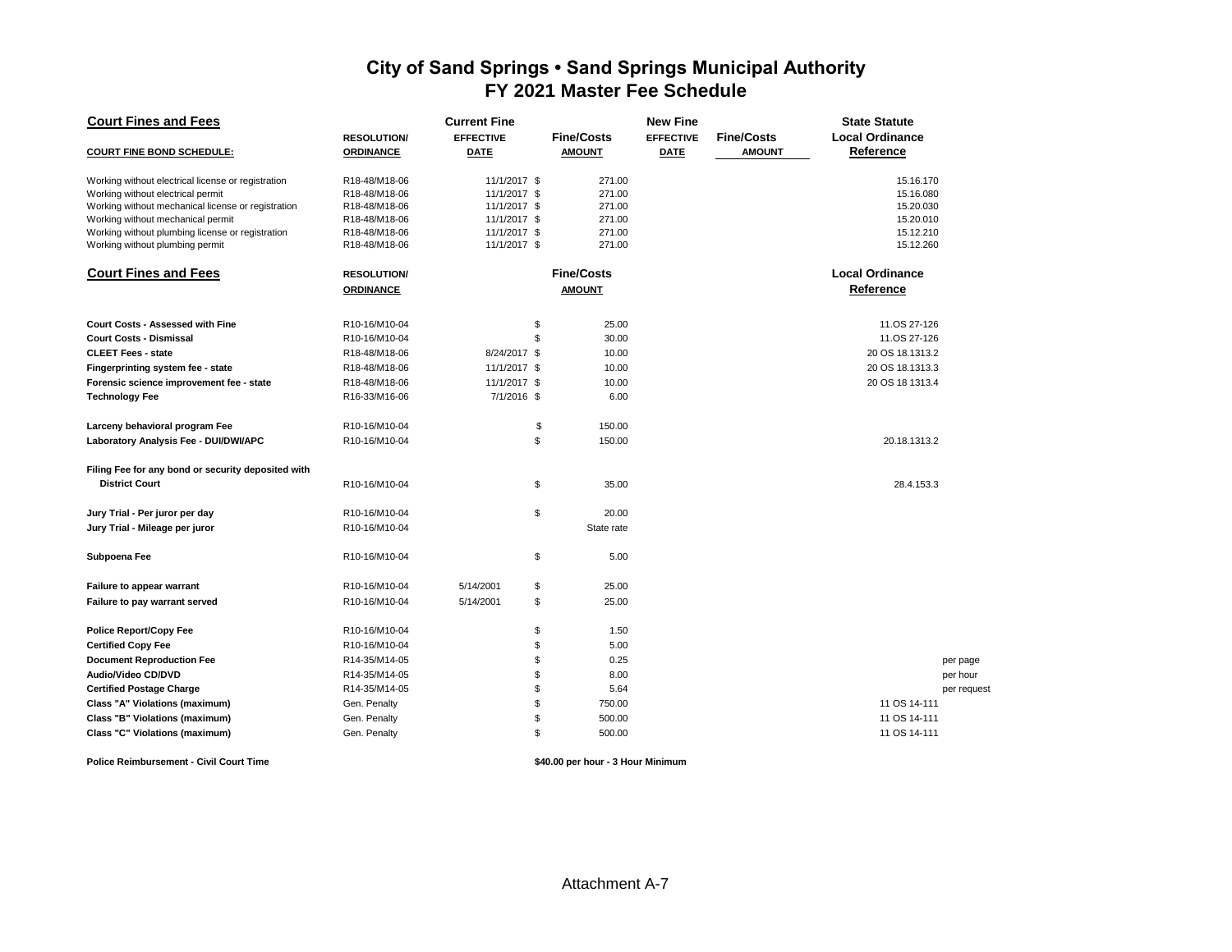# City of Sand Springs • Sand Springs Municipal Authority
## FY 2021 Master Fee Schedule

| Court Fines and Fees | | Current Fine | | New Fine | | State Statute |
|---|---|---|---|---|---|---|
| **COURT FINE BOND SCHEDULE:** | **RESOLUTION/ ORDINANCE** | **EFFECTIVE DATE** | **Fine/Costs AMOUNT** | **EFFECTIVE DATE** | **Fine/Costs AMOUNT** | **Local Ordinance Reference** |
| Working without electrical license or registration | R18-48/M18-06 | 11/1/2017 | $ 271.00 | | | 15.16.170 |
| Working without electrical permit | R18-48/M18-06 | 11/1/2017 | $ 271.00 | | | 15.16.080 |
| Working without mechanical license or registration | R18-48/M18-06 | 11/1/2017 | $ 271.00 | | | 15.20.030 |
| Working without mechanical permit | R18-48/M18-06 | 11/1/2017 | $ 271.00 | | | 15.20.010 |
| Working without plumbing license or registration | R18-48/M18-06 | 11/1/2017 | $ 271.00 | | | 15.12.210 |
| Working without plumbing permit | R18-48/M18-06 | 11/1/2017 | $ 271.00 | | | 15.12.260 |

| Court Fines and Fees | RESOLUTION/ ORDINANCE | | Fine/Costs AMOUNT | Local Ordinance Reference | |
|---|---|---|---|---|---|
| **Court Costs - Assessed with Fine** | R10-16/M10-04 | | $ 25.00 | 11.OS 27-126 | |
| **Court Costs - Dismissal** | R10-16/M10-04 | | $ 30.00 | 11.OS 27-126 | |
| **CLEET Fees - state** | R18-48/M18-06 | 8/24/2017 | $ 10.00 | 20 OS 18.1313.2 | |
| **Fingerprinting system fee - state** | R18-48/M18-06 | 11/1/2017 | $ 10.00 | 20 OS 18.1313.3 | |
| **Forensic science improvement fee - state** | R18-48/M18-06 | 11/1/2017 | $ 10.00 | 20 OS 18 1313.4 | |
| **Technology Fee** | R16-33/M16-06 | 7/1/2016 | $ 6.00 | | |
| **Larceny behavioral program Fee** | R10-16/M10-04 | | $ 150.00 | | |
| **Laboratory Analysis Fee - DUI/DWI/APC** | R10-16/M10-04 | | $ 150.00 | 20.18.1313.2 | |
| **Filing Fee for any bond or security deposited with District Court** | R10-16/M10-04 | | $ 35.00 | 28.4.153.3 | |
| **Jury Trial - Per juror per day** | R10-16/M10-04 | | $ 20.00 | | |
| **Jury Trial - Mileage per juror** | R10-16/M10-04 | | State rate | | |
| **Subpoena Fee** | R10-16/M10-04 | | $ 5.00 | | |
| **Failure to appear warrant** | R10-16/M10-04 | 5/14/2001 | $ 25.00 | | |
| **Failure to pay warrant served** | R10-16/M10-04 | 5/14/2001 | $ 25.00 | | |
| **Police Report/Copy Fee** | R10-16/M10-04 | | $ 1.50 | | |
| **Certified Copy Fee** | R10-16/M10-04 | | $ 5.00 | | |
| **Document Reproduction Fee** | R14-35/M14-05 | | $ 0.25 | | per page |
| **Audio/Video CD/DVD** | R14-35/M14-05 | | $ 8.00 | | per hour |
| **Certified Postage Charge** | R14-35/M14-05 | | $ 5.64 | | per request |
| **Class "A" Violations (maximum)** | Gen. Penalty | | $ 750.00 | 11 OS 14-111 | |
| **Class "B" Violations (maximum)** | Gen. Penalty | | $ 500.00 | 11 OS 14-111 | |
| **Class "C" Violations (maximum)** | Gen. Penalty | | $ 500.00 | 11 OS 14-111 | |
| **Police Reimbursement - Civil Court Time** | | | **$40.00 per hour - 3 Hour Minimum** | | |

Attachment A-7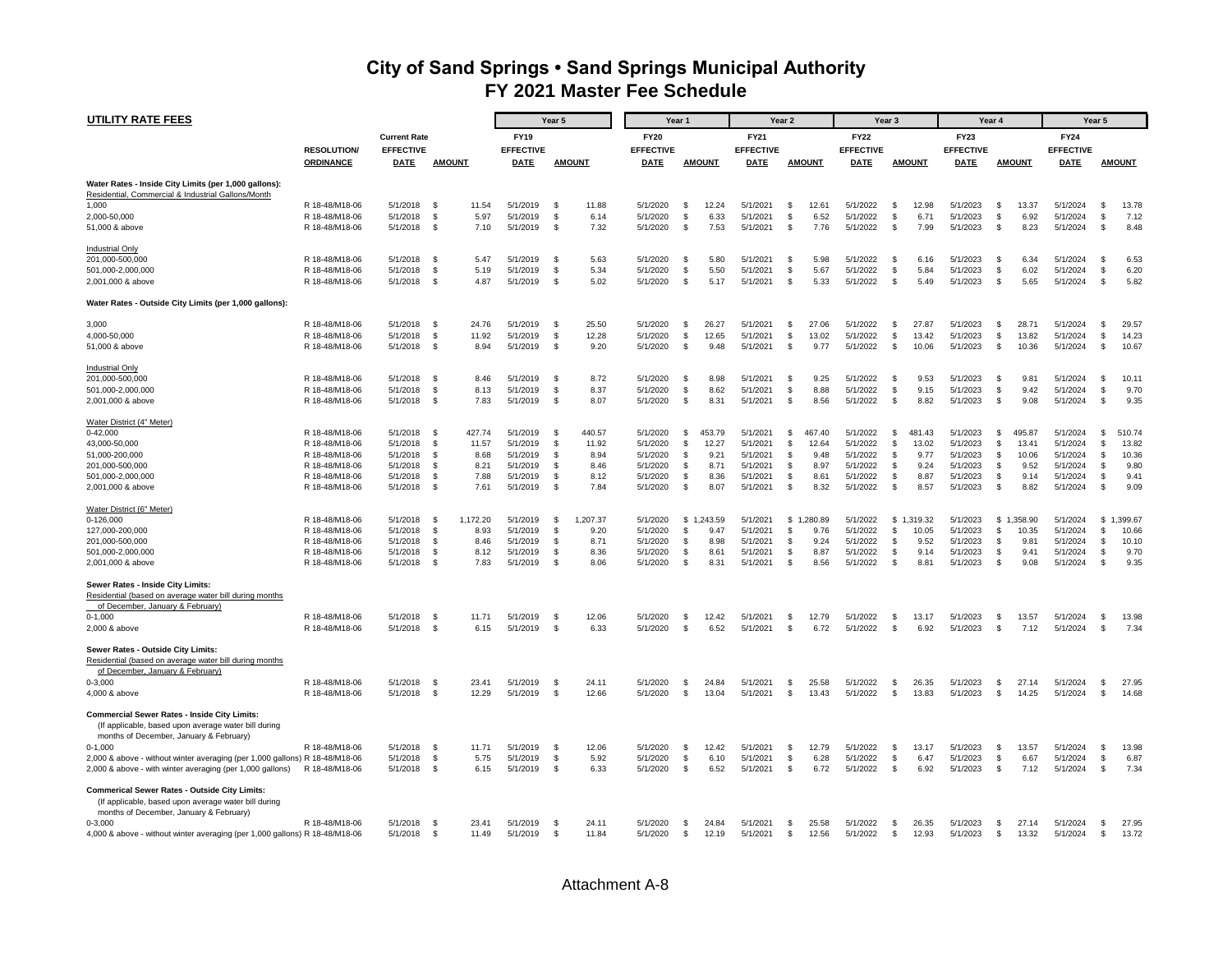# City of Sand Springs • Sand Springs Municipal Authority
## FY 2021 Master Fee Schedule

| UTILITY RATE FEES | | | | Year 5 | | Year 1 | | Year 2 | | Year 3 | | Year 4 | | Year 5 | |
|---|---|---|---|---|---|---|---|---|---|---|---|---|---|---|---|
| | RESOLUTION/ ORDINANCE | Current Rate EFFECTIVE DATE | AMOUNT | FY19 EFFECTIVE DATE | AMOUNT | FY20 EFFECTIVE DATE | AMOUNT | FY21 EFFECTIVE DATE | AMOUNT | FY22 EFFECTIVE DATE | AMOUNT | FY23 EFFECTIVE DATE | AMOUNT | FY24 EFFECTIVE DATE | AMOUNT |
| **Water Rates - Inside City Limits (per 1,000 gallons):** | | | | | | | | | | | | | | | |
| Residential, Commercial & Industrial Gallons/Month | | | | | | | | | | | | | | | |
| 1,000 | R 18-48/M18-06 | 5/1/2018 | $ 11.54 | 5/1/2019 | $ 11.88 | 5/1/2020 | $ 12.24 | 5/1/2021 | $ 12.61 | 5/1/2022 | $ 12.98 | 5/1/2023 | $ 13.37 | 5/1/2024 | $ 13.78 |
| 2,000-50,000 | R 18-48/M18-06 | 5/1/2018 | $ 5.97 | 5/1/2019 | $ 6.14 | 5/1/2020 | $ 6.33 | 5/1/2021 | $ 6.52 | 5/1/2022 | $ 6.71 | 5/1/2023 | $ 6.92 | 5/1/2024 | $ 7.12 |
| 51,000 & above | R 18-48/M18-06 | 5/1/2018 | $ 7.10 | 5/1/2019 | $ 7.32 | 5/1/2020 | $ 7.53 | 5/1/2021 | $ 7.76 | 5/1/2022 | $ 7.99 | 5/1/2023 | $ 8.23 | 5/1/2024 | $ 8.48 |
| Industrial Only | | | | | | | | | | | | | | | |
| 201,000-500,000 | R 18-48/M18-06 | 5/1/2018 | $ 5.47 | 5/1/2019 | $ 5.63 | 5/1/2020 | $ 5.80 | 5/1/2021 | $ 5.98 | 5/1/2022 | $ 6.16 | 5/1/2023 | $ 6.34 | 5/1/2024 | $ 6.53 |
| 501,000-2,000,000 | R 18-48/M18-06 | 5/1/2018 | $ 5.19 | 5/1/2019 | $ 5.34 | 5/1/2020 | $ 5.50 | 5/1/2021 | $ 5.67 | 5/1/2022 | $ 5.84 | 5/1/2023 | $ 6.02 | 5/1/2024 | $ 6.20 |
| 2,001,000 & above | R 18-48/M18-06 | 5/1/2018 | $ 4.87 | 5/1/2019 | $ 5.02 | 5/1/2020 | $ 5.17 | 5/1/2021 | $ 5.33 | 5/1/2022 | $ 5.49 | 5/1/2023 | $ 5.65 | 5/1/2024 | $ 5.82 |
| **Water Rates - Outside City Limits (per 1,000 gallons):** | | | | | | | | | | | | | | | |
| 3,000 | R 18-48/M18-06 | 5/1/2018 | $ 24.76 | 5/1/2019 | $ 25.50 | 5/1/2020 | $ 26.27 | 5/1/2021 | $ 27.06 | 5/1/2022 | $ 27.87 | 5/1/2023 | $ 28.71 | 5/1/2024 | $ 29.57 |
| 4,000-50,000 | R 18-48/M18-06 | 5/1/2018 | $ 11.92 | 5/1/2019 | $ 12.28 | 5/1/2020 | $ 12.65 | 5/1/2021 | $ 13.02 | 5/1/2022 | $ 13.42 | 5/1/2023 | $ 13.82 | 5/1/2024 | $ 14.23 |
| 51,000 & above | R 18-48/M18-06 | 5/1/2018 | $ 8.94 | 5/1/2019 | $ 9.20 | 5/1/2020 | $ 9.48 | 5/1/2021 | $ 9.77 | 5/1/2022 | $ 10.06 | 5/1/2023 | $ 10.36 | 5/1/2024 | $ 10.67 |
| Industrial Only | | | | | | | | | | | | | | | |
| 201,000-500,000 | R 18-48/M18-06 | 5/1/2018 | $ 8.46 | 5/1/2019 | $ 8.72 | 5/1/2020 | $ 8.98 | 5/1/2021 | $ 9.25 | 5/1/2022 | $ 9.53 | 5/1/2023 | $ 9.81 | 5/1/2024 | $ 10.11 |
| 501,000-2,000,000 | R 18-48/M18-06 | 5/1/2018 | $ 8.13 | 5/1/2019 | $ 8.37 | 5/1/2020 | $ 8.62 | 5/1/2021 | $ 8.88 | 5/1/2022 | $ 9.15 | 5/1/2023 | $ 9.42 | 5/1/2024 | $ 9.70 |
| 2,001,000 & above | R 18-48/M18-06 | 5/1/2018 | $ 7.83 | 5/1/2019 | $ 8.07 | 5/1/2020 | $ 8.31 | 5/1/2021 | $ 8.56 | 5/1/2022 | $ 8.82 | 5/1/2023 | $ 9.08 | 5/1/2024 | $ 9.35 |
| Water District (4" Meter) | | | | | | | | | | | | | | | |
| 0-42,000 | R 18-48/M18-06 | 5/1/2018 | $ 427.74 | 5/1/2019 | $ 440.57 | 5/1/2020 | $ 453.79 | 5/1/2021 | $ 467.40 | 5/1/2022 | $ 481.43 | 5/1/2023 | $ 495.87 | 5/1/2024 | $ 510.74 |
| 43,000-50,000 | R 18-48/M18-06 | 5/1/2018 | $ 11.57 | 5/1/2019 | $ 11.92 | 5/1/2020 | $ 12.27 | 5/1/2021 | $ 12.64 | 5/1/2022 | $ 13.02 | 5/1/2023 | $ 13.41 | 5/1/2024 | $ 13.82 |
| 51,000-200,000 | R 18-48/M18-06 | 5/1/2018 | $ 8.68 | 5/1/2019 | $ 8.94 | 5/1/2020 | $ 9.21 | 5/1/2021 | $ 9.48 | 5/1/2022 | $ 9.77 | 5/1/2023 | $ 10.06 | 5/1/2024 | $ 10.36 |
| 201,000-500,000 | R 18-48/M18-06 | 5/1/2018 | $ 8.21 | 5/1/2019 | $ 8.46 | 5/1/2020 | $ 8.71 | 5/1/2021 | $ 8.97 | 5/1/2022 | $ 9.24 | 5/1/2023 | $ 9.52 | 5/1/2024 | $ 9.80 |
| 501,000-2,000,000 | R 18-48/M18-06 | 5/1/2018 | $ 7.88 | 5/1/2019 | $ 8.12 | 5/1/2020 | $ 8.36 | 5/1/2021 | $ 8.61 | 5/1/2022 | $ 8.87 | 5/1/2023 | $ 9.14 | 5/1/2024 | $ 9.41 |
| 2,001,000 & above | R 18-48/M18-06 | 5/1/2018 | $ 7.61 | 5/1/2019 | $ 7.84 | 5/1/2020 | $ 8.07 | 5/1/2021 | $ 8.32 | 5/1/2022 | $ 8.57 | 5/1/2023 | $ 8.82 | 5/1/2024 | $ 9.09 |
| Water District (6" Meter) | | | | | | | | | | | | | | | |
| 0-126,000 | R 18-48/M18-06 | 5/1/2018 | $ 1,172.20 | 5/1/2019 | $ 1,207.37 | 5/1/2020 | $ 1,243.59 | 5/1/2021 | $ 1,280.89 | 5/1/2022 | $ 1,319.32 | 5/1/2023 | $ 1,358.90 | 5/1/2024 | $ 1,399.67 |
| 127,000-200,000 | R 18-48/M18-06 | 5/1/2018 | $ 8.93 | 5/1/2019 | $ 9.20 | 5/1/2020 | $ 9.47 | 5/1/2021 | $ 9.76 | 5/1/2022 | $ 10.05 | 5/1/2023 | $ 10.35 | 5/1/2024 | $ 10.66 |
| 201,000-500,000 | R 18-48/M18-06 | 5/1/2018 | $ 8.46 | 5/1/2019 | $ 8.71 | 5/1/2020 | $ 8.98 | 5/1/2021 | $ 9.24 | 5/1/2022 | $ 9.52 | 5/1/2023 | $ 9.81 | 5/1/2024 | $ 10.10 |
| 501,000-2,000,000 | R 18-48/M18-06 | 5/1/2018 | $ 8.12 | 5/1/2019 | $ 8.36 | 5/1/2020 | $ 8.61 | 5/1/2021 | $ 8.87 | 5/1/2022 | $ 9.14 | 5/1/2023 | $ 9.41 | 5/1/2024 | $ 9.70 |
| 2,001,000 & above | R 18-48/M18-06 | 5/1/2018 | $ 7.83 | 5/1/2019 | $ 8.06 | 5/1/2020 | $ 8.31 | 5/1/2021 | $ 8.56 | 5/1/2022 | $ 8.81 | 5/1/2023 | $ 9.08 | 5/1/2024 | $ 9.35 |
| **Sewer Rates - Inside City Limits:** | | | | | | | | | | | | | | | |
| Residential (based on average water bill during months of December, January & February) | | | | | | | | | | | | | | | |
| 0-1,000 | R 18-48/M18-06 | 5/1/2018 | $ 11.71 | 5/1/2019 | $ 12.06 | 5/1/2020 | $ 12.42 | 5/1/2021 | $ 12.79 | 5/1/2022 | $ 13.17 | 5/1/2023 | $ 13.57 | 5/1/2024 | $ 13.98 |
| 2,000 & above | R 18-48/M18-06 | 5/1/2018 | $ 6.15 | 5/1/2019 | $ 6.33 | 5/1/2020 | $ 6.52 | 5/1/2021 | $ 6.72 | 5/1/2022 | $ 6.92 | 5/1/2023 | $ 7.12 | 5/1/2024 | $ 7.34 |
| **Sewer Rates - Outside City Limits:** | | | | | | | | | | | | | | | |
| Residential (based on average water bill during months of December, January & February) | | | | | | | | | | | | | | | |
| 0-3,000 | R 18-48/M18-06 | 5/1/2018 | $ 23.41 | 5/1/2019 | $ 24.11 | 5/1/2020 | $ 24.84 | 5/1/2021 | $ 25.58 | 5/1/2022 | $ 26.35 | 5/1/2023 | $ 27.14 | 5/1/2024 | $ 27.95 |
| 4,000 & above | R 18-48/M18-06 | 5/1/2018 | $ 12.29 | 5/1/2019 | $ 12.66 | 5/1/2020 | $ 13.04 | 5/1/2021 | $ 13.43 | 5/1/2022 | $ 13.83 | 5/1/2023 | $ 14.25 | 5/1/2024 | $ 14.68 |
| **Commercial Sewer Rates - Inside City Limits:** | | | | | | | | | | | | | | | |
| (If applicable, based upon average water bill during months of December, January & February) | | | | | | | | | | | | | | | |
| 0-1,000 | R 18-48/M18-06 | 5/1/2018 | $ 11.71 | 5/1/2019 | $ 12.06 | 5/1/2020 | $ 12.42 | 5/1/2021 | $ 12.79 | 5/1/2022 | $ 13.17 | 5/1/2023 | $ 13.57 | 5/1/2024 | $ 13.98 |
| 2,000 & above - without winter averaging (per 1,000 gallons) | R 18-48/M18-06 | 5/1/2018 | $ 5.75 | 5/1/2019 | $ 5.92 | 5/1/2020 | $ 6.10 | 5/1/2021 | $ 6.28 | 5/1/2022 | $ 6.47 | 5/1/2023 | $ 6.67 | 5/1/2024 | $ 6.87 |
| 2,000 & above - with winter averaging (per 1,000 gallons) | R 18-48/M18-06 | 5/1/2018 | $ 6.15 | 5/1/2019 | $ 6.33 | 5/1/2020 | $ 6.52 | 5/1/2021 | $ 6.72 | 5/1/2022 | $ 6.92 | 5/1/2023 | $ 7.12 | 5/1/2024 | $ 7.34 |
| **Commerical Sewer Rates - Outside City Limits:** | | | | | | | | | | | | | | | |
| (If applicable, based upon average water bill during months of December, January & February) | | | | | | | | | | | | | | | |
| 0-3,000 | R 18-48/M18-06 | 5/1/2018 | $ 23.41 | 5/1/2019 | $ 24.11 | 5/1/2020 | $ 24.84 | 5/1/2021 | $ 25.58 | 5/1/2022 | $ 26.35 | 5/1/2023 | $ 27.14 | 5/1/2024 | $ 27.95 |
| 4,000 & above - without winter averaging (per 1,000 gallons) | R 18-48/M18-06 | 5/1/2018 | $ 11.49 | 5/1/2019 | $ 11.84 | 5/1/2020 | $ 12.19 | 5/1/2021 | $ 12.56 | 5/1/2022 | $ 12.93 | 5/1/2023 | $ 13.32 | 5/1/2024 | $ 13.72 |

Attachment A-8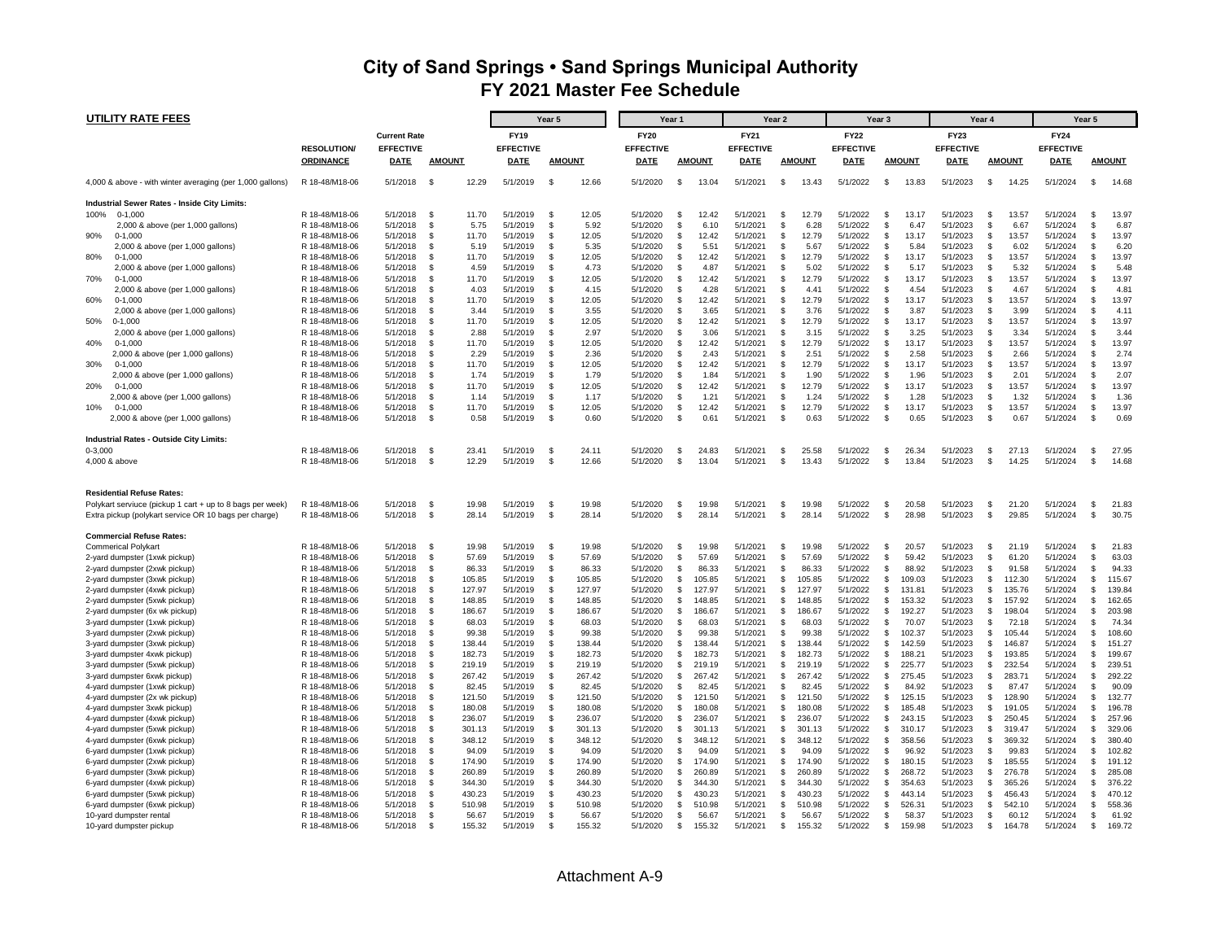# City of Sand Springs • Sand Springs Municipal Authority
## FY 2021 Master Fee Schedule

| UTILITY RATE FEES | RESOLUTION/ ORDINANCE | Current Rate EFFECTIVE DATE | AMOUNT | Year 5 FY19 EFFECTIVE DATE | AMOUNT | Year 1 FY20 EFFECTIVE DATE | AMOUNT | Year 2 FY21 EFFECTIVE DATE | AMOUNT | Year 3 FY22 EFFECTIVE DATE | AMOUNT | Year 4 FY23 EFFECTIVE DATE | AMOUNT | Year 5 FY24 EFFECTIVE DATE | AMOUNT |
|---|---|---|---|---|---|---|---|---|---|---|---|---|---|---|---|
| 4,000 & above - with winter averaging (per 1,000 gallons) | R 18-48/M18-06 | 5/1/2018 | $ 12.29 | 5/1/2019 | $ 12.66 | 5/1/2020 | $ 13.04 | 5/1/2021 | $ 13.43 | 5/1/2022 | $ 13.83 | 5/1/2023 | $ 14.25 | 5/1/2024 | $ 14.68 |
| **Industrial Sewer Rates - Inside City Limits:** | | | | | | | | | | | | | | | |
| 100% 0-1,000 | R 18-48/M18-06 | 5/1/2018 | $ 11.70 | 5/1/2019 | $ 12.05 | 5/1/2020 | $ 12.42 | 5/1/2021 | $ 12.79 | 5/1/2022 | $ 13.17 | 5/1/2023 | $ 13.57 | 5/1/2024 | $ 13.97 |
| 2,000 & above (per 1,000 gallons) | R 18-48/M18-06 | 5/1/2018 | $ 5.75 | 5/1/2019 | $ 5.92 | 5/1/2020 | $ 6.10 | 5/1/2021 | $ 6.28 | 5/1/2022 | $ 6.47 | 5/1/2023 | $ 6.67 | 5/1/2024 | $ 6.87 |
| 90% 0-1,000 | R 18-48/M18-06 | 5/1/2018 | $ 11.70 | 5/1/2019 | $ 12.05 | 5/1/2020 | $ 12.42 | 5/1/2021 | $ 12.79 | 5/1/2022 | $ 13.17 | 5/1/2023 | $ 13.57 | 5/1/2024 | $ 13.97 |
| 2,000 & above (per 1,000 gallons) | R 18-48/M18-06 | 5/1/2018 | $ 5.19 | 5/1/2019 | $ 5.35 | 5/1/2020 | $ 5.51 | 5/1/2021 | $ 5.67 | 5/1/2022 | $ 5.84 | 5/1/2023 | $ 6.02 | 5/1/2024 | $ 6.20 |
| 80% 0-1,000 | R 18-48/M18-06 | 5/1/2018 | $ 11.70 | 5/1/2019 | $ 12.05 | 5/1/2020 | $ 12.42 | 5/1/2021 | $ 12.79 | 5/1/2022 | $ 13.17 | 5/1/2023 | $ 13.57 | 5/1/2024 | $ 13.97 |
| 2,000 & above (per 1,000 gallons) | R 18-48/M18-06 | 5/1/2018 | $ 4.59 | 5/1/2019 | $ 4.73 | 5/1/2020 | $ 4.87 | 5/1/2021 | $ 5.02 | 5/1/2022 | $ 5.17 | 5/1/2023 | $ 5.32 | 5/1/2024 | $ 5.48 |
| 70% 0-1,000 | R 18-48/M18-06 | 5/1/2018 | $ 11.70 | 5/1/2019 | $ 12.05 | 5/1/2020 | $ 12.42 | 5/1/2021 | $ 12.79 | 5/1/2022 | $ 13.17 | 5/1/2023 | $ 13.57 | 5/1/2024 | $ 13.97 |
| 2,000 & above (per 1,000 gallons) | R 18-48/M18-06 | 5/1/2018 | $ 4.03 | 5/1/2019 | $ 4.15 | 5/1/2020 | $ 4.28 | 5/1/2021 | $ 4.41 | 5/1/2022 | $ 4.54 | 5/1/2023 | $ 4.67 | 5/1/2024 | $ 4.81 |
| 60% 0-1,000 | R 18-48/M18-06 | 5/1/2018 | $ 11.70 | 5/1/2019 | $ 12.05 | 5/1/2020 | $ 12.42 | 5/1/2021 | $ 12.79 | 5/1/2022 | $ 13.17 | 5/1/2023 | $ 13.57 | 5/1/2024 | $ 13.97 |
| 2,000 & above (per 1,000 gallons) | R 18-48/M18-06 | 5/1/2018 | $ 3.44 | 5/1/2019 | $ 3.55 | 5/1/2020 | $ 3.65 | 5/1/2021 | $ 3.76 | 5/1/2022 | $ 3.87 | 5/1/2023 | $ 3.99 | 5/1/2024 | $ 4.11 |
| 50% 0-1,000 | R 18-48/M18-06 | 5/1/2018 | $ 11.70 | 5/1/2019 | $ 12.05 | 5/1/2020 | $ 12.42 | 5/1/2021 | $ 12.79 | 5/1/2022 | $ 13.17 | 5/1/2023 | $ 13.57 | 5/1/2024 | $ 13.97 |
| 2,000 & above (per 1,000 gallons) | R 18-48/M18-06 | 5/1/2018 | $ 2.88 | 5/1/2019 | $ 2.97 | 5/1/2020 | $ 3.06 | 5/1/2021 | $ 3.15 | 5/1/2022 | $ 3.25 | 5/1/2023 | $ 3.34 | 5/1/2024 | $ 3.44 |
| 40% 0-1,000 | R 18-48/M18-06 | 5/1/2018 | $ 11.70 | 5/1/2019 | $ 12.05 | 5/1/2020 | $ 12.42 | 5/1/2021 | $ 12.79 | 5/1/2022 | $ 13.17 | 5/1/2023 | $ 13.57 | 5/1/2024 | $ 13.97 |
| 2,000 & above (per 1,000 gallons) | R 18-48/M18-06 | 5/1/2018 | $ 2.29 | 5/1/2019 | $ 2.36 | 5/1/2020 | $ 2.43 | 5/1/2021 | $ 2.51 | 5/1/2022 | $ 2.58 | 5/1/2023 | $ 2.66 | 5/1/2024 | $ 2.74 |
| 30% 0-1,000 | R 18-48/M18-06 | 5/1/2018 | $ 11.70 | 5/1/2019 | $ 12.05 | 5/1/2020 | $ 12.42 | 5/1/2021 | $ 12.79 | 5/1/2022 | $ 13.17 | 5/1/2023 | $ 13.57 | 5/1/2024 | $ 13.97 |
| 2,000 & above (per 1,000 gallons) | R 18-48/M18-06 | 5/1/2018 | $ 1.74 | 5/1/2019 | $ 1.79 | 5/1/2020 | $ 1.84 | 5/1/2021 | $ 1.90 | 5/1/2022 | $ 1.96 | 5/1/2023 | $ 2.01 | 5/1/2024 | $ 2.07 |
| 20% 0-1,000 | R 18-48/M18-06 | 5/1/2018 | $ 11.70 | 5/1/2019 | $ 12.05 | 5/1/2020 | $ 12.42 | 5/1/2021 | $ 12.79 | 5/1/2022 | $ 13.17 | 5/1/2023 | $ 13.57 | 5/1/2024 | $ 13.97 |
| 2,000 & above (per 1,000 gallons) | R 18-48/M18-06 | 5/1/2018 | $ 1.14 | 5/1/2019 | $ 1.17 | 5/1/2020 | $ 1.21 | 5/1/2021 | $ 1.24 | 5/1/2022 | $ 1.28 | 5/1/2023 | $ 1.32 | 5/1/2024 | $ 1.36 |
| 10% 0-1,000 | R 18-48/M18-06 | 5/1/2018 | $ 11.70 | 5/1/2019 | $ 12.05 | 5/1/2020 | $ 12.42 | 5/1/2021 | $ 12.79 | 5/1/2022 | $ 13.17 | 5/1/2023 | $ 13.57 | 5/1/2024 | $ 13.97 |
| 2,000 & above (per 1,000 gallons) | R 18-48/M18-06 | 5/1/2018 | $ 0.58 | 5/1/2019 | $ 0.60 | 5/1/2020 | $ 0.61 | 5/1/2021 | $ 0.63 | 5/1/2022 | $ 0.65 | 5/1/2023 | $ 0.67 | 5/1/2024 | $ 0.69 |
| **Industrial Rates - Outside City Limits:** | | | | | | | | | | | | | | | |
| 0-3,000 | R 18-48/M18-06 | 5/1/2018 | $ 23.41 | 5/1/2019 | $ 24.11 | 5/1/2020 | $ 24.83 | 5/1/2021 | $ 25.58 | 5/1/2022 | $ 26.34 | 5/1/2023 | $ 27.13 | 5/1/2024 | $ 27.95 |
| 4,000 & above | R 18-48/M18-06 | 5/1/2018 | $ 12.29 | 5/1/2019 | $ 12.66 | 5/1/2020 | $ 13.04 | 5/1/2021 | $ 13.43 | 5/1/2022 | $ 13.84 | 5/1/2023 | $ 14.25 | 5/1/2024 | $ 14.68 |
| **Residential Refuse Rates:** | | | | | | | | | | | | | | | |
| Polykart serviuce (pickup 1 cart + up to 8 bags per week) | R 18-48/M18-06 | 5/1/2018 | $ 19.98 | 5/1/2019 | $ 19.98 | 5/1/2020 | $ 19.98 | 5/1/2021 | $ 19.98 | 5/1/2022 | $ 20.58 | 5/1/2023 | $ 21.20 | 5/1/2024 | $ 21.83 |
| Extra pickup (polykart service OR 10 bags per charge) | R 18-48/M18-06 | 5/1/2018 | $ 28.14 | 5/1/2019 | $ 28.14 | 5/1/2020 | $ 28.14 | 5/1/2021 | $ 28.14 | 5/1/2022 | $ 28.98 | 5/1/2023 | $ 29.85 | 5/1/2024 | $ 30.75 |
| **Commercial Refuse Rates:** | | | | | | | | | | | | | | | |
| Commerical Polykart | R 18-48/M18-06 | 5/1/2018 | $ 19.98 | 5/1/2019 | $ 19.98 | 5/1/2020 | $ 19.98 | 5/1/2021 | $ 19.98 | 5/1/2022 | $ 20.57 | 5/1/2023 | $ 21.19 | 5/1/2024 | $ 21.83 |
| 2-yard dumpster (1xwk pickup) | R 18-48/M18-06 | 5/1/2018 | $ 57.69 | 5/1/2019 | $ 57.69 | 5/1/2020 | $ 57.69 | 5/1/2021 | $ 57.69 | 5/1/2022 | $ 59.42 | 5/1/2023 | $ 61.20 | 5/1/2024 | $ 63.03 |
| 2-yard dumpster (2xwk pickup) | R 18-48/M18-06 | 5/1/2018 | $ 86.33 | 5/1/2019 | $ 86.33 | 5/1/2020 | $ 86.33 | 5/1/2021 | $ 86.33 | 5/1/2022 | $ 88.92 | 5/1/2023 | $ 91.58 | 5/1/2024 | $ 94.33 |
| 2-yard dumpster (3xwk pickup) | R 18-48/M18-06 | 5/1/2018 | $ 105.85 | 5/1/2019 | $ 105.85 | 5/1/2020 | $ 105.85 | 5/1/2021 | $ 105.85 | 5/1/2022 | $ 109.03 | 5/1/2023 | $ 112.30 | 5/1/2024 | $ 115.67 |
| 2-yard dumpster (4xwk pickup) | R 18-48/M18-06 | 5/1/2018 | $ 127.97 | 5/1/2019 | $ 127.97 | 5/1/2020 | $ 127.97 | 5/1/2021 | $ 127.97 | 5/1/2022 | $ 131.81 | 5/1/2023 | $ 135.76 | 5/1/2024 | $ 139.84 |
| 2-yard dumpster (5xwk pickup) | R 18-48/M18-06 | 5/1/2018 | $ 148.85 | 5/1/2019 | $ 148.85 | 5/1/2020 | $ 148.85 | 5/1/2021 | $ 148.85 | 5/1/2022 | $ 153.32 | 5/1/2023 | $ 157.92 | 5/1/2024 | $ 162.65 |
| 2-yard dumpster (6x wk pickup) | R 18-48/M18-06 | 5/1/2018 | $ 186.67 | 5/1/2019 | $ 186.67 | 5/1/2020 | $ 186.67 | 5/1/2021 | $ 186.67 | 5/1/2022 | $ 192.27 | 5/1/2023 | $ 198.04 | 5/1/2024 | $ 203.98 |
| 3-yard dumpster (1xwk pickup) | R 18-48/M18-06 | 5/1/2018 | $ 68.03 | 5/1/2019 | $ 68.03 | 5/1/2020 | $ 68.03 | 5/1/2021 | $ 68.03 | 5/1/2022 | $ 70.07 | 5/1/2023 | $ 72.18 | 5/1/2024 | $ 74.34 |
| 3-yard dumpster (2xwk pickup) | R 18-48/M18-06 | 5/1/2018 | $ 99.38 | 5/1/2019 | $ 99.38 | 5/1/2020 | $ 99.38 | 5/1/2021 | $ 99.38 | 5/1/2022 | $ 102.37 | 5/1/2023 | $ 105.44 | 5/1/2024 | $ 108.60 |
| 3-yard dumpster (3xwk pickup) | R 18-48/M18-06 | 5/1/2018 | $ 138.44 | 5/1/2019 | $ 138.44 | 5/1/2020 | $ 138.44 | 5/1/2021 | $ 138.44 | 5/1/2022 | $ 142.59 | 5/1/2023 | $ 146.87 | 5/1/2024 | $ 151.27 |
| 3-yard dumpster 4xwk pickup) | R 18-48/M18-06 | 5/1/2018 | $ 182.73 | 5/1/2019 | $ 182.73 | 5/1/2020 | $ 182.73 | 5/1/2021 | $ 182.73 | 5/1/2022 | $ 188.21 | 5/1/2023 | $ 193.85 | 5/1/2024 | $ 199.67 |
| 3-yard dumpster (5xwk pickup) | R 18-48/M18-06 | 5/1/2018 | $ 219.19 | 5/1/2019 | $ 219.19 | 5/1/2020 | $ 219.19 | 5/1/2021 | $ 219.19 | 5/1/2022 | $ 225.77 | 5/1/2023 | $ 232.54 | 5/1/2024 | $ 239.51 |
| 3-yard dumpster 6xwk pickup) | R 18-48/M18-06 | 5/1/2018 | $ 267.42 | 5/1/2019 | $ 267.42 | 5/1/2020 | $ 267.42 | 5/1/2021 | $ 267.42 | 5/1/2022 | $ 275.45 | 5/1/2023 | $ 283.71 | 5/1/2024 | $ 292.22 |
| 4-yard dumpster (1xwk pickup) | R 18-48/M18-06 | 5/1/2018 | $ 82.45 | 5/1/2019 | $ 82.45 | 5/1/2020 | $ 82.45 | 5/1/2021 | $ 82.45 | 5/1/2022 | $ 84.92 | 5/1/2023 | $ 87.47 | 5/1/2024 | $ 90.09 |
| 4-yard dumpster (2x wk pickup) | R 18-48/M18-06 | 5/1/2018 | $ 121.50 | 5/1/2019 | $ 121.50 | 5/1/2020 | $ 121.50 | 5/1/2021 | $ 121.50 | 5/1/2022 | $ 125.15 | 5/1/2023 | $ 128.90 | 5/1/2024 | $ 132.77 |
| 4-yard dumpster 3xwk pickup) | R 18-48/M18-06 | 5/1/2018 | $ 180.08 | 5/1/2019 | $ 180.08 | 5/1/2020 | $ 180.08 | 5/1/2021 | $ 180.08 | 5/1/2022 | $ 185.48 | 5/1/2023 | $ 191.05 | 5/1/2024 | $ 196.78 |
| 4-yard dumpster (4xwk pickup) | R 18-48/M18-06 | 5/1/2018 | $ 236.07 | 5/1/2019 | $ 236.07 | 5/1/2020 | $ 236.07 | 5/1/2021 | $ 236.07 | 5/1/2022 | $ 243.15 | 5/1/2023 | $ 250.45 | 5/1/2024 | $ 257.96 |
| 4-yard dumpster (5xwk pickup) | R 18-48/M18-06 | 5/1/2018 | $ 301.13 | 5/1/2019 | $ 301.13 | 5/1/2020 | $ 301.13 | 5/1/2021 | $ 301.13 | 5/1/2022 | $ 310.17 | 5/1/2023 | $ 319.47 | 5/1/2024 | $ 329.06 |
| 4-yard dumpster (6xwk pickup) | R 18-48/M18-06 | 5/1/2018 | $ 348.12 | 5/1/2019 | $ 348.12 | 5/1/2020 | $ 348.12 | 5/1/2021 | $ 348.12 | 5/1/2022 | $ 358.56 | 5/1/2023 | $ 369.32 | 5/1/2024 | $ 380.40 |
| 6-yard dumpster (1xwk pickup) | R 18-48/M18-06 | 5/1/2018 | $ 94.09 | 5/1/2019 | $ 94.09 | 5/1/2020 | $ 94.09 | 5/1/2021 | $ 94.09 | 5/1/2022 | $ 96.92 | 5/1/2023 | $ 99.83 | 5/1/2024 | $ 102.82 |
| 6-yard dumpster (2xwk pickup) | R 18-48/M18-06 | 5/1/2018 | $ 174.90 | 5/1/2019 | $ 174.90 | 5/1/2020 | $ 174.90 | 5/1/2021 | $ 174.90 | 5/1/2022 | $ 180.15 | 5/1/2023 | $ 185.55 | 5/1/2024 | $ 191.12 |
| 6-yard dumpster (3xwk pickup) | R 18-48/M18-06 | 5/1/2018 | $ 260.89 | 5/1/2019 | $ 260.89 | 5/1/2020 | $ 260.89 | 5/1/2021 | $ 260.89 | 5/1/2022 | $ 268.72 | 5/1/2023 | $ 276.78 | 5/1/2024 | $ 285.08 |
| 6-yard dumpster (4xwk pickup) | R 18-48/M18-06 | 5/1/2018 | $ 344.30 | 5/1/2019 | $ 344.30 | 5/1/2020 | $ 344.30 | 5/1/2021 | $ 344.30 | 5/1/2022 | $ 354.63 | 5/1/2023 | $ 365.26 | 5/1/2024 | $ 376.22 |
| 6-yard dumpster (5xwk pickup) | R 18-48/M18-06 | 5/1/2018 | $ 430.23 | 5/1/2019 | $ 430.23 | 5/1/2020 | $ 430.23 | 5/1/2021 | $ 430.23 | 5/1/2022 | $ 443.14 | 5/1/2023 | $ 456.43 | 5/1/2024 | $ 470.12 |
| 6-yard dumpster (6xwk pickup) | R 18-48/M18-06 | 5/1/2018 | $ 510.98 | 5/1/2019 | $ 510.98 | 5/1/2020 | $ 510.98 | 5/1/2021 | $ 510.98 | 5/1/2022 | $ 526.31 | 5/1/2023 | $ 542.10 | 5/1/2024 | $ 558.36 |
| 10-yard dumpster rental | R 18-48/M18-06 | 5/1/2018 | $ 56.67 | 5/1/2019 | $ 56.67 | 5/1/2020 | $ 56.67 | 5/1/2021 | $ 56.67 | 5/1/2022 | $ 58.37 | 5/1/2023 | $ 60.12 | 5/1/2024 | $ 61.92 |
| 10-yard dumpster pickup | R 18-48/M18-06 | 5/1/2018 | $ 155.32 | 5/1/2019 | $ 155.32 | 5/1/2020 | $ 155.32 | 5/1/2021 | $ 155.32 | 5/1/2022 | $ 159.98 | 5/1/2023 | $ 164.78 | 5/1/2024 | $ 169.72 |

Attachment A-9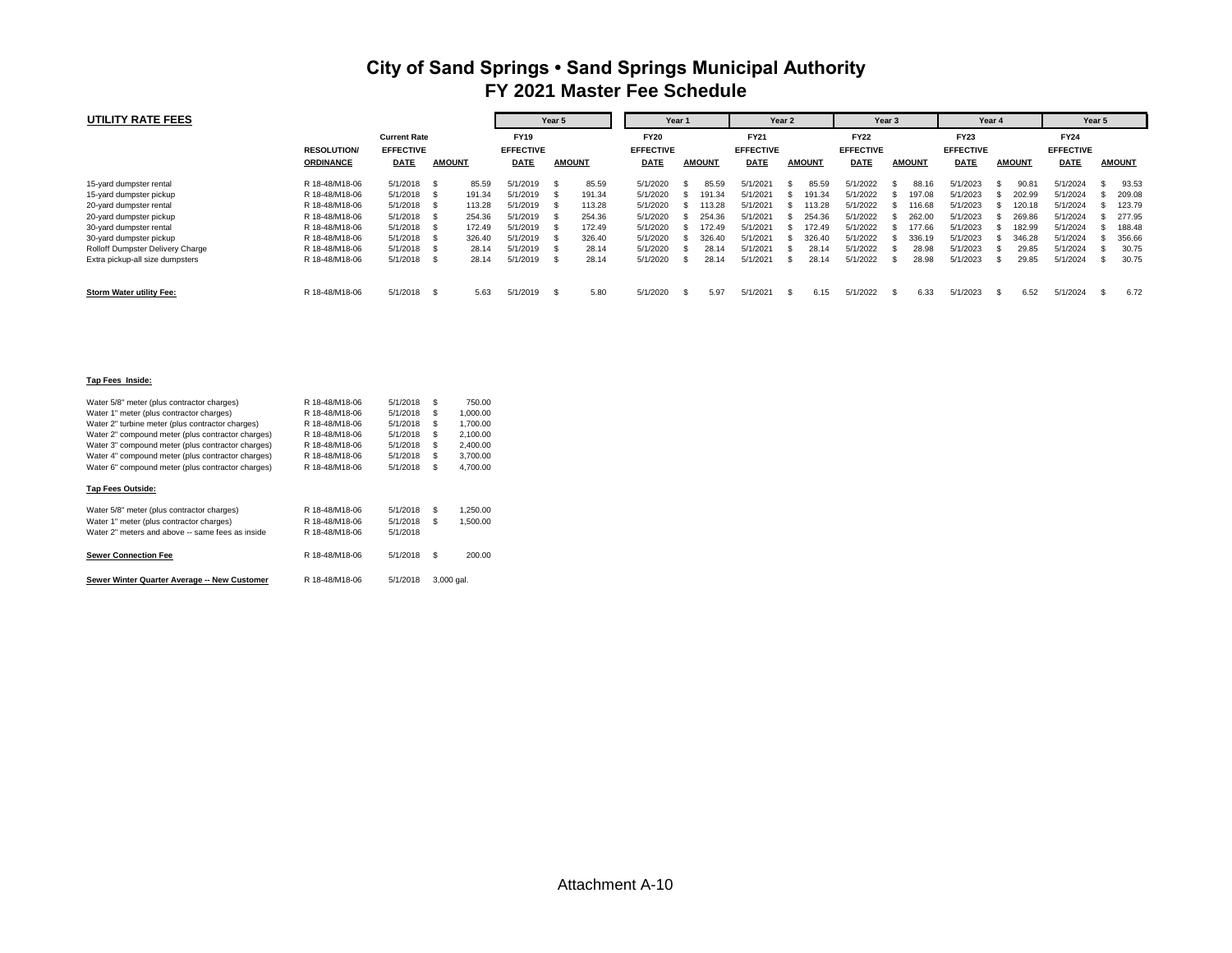# City of Sand Springs • Sand Springs Municipal Authority
## FY 2021 Master Fee Schedule

**UTILITY RATE FEES**

| | | | | Year 5 | | Year 1 | | Year 2 | | Year 3 | | Year 4 | | Year 5 | |
|---|---|---|---|---|---|---|---|---|---|---|---|---|---|---|---|
| | RESOLUTION/ ORDINANCE | Current Rate EFFECTIVE DATE | AMOUNT | FY19 EFFECTIVE DATE | AMOUNT | FY20 EFFECTIVE DATE | AMOUNT | FY21 EFFECTIVE DATE | AMOUNT | FY22 EFFECTIVE DATE | AMOUNT | FY23 EFFECTIVE DATE | AMOUNT | FY24 EFFECTIVE DATE | AMOUNT |
| 15-yard dumpster rental | R 18-48/M18-06 | 5/1/2018 | $ 85.59 | 5/1/2019 | $ 85.59 | 5/1/2020 | $ 85.59 | 5/1/2021 | $ 85.59 | 5/1/2022 | $ 88.16 | 5/1/2023 | $ 90.81 | 5/1/2024 | $ 93.53 |
| 15-yard dumpster pickup | R 18-48/M18-06 | 5/1/2018 | $ 191.34 | 5/1/2019 | $ 191.34 | 5/1/2020 | $ 191.34 | 5/1/2021 | $ 191.34 | 5/1/2022 | $ 197.08 | 5/1/2023 | $ 202.99 | 5/1/2024 | $ 209.08 |
| 20-yard dumpster rental | R 18-48/M18-06 | 5/1/2018 | $ 113.28 | 5/1/2019 | $ 113.28 | 5/1/2020 | $ 113.28 | 5/1/2021 | $ 113.28 | 5/1/2022 | $ 116.68 | 5/1/2023 | $ 120.18 | 5/1/2024 | $ 123.79 |
| 20-yard dumpster pickup | R 18-48/M18-06 | 5/1/2018 | $ 254.36 | 5/1/2019 | $ 254.36 | 5/1/2020 | $ 254.36 | 5/1/2021 | $ 254.36 | 5/1/2022 | $ 262.00 | 5/1/2023 | $ 269.86 | 5/1/2024 | $ 277.95 |
| 30-yard dumpster rental | R 18-48/M18-06 | 5/1/2018 | $ 172.49 | 5/1/2019 | $ 172.49 | 5/1/2020 | $ 172.49 | 5/1/2021 | $ 172.49 | 5/1/2022 | $ 177.66 | 5/1/2023 | $ 182.99 | 5/1/2024 | $ 188.48 |
| 30-yard dumpster pickup | R 18-48/M18-06 | 5/1/2018 | $ 326.40 | 5/1/2019 | $ 326.40 | 5/1/2020 | $ 326.40 | 5/1/2021 | $ 326.40 | 5/1/2022 | $ 336.19 | 5/1/2023 | $ 346.28 | 5/1/2024 | $ 356.66 |
| Rolloff Dumpster Delivery Charge | R 18-48/M18-06 | 5/1/2018 | $ 28.14 | 5/1/2019 | $ 28.14 | 5/1/2020 | $ 28.14 | 5/1/2021 | $ 28.14 | 5/1/2022 | $ 28.98 | 5/1/2023 | $ 29.85 | 5/1/2024 | $ 30.75 |
| Extra pickup-all size dumpsters | R 18-48/M18-06 | 5/1/2018 | $ 28.14 | 5/1/2019 | $ 28.14 | 5/1/2020 | $ 28.14 | 5/1/2021 | $ 28.14 | 5/1/2022 | $ 28.98 | 5/1/2023 | $ 29.85 | 5/1/2024 | $ 30.75 |
| **Storm Water utility Fee:** | R 18-48/M18-06 | 5/1/2018 | $ 5.63 | 5/1/2019 | $ 5.80 | 5/1/2020 | $ 5.97 | 5/1/2021 | $ 6.15 | 5/1/2022 | $ 6.33 | 5/1/2023 | $ 6.52 | 5/1/2024 | $ 6.72 |

| | | | |
|---|---|---|---|
| **Tap Fees Inside:** | | | |
| Water 5/8" meter (plus contractor charges) | R 18-48/M18-06 | 5/1/2018 | $ 750.00 |
| Water 1" meter (plus contractor charges) | R 18-48/M18-06 | 5/1/2018 | $ 1,000.00 |
| Water 2" turbine meter (plus contractor charges) | R 18-48/M18-06 | 5/1/2018 | $ 1,700.00 |
| Water 2" compound meter (plus contractor charges) | R 18-48/M18-06 | 5/1/2018 | $ 2,100.00 |
| Water 3" compound meter (plus contractor charges) | R 18-48/M18-06 | 5/1/2018 | $ 2,400.00 |
| Water 4" compound meter (plus contractor charges) | R 18-48/M18-06 | 5/1/2018 | $ 3,700.00 |
| Water 6" compound meter (plus contractor charges) | R 18-48/M18-06 | 5/1/2018 | $ 4,700.00 |
| **Tap Fees Outside:** | | | |
| Water 5/8" meter (plus contractor charges) | R 18-48/M18-06 | 5/1/2018 | $ 1,250.00 |
| Water 1" meter (plus contractor charges) | R 18-48/M18-06 | 5/1/2018 | $ 1,500.00 |
| Water 2" meters and above -- same fees as inside | R 18-48/M18-06 | 5/1/2018 | |
| **Sewer Connection Fee** | R 18-48/M18-06 | 5/1/2018 | $ 200.00 |
| **Sewer Winter Quarter Average -- New Customer** | R 18-48/M18-06 | 5/1/2018 | 3,000 gal. |

Attachment A-10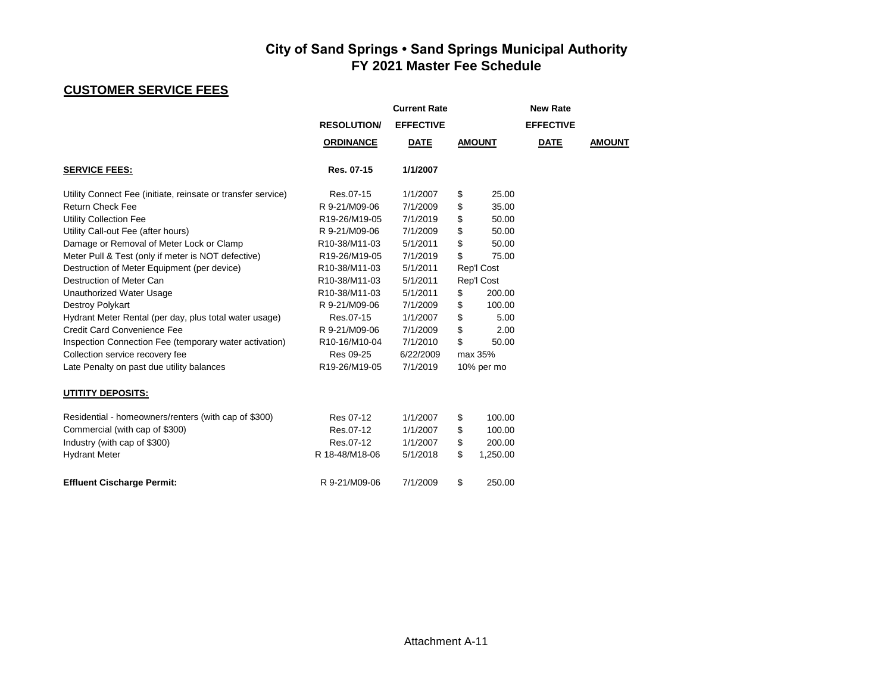## City of Sand Springs • Sand Springs Municipal Authority
## FY 2021 Master Fee Schedule

### CUSTOMER SERVICE FEES

| | | Current Rate | | New Rate | |
|---|---|---|---|---|---|
| | RESOLUTION/ | EFFECTIVE | | EFFECTIVE | |
| | ORDINANCE | DATE | AMOUNT | DATE | AMOUNT |
| **SERVICE FEES:** | **Res. 07-15** | **1/1/2007** | | | |
| Utility Connect Fee (initiate, reinsate or transfer service) | Res.07-15 | 1/1/2007 | $ 25.00 | | |
| Return Check Fee | R 9-21/M09-06 | 7/1/2009 | $ 35.00 | | |
| Utility Collection Fee | R19-26/M19-05 | 7/1/2019 | $ 50.00 | | |
| Utility Call-out Fee (after hours) | R 9-21/M09-06 | 7/1/2009 | $ 50.00 | | |
| Damage or Removal of Meter Lock or Clamp | R10-38/M11-03 | 5/1/2011 | $ 50.00 | | |
| Meter Pull & Test (only if meter is NOT defective) | R19-26/M19-05 | 7/1/2019 | $ 75.00 | | |
| Destruction of Meter Equipment (per device) | R10-38/M11-03 | 5/1/2011 | Rep'l Cost | | |
| Destruction of Meter Can | R10-38/M11-03 | 5/1/2011 | Rep'l Cost | | |
| Unauthorized Water Usage | R10-38/M11-03 | 5/1/2011 | $ 200.00 | | |
| Destroy Polykart | R 9-21/M09-06 | 7/1/2009 | $ 100.00 | | |
| Hydrant Meter Rental (per day, plus total water usage) | Res.07-15 | 1/1/2007 | $ 5.00 | | |
| Credit Card Convenience Fee | R 9-21/M09-06 | 7/1/2009 | $ 2.00 | | |
| Inspection Connection Fee (temporary water activation) | R10-16/M10-04 | 7/1/2010 | $ 50.00 | | |
| Collection service recovery fee | Res 09-25 | 6/22/2009 | max 35% | | |
| Late Penalty on past due utility balances | R19-26/M19-05 | 7/1/2019 | 10% per mo | | |
| **UTITITY DEPOSITS:** | | | | | |
| Residential - homeowners/renters (with cap of $300) | Res 07-12 | 1/1/2007 | $ 100.00 | | |
| Commercial (with cap of $300) | Res.07-12 | 1/1/2007 | $ 100.00 | | |
| Industry (with cap of $300) | Res.07-12 | 1/1/2007 | $ 200.00 | | |
| Hydrant Meter | R 18-48/M18-06 | 5/1/2018 | $ 1,250.00 | | |
| **Effluent Cischarge Permit:** | R 9-21/M09-06 | 7/1/2009 | $ 250.00 | | |

Attachment A-11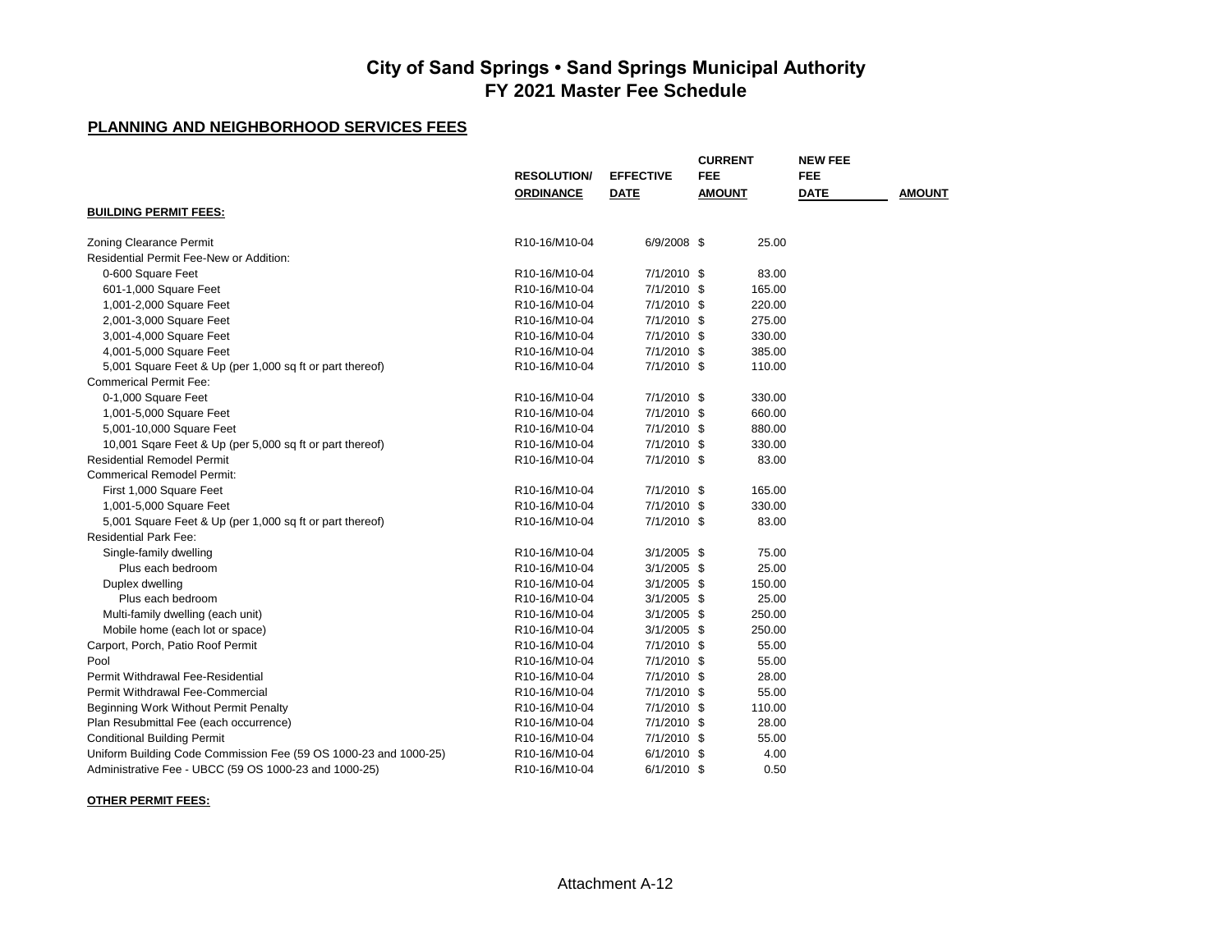# City of Sand Springs • Sand Springs Municipal Authority
## FY 2021 Master Fee Schedule

### PLANNING AND NEIGHBORHOOD SERVICES FEES

| | RESOLUTION/ ORDINANCE | EFFECTIVE DATE | CURRENT FEE AMOUNT | NEW FEE DATE | AMOUNT |
|---|---|---|---|---|---|
| **BUILDING PERMIT FEES:** | | | | | |
| Zoning Clearance Permit | R10-16/M10-04 | 6/9/2008 | $ 25.00 | | |
| Residential Permit Fee-New or Addition: | | | | | |
| 0-600 Square Feet | R10-16/M10-04 | 7/1/2010 | $ 83.00 | | |
| 601-1,000 Square Feet | R10-16/M10-04 | 7/1/2010 | $ 165.00 | | |
| 1,001-2,000 Square Feet | R10-16/M10-04 | 7/1/2010 | $ 220.00 | | |
| 2,001-3,000 Square Feet | R10-16/M10-04 | 7/1/2010 | $ 275.00 | | |
| 3,001-4,000 Square Feet | R10-16/M10-04 | 7/1/2010 | $ 330.00 | | |
| 4,001-5,000 Square Feet | R10-16/M10-04 | 7/1/2010 | $ 385.00 | | |
| 5,001 Square Feet & Up (per 1,000 sq ft or part thereof) | R10-16/M10-04 | 7/1/2010 | $ 110.00 | | |
| Commerical Permit Fee: | | | | | |
| 0-1,000 Square Feet | R10-16/M10-04 | 7/1/2010 | $ 330.00 | | |
| 1,001-5,000 Square Feet | R10-16/M10-04 | 7/1/2010 | $ 660.00 | | |
| 5,001-10,000 Square Feet | R10-16/M10-04 | 7/1/2010 | $ 880.00 | | |
| 10,001 Sqare Feet & Up (per 5,000 sq ft or part thereof) | R10-16/M10-04 | 7/1/2010 | $ 330.00 | | |
| Residential Remodel Permit | R10-16/M10-04 | 7/1/2010 | $ 83.00 | | |
| Commerical Remodel Permit: | | | | | |
| First 1,000 Square Feet | R10-16/M10-04 | 7/1/2010 | $ 165.00 | | |
| 1,001-5,000 Square Feet | R10-16/M10-04 | 7/1/2010 | $ 330.00 | | |
| 5,001 Square Feet & Up (per 1,000 sq ft or part thereof) | R10-16/M10-04 | 7/1/2010 | $ 83.00 | | |
| Residential Park Fee: | | | | | |
| Single-family dwelling | R10-16/M10-04 | 3/1/2005 | $ 75.00 | | |
| Plus each bedroom | R10-16/M10-04 | 3/1/2005 | $ 25.00 | | |
| Duplex dwelling | R10-16/M10-04 | 3/1/2005 | $ 150.00 | | |
| Plus each bedroom | R10-16/M10-04 | 3/1/2005 | $ 25.00 | | |
| Multi-family dwelling (each unit) | R10-16/M10-04 | 3/1/2005 | $ 250.00 | | |
| Mobile home (each lot or space) | R10-16/M10-04 | 3/1/2005 | $ 250.00 | | |
| Carport, Porch, Patio Roof Permit | R10-16/M10-04 | 7/1/2010 | $ 55.00 | | |
| Pool | R10-16/M10-04 | 7/1/2010 | $ 55.00 | | |
| Permit Withdrawal Fee-Residential | R10-16/M10-04 | 7/1/2010 | $ 28.00 | | |
| Permit Withdrawal Fee-Commercial | R10-16/M10-04 | 7/1/2010 | $ 55.00 | | |
| Beginning Work Without Permit Penalty | R10-16/M10-04 | 7/1/2010 | $ 110.00 | | |
| Plan Resubmittal Fee (each occurrence) | R10-16/M10-04 | 7/1/2010 | $ 28.00 | | |
| Conditional Building Permit | R10-16/M10-04 | 7/1/2010 | $ 55.00 | | |
| Uniform Building Code Commission Fee (59 OS 1000-23 and 1000-25) | R10-16/M10-04 | 6/1/2010 | $ 4.00 | | |
| Administrative Fee - UBCC (59 OS 1000-23 and 1000-25) | R10-16/M10-04 | 6/1/2010 | $ 0.50 | | |

**OTHER PERMIT FEES:**

Attachment A-12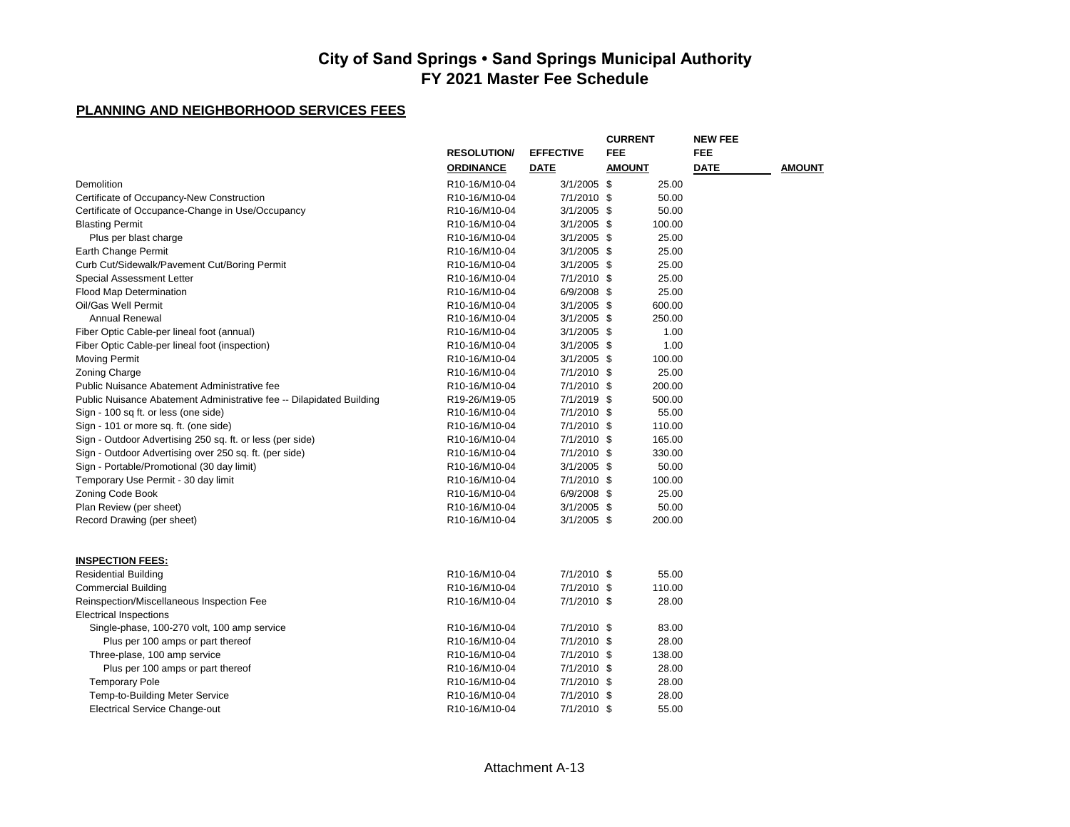# City of Sand Springs • Sand Springs Municipal Authority
## FY 2021 Master Fee Schedule

**PLANNING AND NEIGHBORHOOD SERVICES FEES**

| | RESOLUTION/ ORDINANCE | EFFECTIVE DATE | CURRENT FEE AMOUNT | NEW FEE DATE | FEE AMOUNT |
|---|---|---|---|---|---|
| Demolition | R10-16/M10-04 | 3/1/2005 | $ 25.00 | | |
| Certificate of Occupancy-New Construction | R10-16/M10-04 | 7/1/2010 | $ 50.00 | | |
| Certificate of Occupance-Change in Use/Occupancy | R10-16/M10-04 | 3/1/2005 | $ 50.00 | | |
| Blasting Permit | R10-16/M10-04 | 3/1/2005 | $ 100.00 | | |
| Plus per blast charge | R10-16/M10-04 | 3/1/2005 | $ 25.00 | | |
| Earth Change Permit | R10-16/M10-04 | 3/1/2005 | $ 25.00 | | |
| Curb Cut/Sidewalk/Pavement Cut/Boring Permit | R10-16/M10-04 | 3/1/2005 | $ 25.00 | | |
| Special Assessment Letter | R10-16/M10-04 | 7/1/2010 | $ 25.00 | | |
| Flood Map Determination | R10-16/M10-04 | 6/9/2008 | $ 25.00 | | |
| Oil/Gas Well Permit | R10-16/M10-04 | 3/1/2005 | $ 600.00 | | |
| Annual Renewal | R10-16/M10-04 | 3/1/2005 | $ 250.00 | | |
| Fiber Optic Cable-per lineal foot (annual) | R10-16/M10-04 | 3/1/2005 | $ 1.00 | | |
| Fiber Optic Cable-per lineal foot (inspection) | R10-16/M10-04 | 3/1/2005 | $ 1.00 | | |
| Moving Permit | R10-16/M10-04 | 3/1/2005 | $ 100.00 | | |
| Zoning Charge | R10-16/M10-04 | 7/1/2010 | $ 25.00 | | |
| Public Nuisance Abatement Administrative fee | R10-16/M10-04 | 7/1/2010 | $ 200.00 | | |
| Public Nuisance Abatement Administrative fee -- Dilapidated Building | R19-26/M19-05 | 7/1/2019 | $ 500.00 | | |
| Sign - 100 sq ft. or less (one side) | R10-16/M10-04 | 7/1/2010 | $ 55.00 | | |
| Sign - 101 or more sq. ft. (one side) | R10-16/M10-04 | 7/1/2010 | $ 110.00 | | |
| Sign - Outdoor Advertising 250 sq. ft. or less (per side) | R10-16/M10-04 | 7/1/2010 | $ 165.00 | | |
| Sign - Outdoor Advertising over 250 sq. ft. (per side) | R10-16/M10-04 | 7/1/2010 | $ 330.00 | | |
| Sign - Portable/Promotional (30 day limit) | R10-16/M10-04 | 3/1/2005 | $ 50.00 | | |
| Temporary Use Permit - 30 day limit | R10-16/M10-04 | 7/1/2010 | $ 100.00 | | |
| Zoning Code Book | R10-16/M10-04 | 6/9/2008 | $ 25.00 | | |
| Plan Review (per sheet) | R10-16/M10-04 | 3/1/2005 | $ 50.00 | | |
| Record Drawing (per sheet) | R10-16/M10-04 | 3/1/2005 | $ 200.00 | | |
| **INSPECTION FEES:** | | | | | |
| Residential Building | R10-16/M10-04 | 7/1/2010 | $ 55.00 | | |
| Commercial Building | R10-16/M10-04 | 7/1/2010 | $ 110.00 | | |
| Reinspection/Miscellaneous Inspection Fee | R10-16/M10-04 | 7/1/2010 | $ 28.00 | | |
| Electrical Inspections | | | | | |
| Single-phase, 100-270 volt, 100 amp service | R10-16/M10-04 | 7/1/2010 | $ 83.00 | | |
| Plus per 100 amps or part thereof | R10-16/M10-04 | 7/1/2010 | $ 28.00 | | |
| Three-plase, 100 amp service | R10-16/M10-04 | 7/1/2010 | $ 138.00 | | |
| Plus per 100 amps or part thereof | R10-16/M10-04 | 7/1/2010 | $ 28.00 | | |
| Temporary Pole | R10-16/M10-04 | 7/1/2010 | $ 28.00 | | |
| Temp-to-Building Meter Service | R10-16/M10-04 | 7/1/2010 | $ 28.00 | | |
| Electrical Service Change-out | R10-16/M10-04 | 7/1/2010 | $ 55.00 | | |

Attachment A-13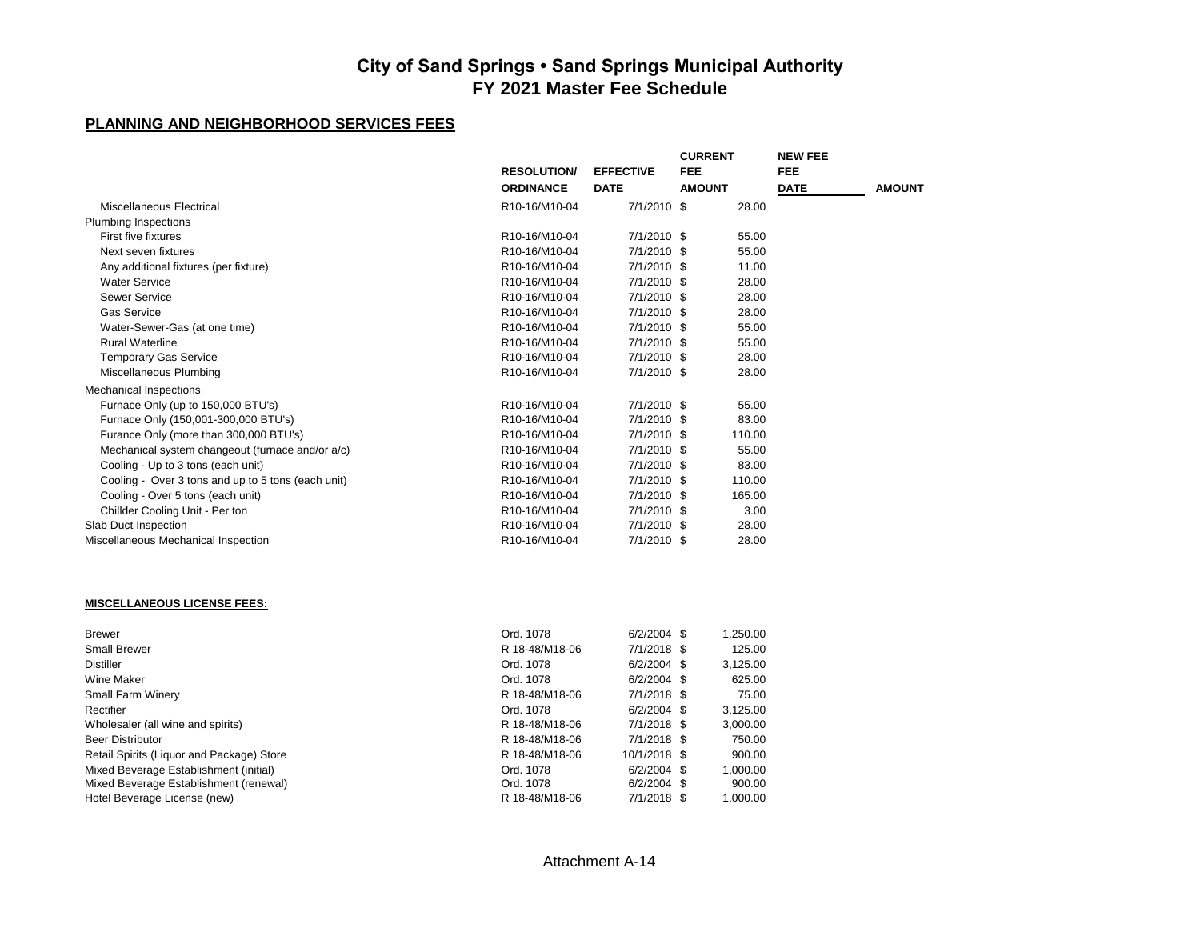# City of Sand Springs • Sand Springs Municipal Authority
## FY 2021 Master Fee Schedule

### PLANNING AND NEIGHBORHOOD SERVICES FEES

| | RESOLUTION/ ORDINANCE | EFFECTIVE DATE | CURRENT FEE AMOUNT | NEW FEE DATE | FEE AMOUNT |
|---|---|---|---|---|---|
| Miscellaneous Electrical | R10-16/M10-04 | 7/1/2010 | $ 28.00 | | |
| Plumbing Inspections | | | | | |
| First five fixtures | R10-16/M10-04 | 7/1/2010 | $ 55.00 | | |
| Next seven fixtures | R10-16/M10-04 | 7/1/2010 | $ 55.00 | | |
| Any additional fixtures (per fixture) | R10-16/M10-04 | 7/1/2010 | $ 11.00 | | |
| Water Service | R10-16/M10-04 | 7/1/2010 | $ 28.00 | | |
| Sewer Service | R10-16/M10-04 | 7/1/2010 | $ 28.00 | | |
| Gas Service | R10-16/M10-04 | 7/1/2010 | $ 28.00 | | |
| Water-Sewer-Gas (at one time) | R10-16/M10-04 | 7/1/2010 | $ 55.00 | | |
| Rural Waterline | R10-16/M10-04 | 7/1/2010 | $ 55.00 | | |
| Temporary Gas Service | R10-16/M10-04 | 7/1/2010 | $ 28.00 | | |
| Miscellaneous Plumbing | R10-16/M10-04 | 7/1/2010 | $ 28.00 | | |
| Mechanical Inspections | | | | | |
| Furnace Only (up to 150,000 BTU's) | R10-16/M10-04 | 7/1/2010 | $ 55.00 | | |
| Furnace Only (150,001-300,000 BTU's) | R10-16/M10-04 | 7/1/2010 | $ 83.00 | | |
| Furance Only (more than 300,000 BTU's) | R10-16/M10-04 | 7/1/2010 | $ 110.00 | | |
| Mechanical system changeout (furnace and/or a/c) | R10-16/M10-04 | 7/1/2010 | $ 55.00 | | |
| Cooling - Up to 3 tons (each unit) | R10-16/M10-04 | 7/1/2010 | $ 83.00 | | |
| Cooling - Over 3 tons and up to 5 tons (each unit) | R10-16/M10-04 | 7/1/2010 | $ 110.00 | | |
| Cooling - Over 5 tons (each unit) | R10-16/M10-04 | 7/1/2010 | $ 165.00 | | |
| Chillder Cooling Unit - Per ton | R10-16/M10-04 | 7/1/2010 | $ 3.00 | | |
| Slab Duct Inspection | R10-16/M10-04 | 7/1/2010 | $ 28.00 | | |
| Miscellaneous Mechanical Inspection | R10-16/M10-04 | 7/1/2010 | $ 28.00 | | |

#### MISCELLANEOUS LICENSE FEES:

| | RESOLUTION/ ORDINANCE | EFFECTIVE DATE | CURRENT FEE AMOUNT | NEW FEE DATE | FEE AMOUNT |
|---|---|---|---|---|---|
| Brewer | Ord. 1078 | 6/2/2004 | $ 1,250.00 | | |
| Small Brewer | R 18-48/M18-06 | 7/1/2018 | $ 125.00 | | |
| Distiller | Ord. 1078 | 6/2/2004 | $ 3,125.00 | | |
| Wine Maker | Ord. 1078 | 6/2/2004 | $ 625.00 | | |
| Small Farm Winery | R 18-48/M18-06 | 7/1/2018 | $ 75.00 | | |
| Rectifier | Ord. 1078 | 6/2/2004 | $ 3,125.00 | | |
| Wholesaler (all wine and spirits) | R 18-48/M18-06 | 7/1/2018 | $ 3,000.00 | | |
| Beer Distributor | R 18-48/M18-06 | 7/1/2018 | $ 750.00 | | |
| Retail Spirits (Liquor and Package) Store | R 18-48/M18-06 | 10/1/2018 | $ 900.00 | | |
| Mixed Beverage Establishment (initial) | Ord. 1078 | 6/2/2004 | $ 1,000.00 | | |
| Mixed Beverage Establishment (renewal) | Ord. 1078 | 6/2/2004 | $ 900.00 | | |
| Hotel Beverage License (new) | R 18-48/M18-06 | 7/1/2018 | $ 1,000.00 | | |

Attachment A-14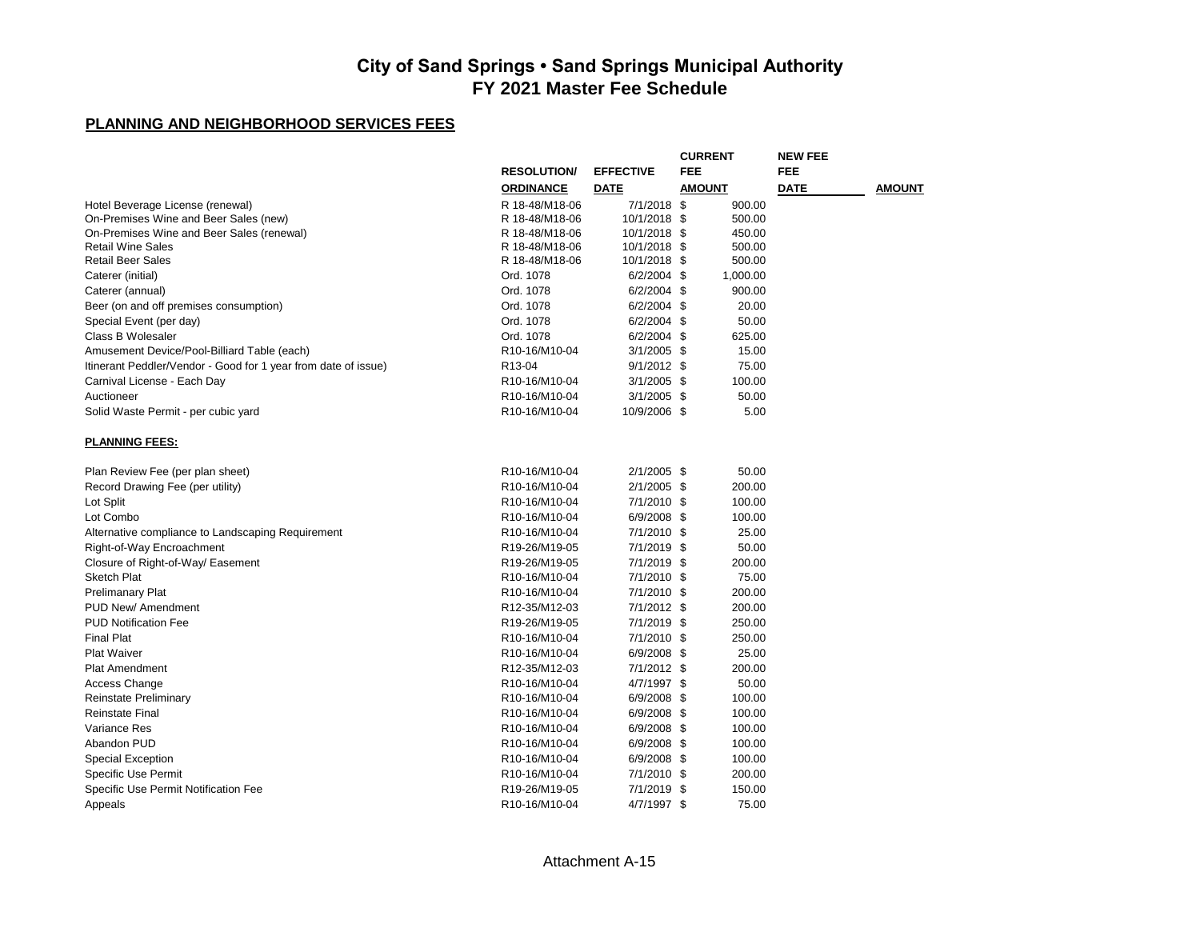# City of Sand Springs • Sand Springs Municipal Authority
# FY 2021 Master Fee Schedule

## PLANNING AND NEIGHBORHOOD SERVICES FEES

| | RESOLUTION/ ORDINANCE | EFFECTIVE DATE | CURRENT FEE AMOUNT | NEW FEE DATE | AMOUNT |
|---|---|---|---|---|---|
| Hotel Beverage License (renewal) | R 18-48/M18-06 | 7/1/2018 | $ 900.00 | | |
| On-Premises Wine and Beer Sales (new) | R 18-48/M18-06 | 10/1/2018 | $ 500.00 | | |
| On-Premises Wine and Beer Sales (renewal) | R 18-48/M18-06 | 10/1/2018 | $ 450.00 | | |
| Retail Wine Sales | R 18-48/M18-06 | 10/1/2018 | $ 500.00 | | |
| Retail Beer Sales | R 18-48/M18-06 | 10/1/2018 | $ 500.00 | | |
| Caterer (initial) | Ord. 1078 | 6/2/2004 | $ 1,000.00 | | |
| Caterer (annual) | Ord. 1078 | 6/2/2004 | $ 900.00 | | |
| Beer (on and off premises consumption) | Ord. 1078 | 6/2/2004 | $ 20.00 | | |
| Special Event (per day) | Ord. 1078 | 6/2/2004 | $ 50.00 | | |
| Class B Wolesaler | Ord. 1078 | 6/2/2004 | $ 625.00 | | |
| Amusement Device/Pool-Billiard Table (each) | R10-16/M10-04 | 3/1/2005 | $ 15.00 | | |
| Itinerant Peddler/Vendor - Good for 1 year from date of issue) | R13-04 | 9/1/2012 | $ 75.00 | | |
| Carnival License - Each Day | R10-16/M10-04 | 3/1/2005 | $ 100.00 | | |
| Auctioneer | R10-16/M10-04 | 3/1/2005 | $ 50.00 | | |
| Solid Waste Permit - per cubic yard | R10-16/M10-04 | 10/9/2006 | $ 5.00 | | |
| **PLANNING FEES:** | | | | | |
| Plan Review Fee (per plan sheet) | R10-16/M10-04 | 2/1/2005 | $ 50.00 | | |
| Record Drawing Fee (per utility) | R10-16/M10-04 | 2/1/2005 | $ 200.00 | | |
| Lot Split | R10-16/M10-04 | 7/1/2010 | $ 100.00 | | |
| Lot Combo | R10-16/M10-04 | 6/9/2008 | $ 100.00 | | |
| Alternative compliance to Landscaping Requirement | R10-16/M10-04 | 7/1/2010 | $ 25.00 | | |
| Right-of-Way Encroachment | R19-26/M19-05 | 7/1/2019 | $ 50.00 | | |
| Closure of Right-of-Way/ Easement | R19-26/M19-05 | 7/1/2019 | $ 200.00 | | |
| Sketch Plat | R10-16/M10-04 | 7/1/2010 | $ 75.00 | | |
| Prelimanary Plat | R10-16/M10-04 | 7/1/2010 | $ 200.00 | | |
| PUD New/ Amendment | R12-35/M12-03 | 7/1/2012 | $ 200.00 | | |
| PUD Notification Fee | R19-26/M19-05 | 7/1/2019 | $ 250.00 | | |
| Final Plat | R10-16/M10-04 | 7/1/2010 | $ 250.00 | | |
| Plat Waiver | R10-16/M10-04 | 6/9/2008 | $ 25.00 | | |
| Plat Amendment | R12-35/M12-03 | 7/1/2012 | $ 200.00 | | |
| Access Change | R10-16/M10-04 | 4/7/1997 | $ 50.00 | | |
| Reinstate Preliminary | R10-16/M10-04 | 6/9/2008 | $ 100.00 | | |
| Reinstate Final | R10-16/M10-04 | 6/9/2008 | $ 100.00 | | |
| Variance Res | R10-16/M10-04 | 6/9/2008 | $ 100.00 | | |
| Abandon PUD | R10-16/M10-04 | 6/9/2008 | $ 100.00 | | |
| Special Exception | R10-16/M10-04 | 6/9/2008 | $ 100.00 | | |
| Specific Use Permit | R10-16/M10-04 | 7/1/2010 | $ 200.00 | | |
| Specific Use Permit Notification Fee | R19-26/M19-05 | 7/1/2019 | $ 150.00 | | |
| Appeals | R10-16/M10-04 | 4/7/1997 | $ 75.00 | | |

Attachment A-15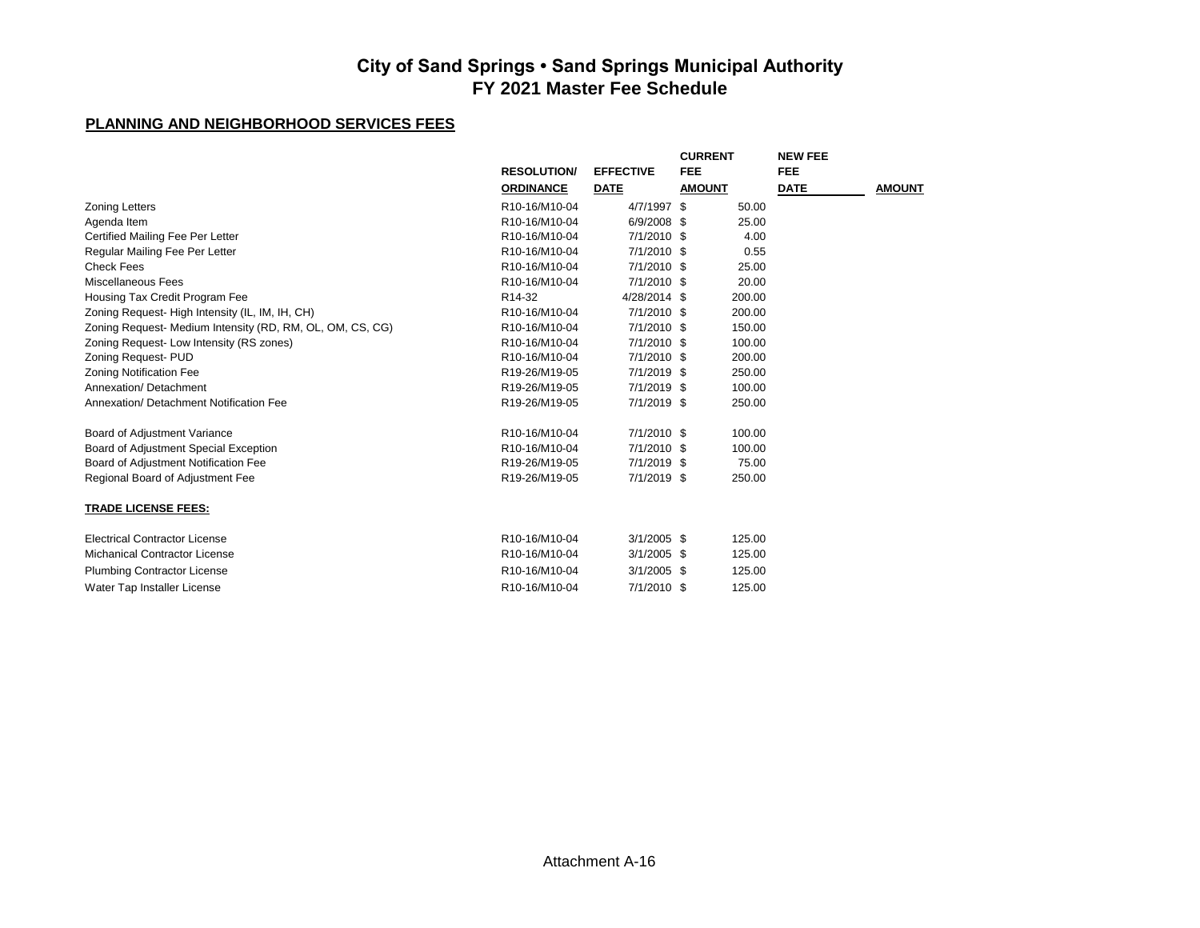# City of Sand Springs • Sand Springs Municipal Authority
# FY 2021 Master Fee Schedule

**PLANNING AND NEIGHBORHOOD SERVICES FEES**

| | RESOLUTION/ ORDINANCE | EFFECTIVE DATE | CURRENT FEE AMOUNT | NEW FEE DATE | AMOUNT |
|---|---|---|---|---|---|
| Zoning Letters | R10-16/M10-04 | 4/7/1997 | $ 50.00 | | |
| Agenda Item | R10-16/M10-04 | 6/9/2008 | $ 25.00 | | |
| Certified Mailing Fee Per Letter | R10-16/M10-04 | 7/1/2010 | $ 4.00 | | |
| Regular Mailing Fee Per Letter | R10-16/M10-04 | 7/1/2010 | $ 0.55 | | |
| Check Fees | R10-16/M10-04 | 7/1/2010 | $ 25.00 | | |
| Miscellaneous Fees | R10-16/M10-04 | 7/1/2010 | $ 20.00 | | |
| Housing Tax Credit Program Fee | R14-32 | 4/28/2014 | $ 200.00 | | |
| Zoning Request- High Intensity (IL, IM, IH, CH) | R10-16/M10-04 | 7/1/2010 | $ 200.00 | | |
| Zoning Request- Medium Intensity (RD, RM, OL, OM, CS, CG) | R10-16/M10-04 | 7/1/2010 | $ 150.00 | | |
| Zoning Request- Low Intensity (RS zones) | R10-16/M10-04 | 7/1/2010 | $ 100.00 | | |
| Zoning Request- PUD | R10-16/M10-04 | 7/1/2010 | $ 200.00 | | |
| Zoning Notification Fee | R19-26/M19-05 | 7/1/2019 | $ 250.00 | | |
| Annexation/ Detachment | R19-26/M19-05 | 7/1/2019 | $ 100.00 | | |
| Annexation/ Detachment Notification Fee | R19-26/M19-05 | 7/1/2019 | $ 250.00 | | |
| Board of Adjustment Variance | R10-16/M10-04 | 7/1/2010 | $ 100.00 | | |
| Board of Adjustment Special Exception | R10-16/M10-04 | 7/1/2010 | $ 100.00 | | |
| Board of Adjustment Notification Fee | R19-26/M19-05 | 7/1/2019 | $ 75.00 | | |
| Regional Board of Adjustment Fee | R19-26/M19-05 | 7/1/2019 | $ 250.00 | | |
| **TRADE LICENSE FEES:** | | | | | |
| Electrical Contractor License | R10-16/M10-04 | 3/1/2005 | $ 125.00 | | |
| Michanical Contractor License | R10-16/M10-04 | 3/1/2005 | $ 125.00 | | |
| Plumbing Contractor License | R10-16/M10-04 | 3/1/2005 | $ 125.00 | | |
| Water Tap Installer License | R10-16/M10-04 | 7/1/2010 | $ 125.00 | | |

Attachment A-16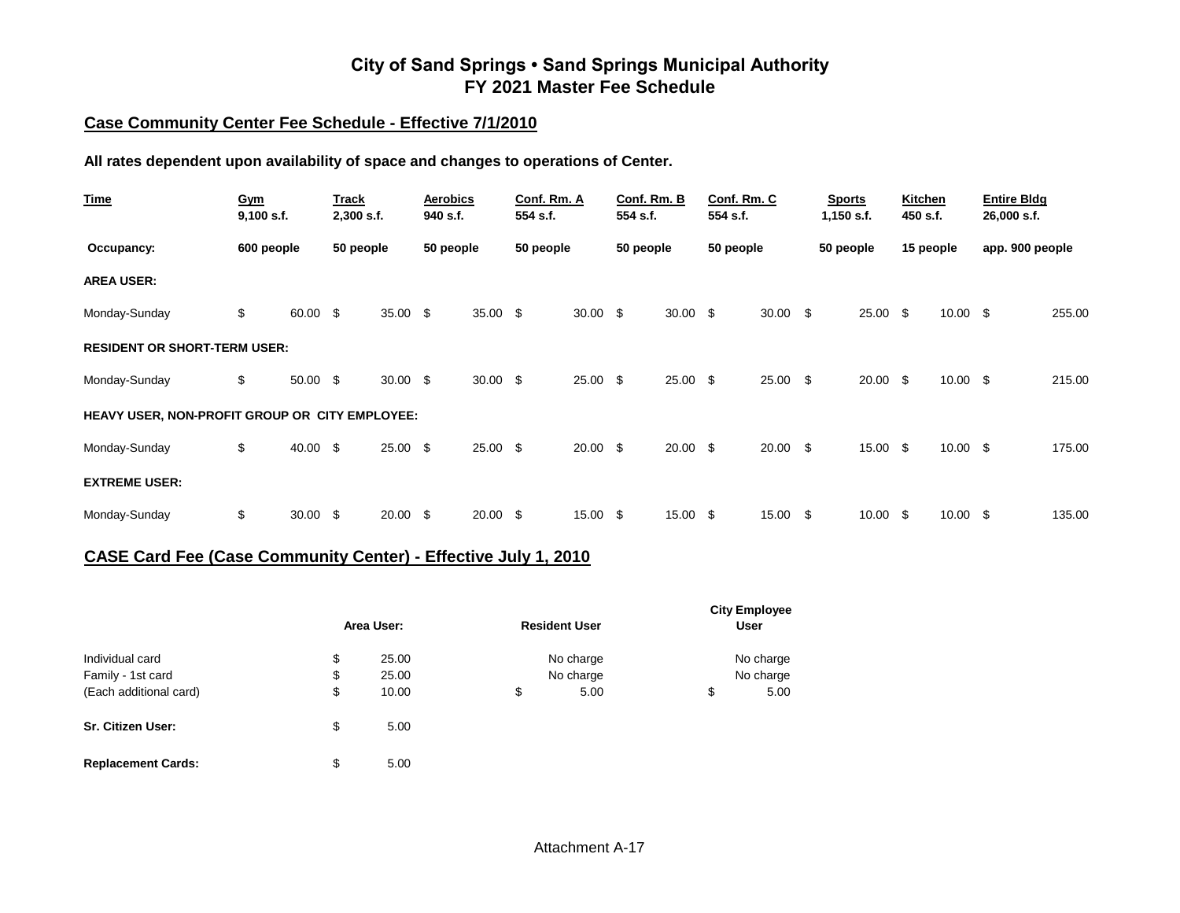# City of Sand Springs • Sand Springs Municipal Authority
## FY 2021 Master Fee Schedule

### Case Community Center Fee Schedule - Effective 7/1/2010

**All rates dependent upon availability of space and changes to operations of Center.**

| Time | Gym 9,100 s.f. | Track 2,300 s.f. | Aerobics 940 s.f. | Conf. Rm. A 554 s.f. | Conf. Rm. B 554 s.f. | Conf. Rm. C 554 s.f. | Sports 1,150 s.f. | Kitchen 450 s.f. | Entire Bldg 26,000 s.f. |
|---|---|---|---|---|---|---|---|---|---|
| **Occupancy:** | **600 people** | **50 people** | **50 people** | **50 people** | **50 people** | **50 people** | **50 people** | **15 people** | **app. 900 people** |
| **AREA USER:** | | | | | | | | | |
| Monday-Sunday | $ 60.00 | $ 35.00 | $ 35.00 | $ 30.00 | $ 30.00 | $ 30.00 | $ 25.00 | $ 10.00 | $ 255.00 |
| **RESIDENT OR SHORT-TERM USER:** | | | | | | | | | |
| Monday-Sunday | $ 50.00 | $ 30.00 | $ 30.00 | $ 25.00 | $ 25.00 | $ 25.00 | $ 20.00 | $ 10.00 | $ 215.00 |
| **HEAVY USER, NON-PROFIT GROUP OR CITY EMPLOYEE:** | | | | | | | | | |
| Monday-Sunday | $ 40.00 | $ 25.00 | $ 25.00 | $ 20.00 | $ 20.00 | $ 20.00 | $ 15.00 | $ 10.00 | $ 175.00 |
| **EXTREME USER:** | | | | | | | | | |
| Monday-Sunday | $ 30.00 | $ 20.00 | $ 20.00 | $ 15.00 | $ 15.00 | $ 15.00 | $ 10.00 | $ 10.00 | $ 135.00 |

### CASE Card Fee (Case Community Center) - Effective July 1, 2010

| | Area User: | Resident User | City Employee User |
|---|---|---|---|
| Individual card | $ 25.00 | No charge | No charge |
| Family - 1st card | $ 25.00 | No charge | No charge |
| (Each additional card) | $ 10.00 | $ 5.00 | $ 5.00 |
| **Sr. Citizen User:** | $ 5.00 | | |
| **Replacement Cards:** | $ 5.00 | | |

Attachment A-17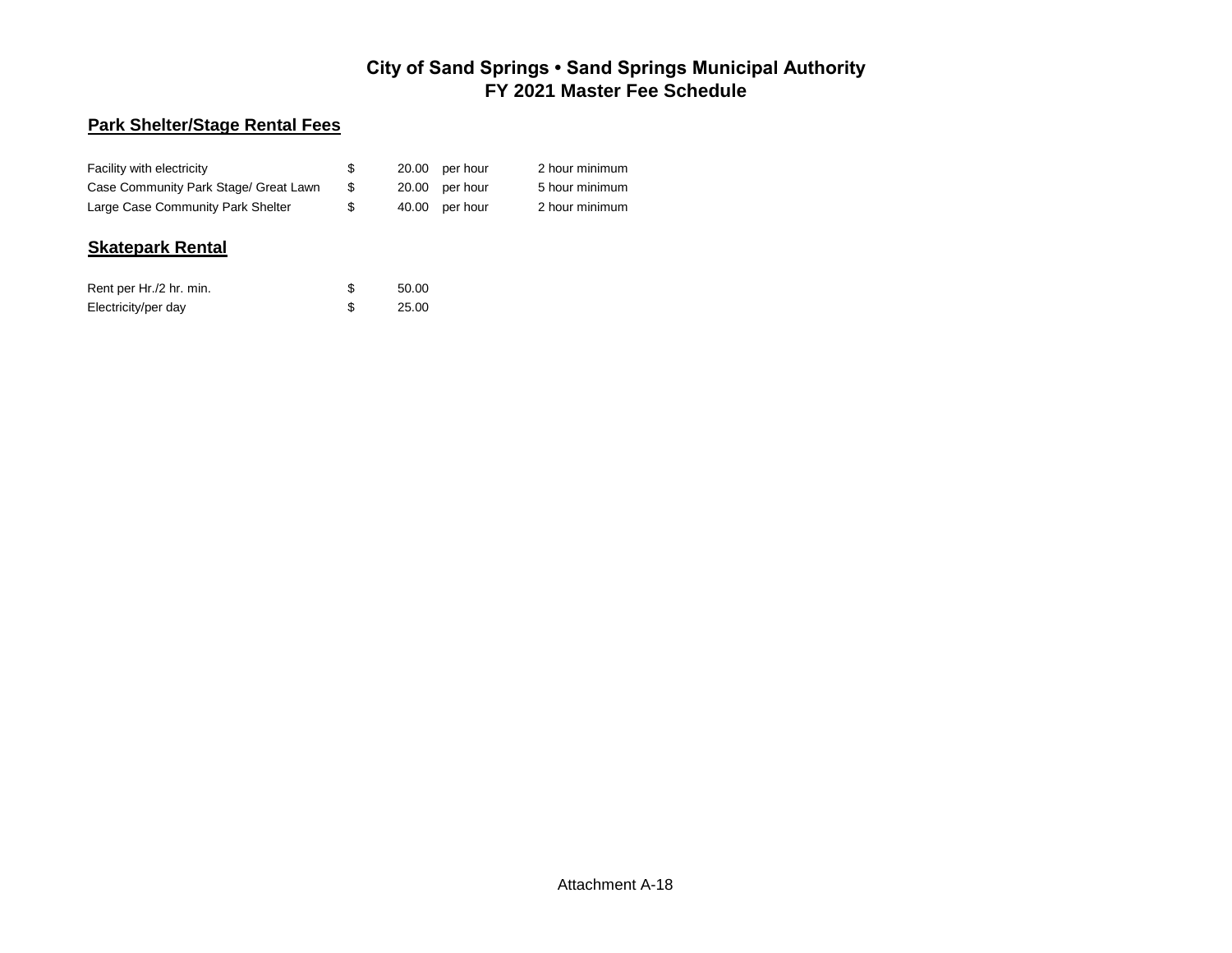# City of Sand Springs • Sand Springs Municipal Authority
# FY 2021 Master Fee Schedule

## Park Shelter/Stage Rental Fees

| | | | | |
|---|---|---|---|---|
| Facility with electricity | $ | 20.00 | per hour | 2 hour minimum |
| Case Community Park Stage/ Great Lawn | $ | 20.00 | per hour | 5 hour minimum |
| Large Case Community Park Shelter | $ | 40.00 | per hour | 2 hour minimum |

## Skatepark Rental

| | | |
|---|---|---|
| Rent per Hr./2 hr. min. | $ | 50.00 |
| Electricity/per day | $ | 25.00 |

Attachment A-18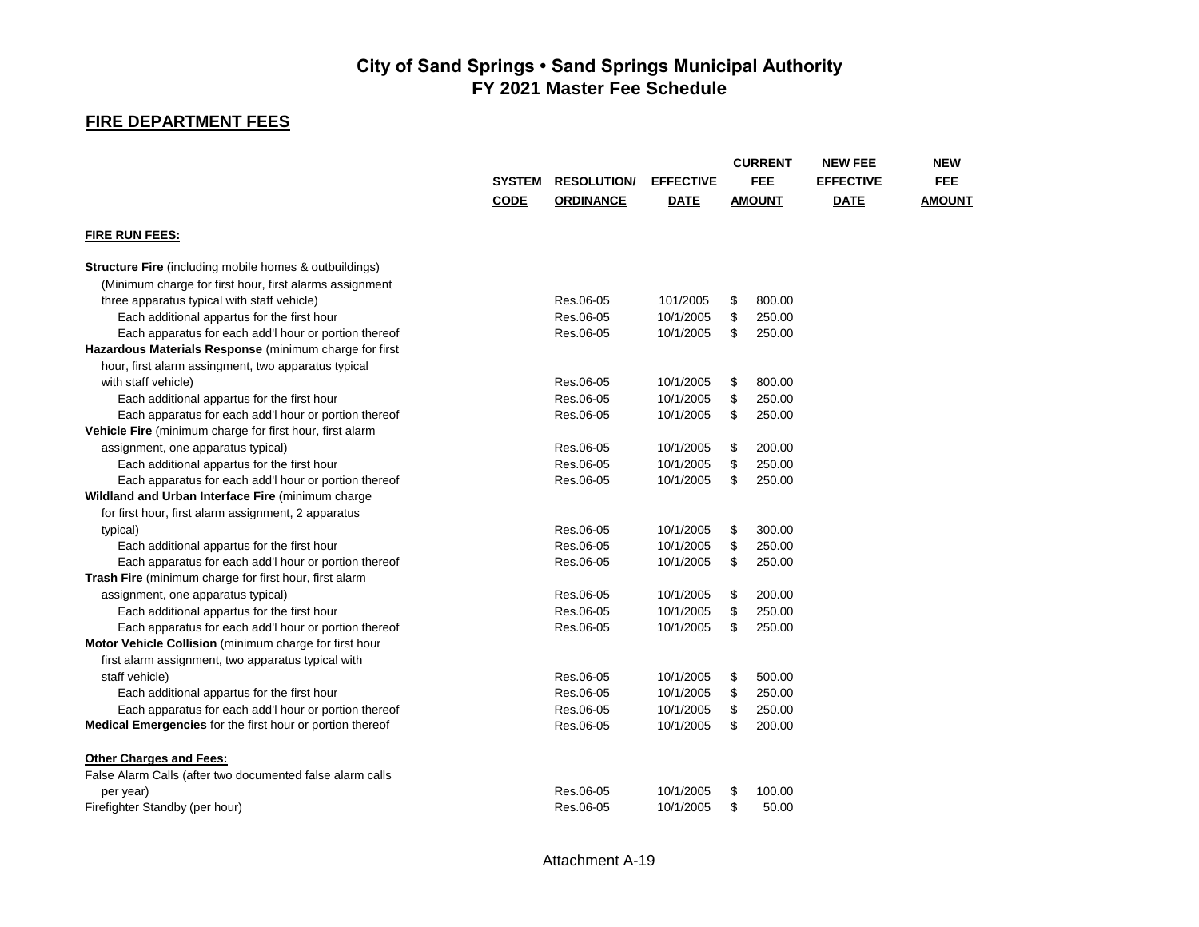# City of Sand Springs • Sand Springs Municipal Authority
## FY 2021 Master Fee Schedule

### FIRE DEPARTMENT FEES

| | SYSTEM CODE | RESOLUTION/ ORDINANCE | EFFECTIVE DATE | CURRENT FEE AMOUNT | NEW FEE EFFECTIVE DATE | NEW FEE AMOUNT |
|---|---|---|---|---|---|---|
| **FIRE RUN FEES:** | | | | | | |
| **Structure Fire** (including mobile homes & outbuildings) (Minimum charge for first hour, first alarms assignment three apparatus typical with staff vehicle) | | Res.06-05 | 101/2005 | $ 800.00 | | |
| Each additional appartus for the first hour | | Res.06-05 | 10/1/2005 | $ 250.00 | | |
| Each apparatus for each add'l hour or portion thereof | | Res.06-05 | 10/1/2005 | $ 250.00 | | |
| **Hazardous Materials Response** (minimum charge for first hour, first alarm assingment, two apparatus typical with staff vehicle) | | Res.06-05 | 10/1/2005 | $ 800.00 | | |
| Each additional appartus for the first hour | | Res.06-05 | 10/1/2005 | $ 250.00 | | |
| Each apparatus for each add'l hour or portion thereof | | Res.06-05 | 10/1/2005 | $ 250.00 | | |
| **Vehicle Fire** (minimum charge for first hour, first alarm assignment, one apparatus typical) | | Res.06-05 | 10/1/2005 | $ 200.00 | | |
| Each additional appartus for the first hour | | Res.06-05 | 10/1/2005 | $ 250.00 | | |
| Each apparatus for each add'l hour or portion thereof | | Res.06-05 | 10/1/2005 | $ 250.00 | | |
| **Wildland and Urban Interface Fire** (minimum charge for first hour, first alarm assignment, 2 apparatus typical) | | Res.06-05 | 10/1/2005 | $ 300.00 | | |
| Each additional appartus for the first hour | | Res.06-05 | 10/1/2005 | $ 250.00 | | |
| Each apparatus for each add'l hour or portion thereof | | Res.06-05 | 10/1/2005 | $ 250.00 | | |
| **Trash Fire** (minimum charge for first hour, first alarm assignment, one apparatus typical) | | Res.06-05 | 10/1/2005 | $ 200.00 | | |
| Each additional appartus for the first hour | | Res.06-05 | 10/1/2005 | $ 250.00 | | |
| Each apparatus for each add'l hour or portion thereof | | Res.06-05 | 10/1/2005 | $ 250.00 | | |
| **Motor Vehicle Collision** (minimum charge for first hour first alarm assignment, two apparatus typical with staff vehicle) | | Res.06-05 | 10/1/2005 | $ 500.00 | | |
| Each additional appartus for the first hour | | Res.06-05 | 10/1/2005 | $ 250.00 | | |
| Each apparatus for each add'l hour or portion thereof | | Res.06-05 | 10/1/2005 | $ 250.00 | | |
| **Medical Emergencies** for the first hour or portion thereof | | Res.06-05 | 10/1/2005 | $ 200.00 | | |
| **Other Charges and Fees:** | | | | | | |
| False Alarm Calls (after two documented false alarm calls per year) | | Res.06-05 | 10/1/2005 | $ 100.00 | | |
| Firefighter Standby (per hour) | | Res.06-05 | 10/1/2005 | $ 50.00 | | |

Attachment A-19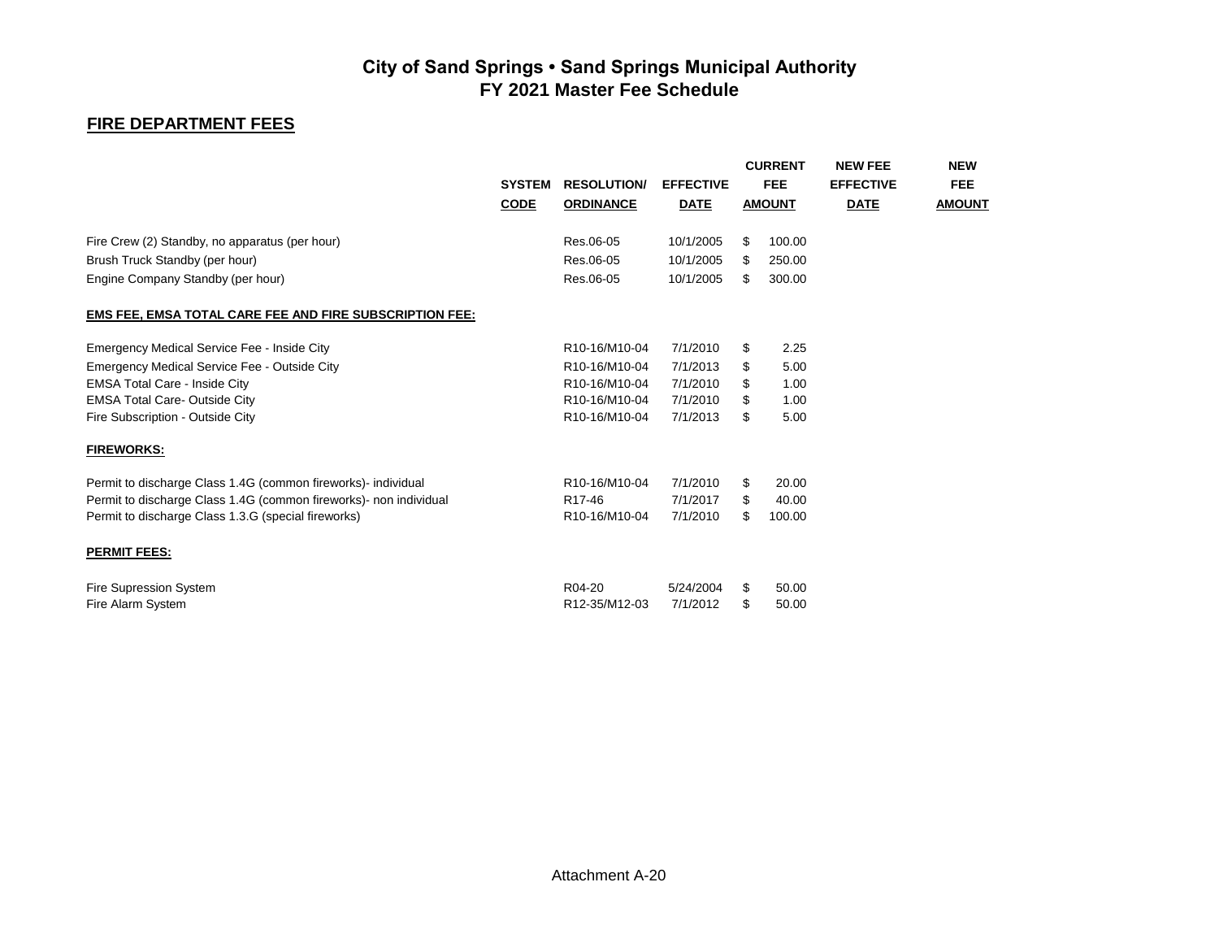# City of Sand Springs • Sand Springs Municipal Authority
## FY 2021 Master Fee Schedule

### FIRE DEPARTMENT FEES

| | SYSTEM CODE | RESOLUTION/ ORDINANCE | EFFECTIVE DATE | CURRENT FEE AMOUNT | NEW FEE EFFECTIVE DATE | NEW FEE AMOUNT |
|---|---|---|---|---|---|---|
| Fire Crew (2) Standby, no apparatus (per hour) | | Res.06-05 | 10/1/2005 | $ 100.00 | | |
| Brush Truck Standby (per hour) | | Res.06-05 | 10/1/2005 | $ 250.00 | | |
| Engine Company Standby (per hour) | | Res.06-05 | 10/1/2005 | $ 300.00 | | |
| **EMS FEE, EMSA TOTAL CARE FEE AND FIRE SUBSCRIPTION FEE:** | | | | | | |
| Emergency Medical Service Fee - Inside City | | R10-16/M10-04 | 7/1/2010 | $ 2.25 | | |
| Emergency Medical Service Fee - Outside City | | R10-16/M10-04 | 7/1/2013 | $ 5.00 | | |
| EMSA Total Care - Inside City | | R10-16/M10-04 | 7/1/2010 | $ 1.00 | | |
| EMSA Total Care- Outside City | | R10-16/M10-04 | 7/1/2010 | $ 1.00 | | |
| Fire Subscription - Outside City | | R10-16/M10-04 | 7/1/2013 | $ 5.00 | | |
| **FIREWORKS:** | | | | | | |
| Permit to discharge Class 1.4G (common fireworks)- individual | | R10-16/M10-04 | 7/1/2010 | $ 20.00 | | |
| Permit to discharge Class 1.4G (common fireworks)- non individual | | R17-46 | 7/1/2017 | $ 40.00 | | |
| Permit to discharge Class 1.3.G (special fireworks) | | R10-16/M10-04 | 7/1/2010 | $ 100.00 | | |
| **PERMIT FEES:** | | | | | | |
| Fire Supression System | | R04-20 | 5/24/2004 | $ 50.00 | | |
| Fire Alarm System | | R12-35/M12-03 | 7/1/2012 | $ 50.00 | | |

Attachment A-20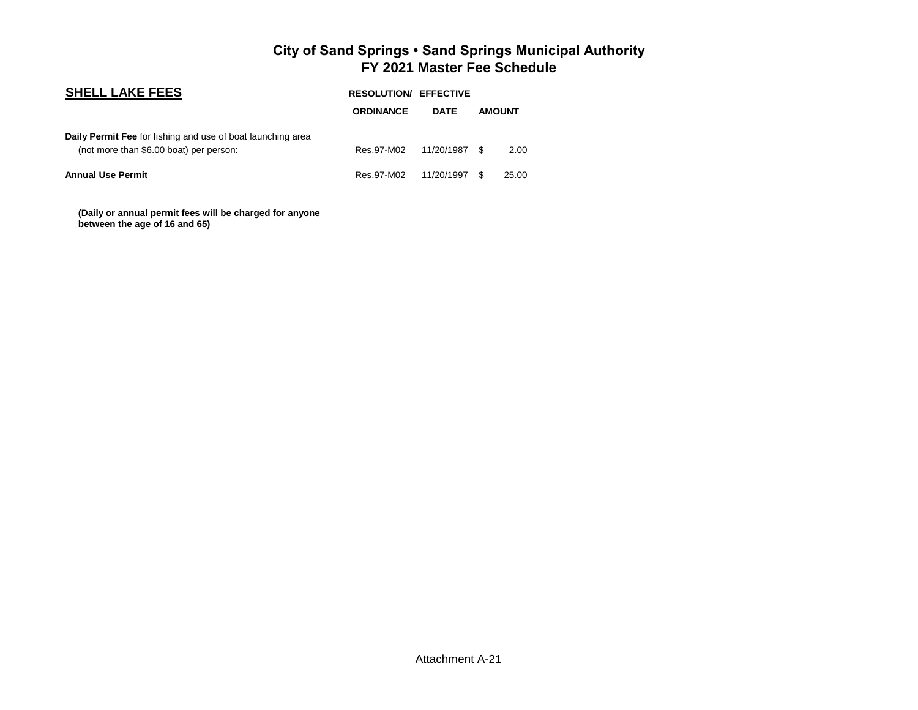# City of Sand Springs • Sand Springs Municipal Authority
## FY 2021 Master Fee Schedule

| SHELL LAKE FEES | RESOLUTION/ ORDINANCE | EFFECTIVE DATE | AMOUNT |
|---|---|---|---|
| **Daily Permit Fee** for fishing and use of boat launching area (not more than $6.00 boat) per person: | Res.97-M02 | 11/20/1987 | $ 2.00 |
| **Annual Use Permit** | Res.97-M02 | 11/20/1997 | $ 25.00 |

**(Daily or annual permit fees will be charged for anyone between the age of 16 and 65)**

Attachment A-21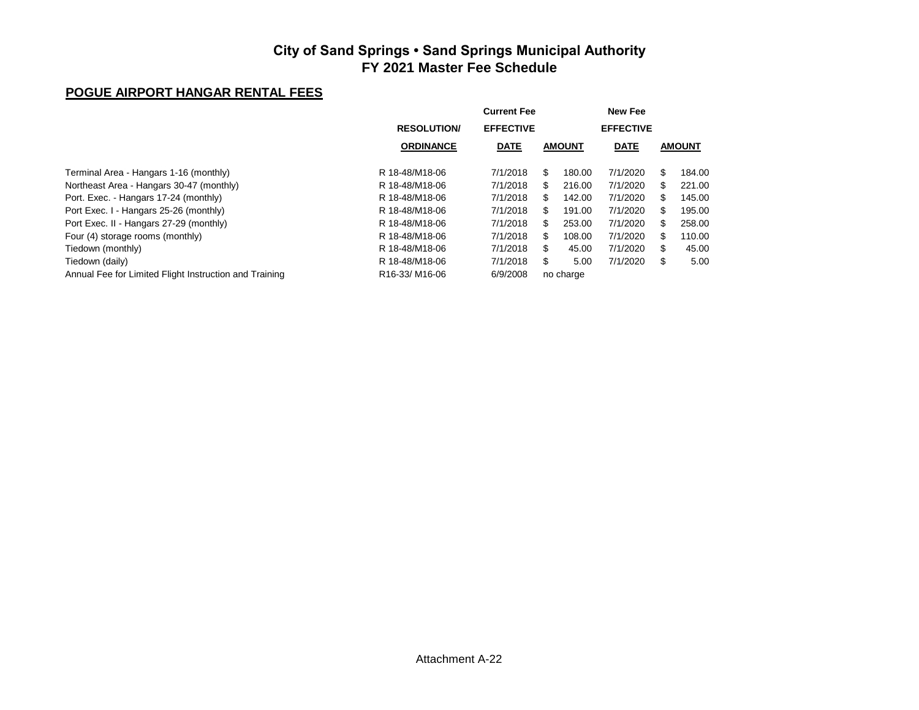# City of Sand Springs • Sand Springs Municipal Authority
## FY 2021 Master Fee Schedule

### POGUE AIRPORT HANGAR RENTAL FEES

| | RESOLUTION/ ORDINANCE | Current Fee EFFECTIVE DATE | AMOUNT | New Fee EFFECTIVE DATE | AMOUNT |
|---|---|---|---|---|---|
| Terminal Area - Hangars 1-16 (monthly) | R 18-48/M18-06 | 7/1/2018 | $ 180.00 | 7/1/2020 | $ 184.00 |
| Northeast Area - Hangars 30-47 (monthly) | R 18-48/M18-06 | 7/1/2018 | $ 216.00 | 7/1/2020 | $ 221.00 |
| Port. Exec. - Hangars 17-24 (monthly) | R 18-48/M18-06 | 7/1/2018 | $ 142.00 | 7/1/2020 | $ 145.00 |
| Port Exec. I - Hangars 25-26 (monthly) | R 18-48/M18-06 | 7/1/2018 | $ 191.00 | 7/1/2020 | $ 195.00 |
| Port Exec. II - Hangars 27-29 (monthly) | R 18-48/M18-06 | 7/1/2018 | $ 253.00 | 7/1/2020 | $ 258.00 |
| Four (4) storage rooms (monthly) | R 18-48/M18-06 | 7/1/2018 | $ 108.00 | 7/1/2020 | $ 110.00 |
| Tiedown (monthly) | R 18-48/M18-06 | 7/1/2018 | $ 45.00 | 7/1/2020 | $ 45.00 |
| Tiedown (daily) | R 18-48/M18-06 | 7/1/2018 | $ 5.00 | 7/1/2020 | $ 5.00 |
| Annual Fee for Limited Flight Instruction and Training | R16-33/ M16-06 | 6/9/2008 | no charge | | |

Attachment A-22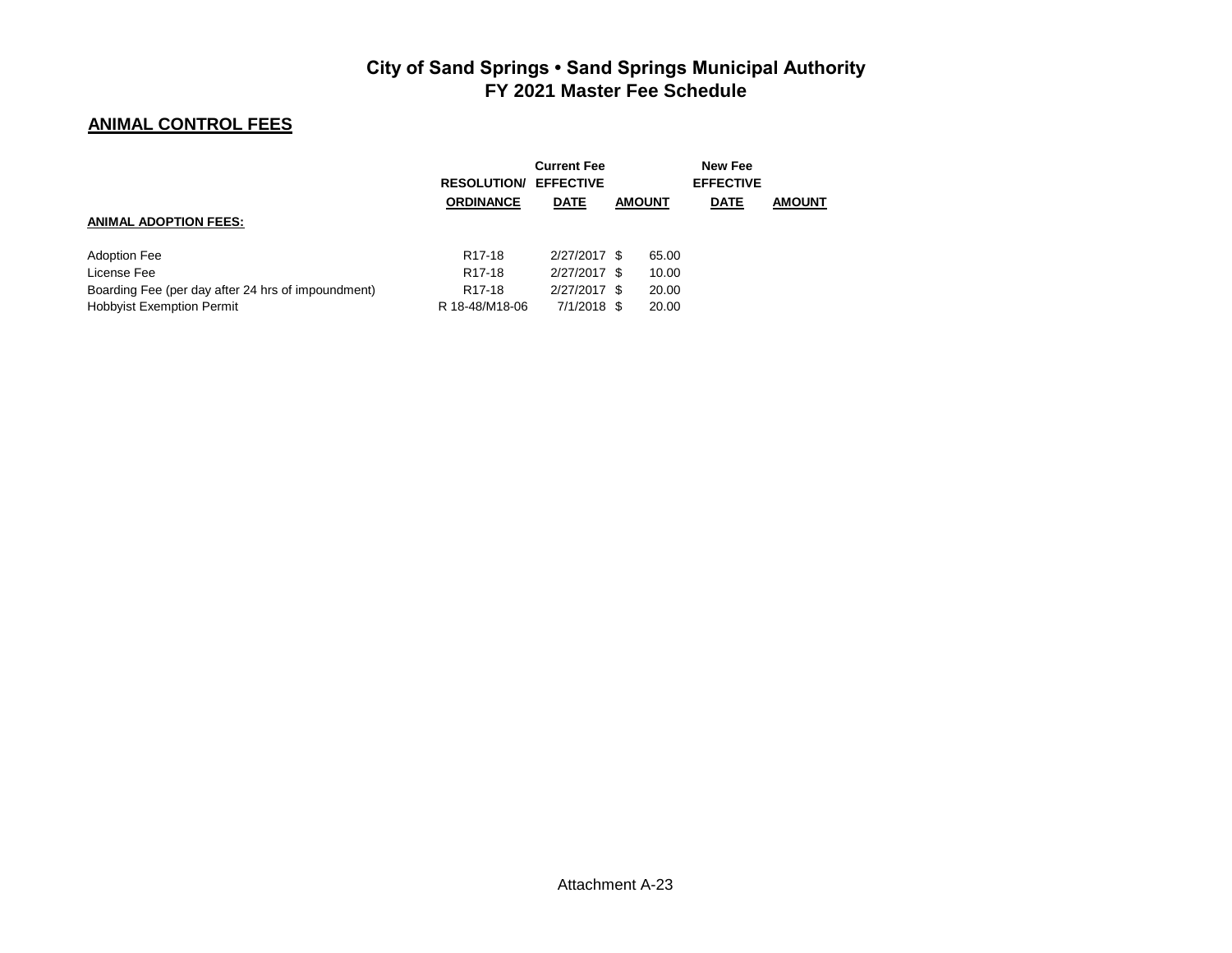# City of Sand Springs • Sand Springs Municipal Authority
# FY 2021 Master Fee Schedule

## ANIMAL CONTROL FEES

| | RESOLUTION/ ORDINANCE | Current Fee EFFECTIVE DATE | AMOUNT | New Fee EFFECTIVE DATE | AMOUNT |
|---|---|---|---|---|---|
| **ANIMAL ADOPTION FEES:** | | | | | |
| Adoption Fee | R17-18 | 2/27/2017 | $ 65.00 | | |
| License Fee | R17-18 | 2/27/2017 | $ 10.00 | | |
| Boarding Fee (per day after 24 hrs of impoundment) | R17-18 | 2/27/2017 | $ 20.00 | | |
| Hobbyist Exemption Permit | R 18-48/M18-06 | 7/1/2018 | $ 20.00 | | |

Attachment A-23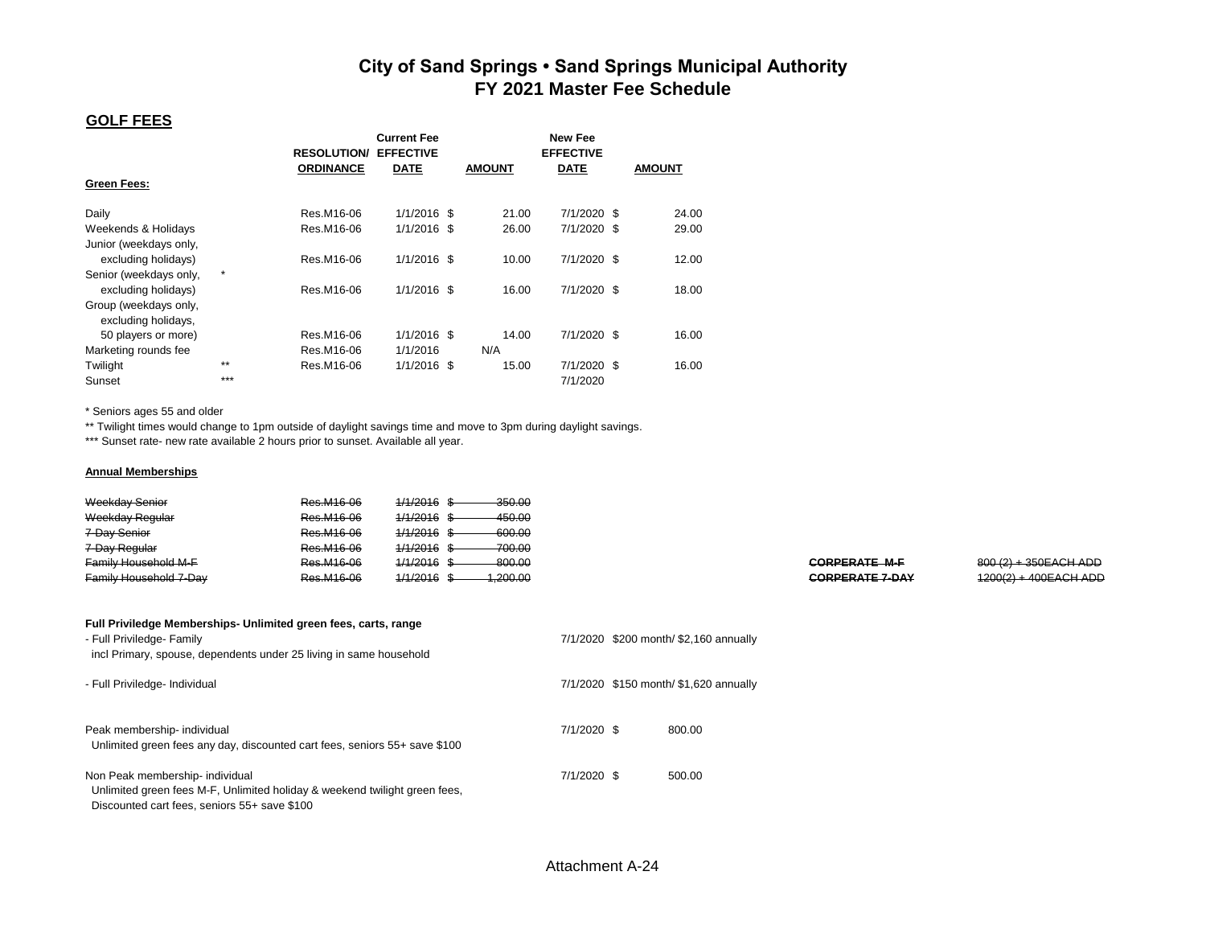# City of Sand Springs • Sand Springs Municipal Authority
## FY 2021 Master Fee Schedule

### GOLF FEES

| | | RESOLUTION/ ORDINANCE | Current Fee EFFECTIVE DATE | AMOUNT | New Fee EFFECTIVE DATE | AMOUNT |
|---|---|---|---|---|---|---|
| **Green Fees:** | | | | | | |
| Daily | | Res.M16-06 | 1/1/2016 | $ 21.00 | 7/1/2020 | $ 24.00 |
| Weekends & Holidays | | Res.M16-06 | 1/1/2016 | $ 26.00 | 7/1/2020 | $ 29.00 |
| Junior (weekdays only, excluding holidays) | | Res.M16-06 | 1/1/2016 | $ 10.00 | 7/1/2020 | $ 12.00 |
| Senior (weekdays only, excluding holidays) | * | Res.M16-06 | 1/1/2016 | $ 16.00 | 7/1/2020 | $ 18.00 |
| Group (weekdays only, excluding holidays, 50 players or more) | | Res.M16-06 | 1/1/2016 | $ 14.00 | 7/1/2020 | $ 16.00 |
| Marketing rounds fee | | Res.M16-06 | 1/1/2016 | N/A | | |
| Twilight | ** | Res.M16-06 | 1/1/2016 | $ 15.00 | 7/1/2020 | $ 16.00 |
| Sunset | *** | | | | 7/1/2020 | |

* Seniors ages 55 and older

** Twilight times would change to 1pm outside of daylight savings time and move to 3pm during daylight savings.

*** Sunset rate- new rate available 2 hours prior to sunset. Available all year.

**Annual Memberships**

| | | | | | |
|---|---|---|---|---|---|
| ~~Weekday Senior~~ | ~~Res.M16-06~~ | ~~1/1/2016~~ | ~~$ 350.00~~ | | |
| ~~Weekday Regular~~ | ~~Res.M16-06~~ | ~~1/1/2016~~ | ~~$ 450.00~~ | | |
| ~~7-Day Senior~~ | ~~Res.M16-06~~ | ~~1/1/2016~~ | ~~$ 600.00~~ | | |
| ~~7-Day Regular~~ | ~~Res.M16-06~~ | ~~1/1/2016~~ | ~~$ 700.00~~ | | |
| ~~Family Household M-F~~ | ~~Res.M16-06~~ | ~~1/1/2016~~ | ~~$ 800.00~~ | ~~**CORPERATE M-F**~~ | ~~800 (2) + 350EACH ADD~~ |
| ~~Family Household 7-Day~~ | ~~Res.M16-06~~ | ~~1/1/2016~~ | ~~$ 1,200.00~~ | ~~**CORPERATE 7-DAY**~~ | ~~1200(2) + 400EACH ADD~~ |

**Full Priviledge Memberships- Unlimited green fees, carts, range**

| | | |
|---|---|---|
| - Full Priviledge- Family<br>incl Primary, spouse, dependents under 25 living in same household | 7/1/2020 | $200 month/ $2,160 annually |
| - Full Priviledge- Individual | 7/1/2020 | $150 month/ $1,620 annually |
| Peak membership- individual<br>Unlimited green fees any day, discounted cart fees, seniors 55+ save $100 | 7/1/2020 | $ 800.00 |
| Non Peak membership- individual<br>Unlimited green fees M-F, Unlimited holiday & weekend twilight green fees, Discounted cart fees, seniors 55+ save $100 | 7/1/2020 | $ 500.00 |

Attachment A-24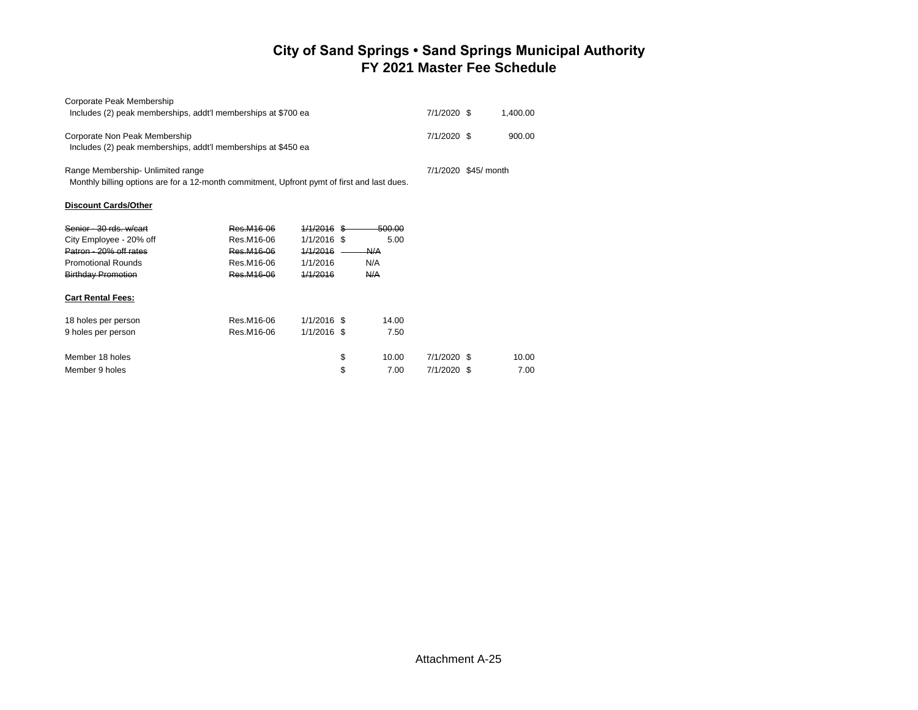# City of Sand Springs • Sand Springs Municipal Authority
## FY 2021 Master Fee Schedule

| | | | | | |
|---|---|---|---|---|---|
| Corporate Peak Membership | | | | | |
| Includes (2) peak memberships, addt'l memberships at $700 ea | | | | 7/1/2020 | $ 1,400.00 |
| Corporate Non Peak Membership | | | | 7/1/2020 | $ 900.00 |
| Includes (2) peak memberships, addt'l memberships at $450 ea | | | | | |
| Range Membership- Unlimited range | | | | 7/1/2020 | $45/ month |
| Monthly billing options are for a 12-month commitment, Upfront pymt of first and last dues. | | | | | |
| **Discount Cards/Other** | | | | | |
| ~~Senior - 30 rds. w/cart~~ | ~~Res.M16-06~~ | ~~1/1/2016~~ | ~~$ 500.00~~ | | |
| City Employee - 20% off | Res.M16-06 | 1/1/2016 | $ 5.00 | | |
| ~~Patron - 20% off rates~~ | ~~Res.M16-06~~ | ~~1/1/2016~~ | ~~N/A~~ | | |
| Promotional Rounds | Res.M16-06 | 1/1/2016 | N/A | | |
| ~~Birthday Promotion~~ | ~~Res.M16-06~~ | ~~1/1/2016~~ | ~~N/A~~ | | |
| **Cart Rental Fees:** | | | | | |
| 18 holes per person | Res.M16-06 | 1/1/2016 | $ 14.00 | | |
| 9 holes per person | Res.M16-06 | 1/1/2016 | $ 7.50 | | |
| Member 18 holes | | | $ 10.00 | 7/1/2020 | $ 10.00 |
| Member 9 holes | | | $ 7.00 | 7/1/2020 | $ 7.00 |

Attachment A-25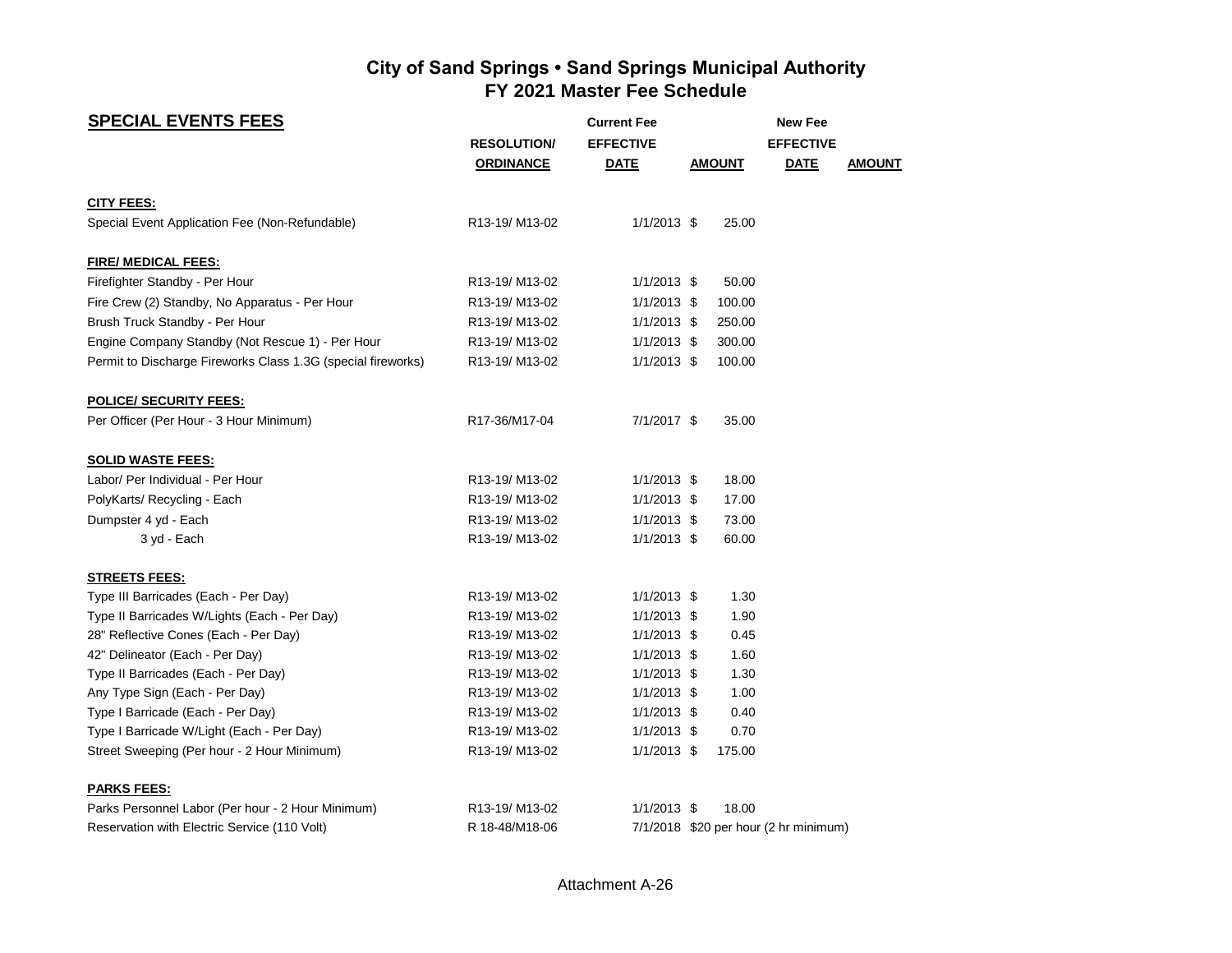# City of Sand Springs • Sand Springs Municipal Authority
## FY 2021 Master Fee Schedule

| SPECIAL EVENTS FEES | RESOLUTION/ ORDINANCE | Current Fee EFFECTIVE DATE | AMOUNT | New Fee EFFECTIVE DATE | AMOUNT |
|---|---|---|---|---|---|
| **CITY FEES:** | | | | | |
| Special Event Application Fee (Non-Refundable) | R13-19/ M13-02 | 1/1/2013 | $ 25.00 | | |
| **FIRE/ MEDICAL FEES:** | | | | | |
| Firefighter Standby - Per Hour | R13-19/ M13-02 | 1/1/2013 | $ 50.00 | | |
| Fire Crew (2) Standby, No Apparatus - Per Hour | R13-19/ M13-02 | 1/1/2013 | $ 100.00 | | |
| Brush Truck Standby - Per Hour | R13-19/ M13-02 | 1/1/2013 | $ 250.00 | | |
| Engine Company Standby (Not Rescue 1) - Per Hour | R13-19/ M13-02 | 1/1/2013 | $ 300.00 | | |
| Permit to Discharge Fireworks Class 1.3G (special fireworks) | R13-19/ M13-02 | 1/1/2013 | $ 100.00 | | |
| **POLICE/ SECURITY FEES:** | | | | | |
| Per Officer (Per Hour - 3 Hour Minimum) | R17-36/M17-04 | 7/1/2017 | $ 35.00 | | |
| **SOLID WASTE FEES:** | | | | | |
| Labor/ Per Individual - Per Hour | R13-19/ M13-02 | 1/1/2013 | $ 18.00 | | |
| PolyKarts/ Recycling - Each | R13-19/ M13-02 | 1/1/2013 | $ 17.00 | | |
| Dumpster 4 yd - Each | R13-19/ M13-02 | 1/1/2013 | $ 73.00 | | |
| 3 yd - Each | R13-19/ M13-02 | 1/1/2013 | $ 60.00 | | |
| **STREETS FEES:** | | | | | |
| Type III Barricades (Each - Per Day) | R13-19/ M13-02 | 1/1/2013 | $ 1.30 | | |
| Type II Barricades W/Lights (Each - Per Day) | R13-19/ M13-02 | 1/1/2013 | $ 1.90 | | |
| 28" Reflective Cones (Each - Per Day) | R13-19/ M13-02 | 1/1/2013 | $ 0.45 | | |
| 42" Delineator (Each - Per Day) | R13-19/ M13-02 | 1/1/2013 | $ 1.60 | | |
| Type II Barricades (Each - Per Day) | R13-19/ M13-02 | 1/1/2013 | $ 1.30 | | |
| Any Type Sign (Each - Per Day) | R13-19/ M13-02 | 1/1/2013 | $ 1.00 | | |
| Type I Barricade (Each - Per Day) | R13-19/ M13-02 | 1/1/2013 | $ 0.40 | | |
| Type I Barricade W/Light (Each - Per Day) | R13-19/ M13-02 | 1/1/2013 | $ 0.70 | | |
| Street Sweeping (Per hour - 2 Hour Minimum) | R13-19/ M13-02 | 1/1/2013 | $ 175.00 | | |
| **PARKS FEES:** | | | | | |
| Parks Personnel Labor (Per hour - 2 Hour Minimum) | R13-19/ M13-02 | 1/1/2013 | $ 18.00 | | |
| Reservation with Electric Service (110 Volt) | R 18-48/M18-06 | 7/1/2018 | $20 per hour (2 hr minimum) | | |

Attachment A-26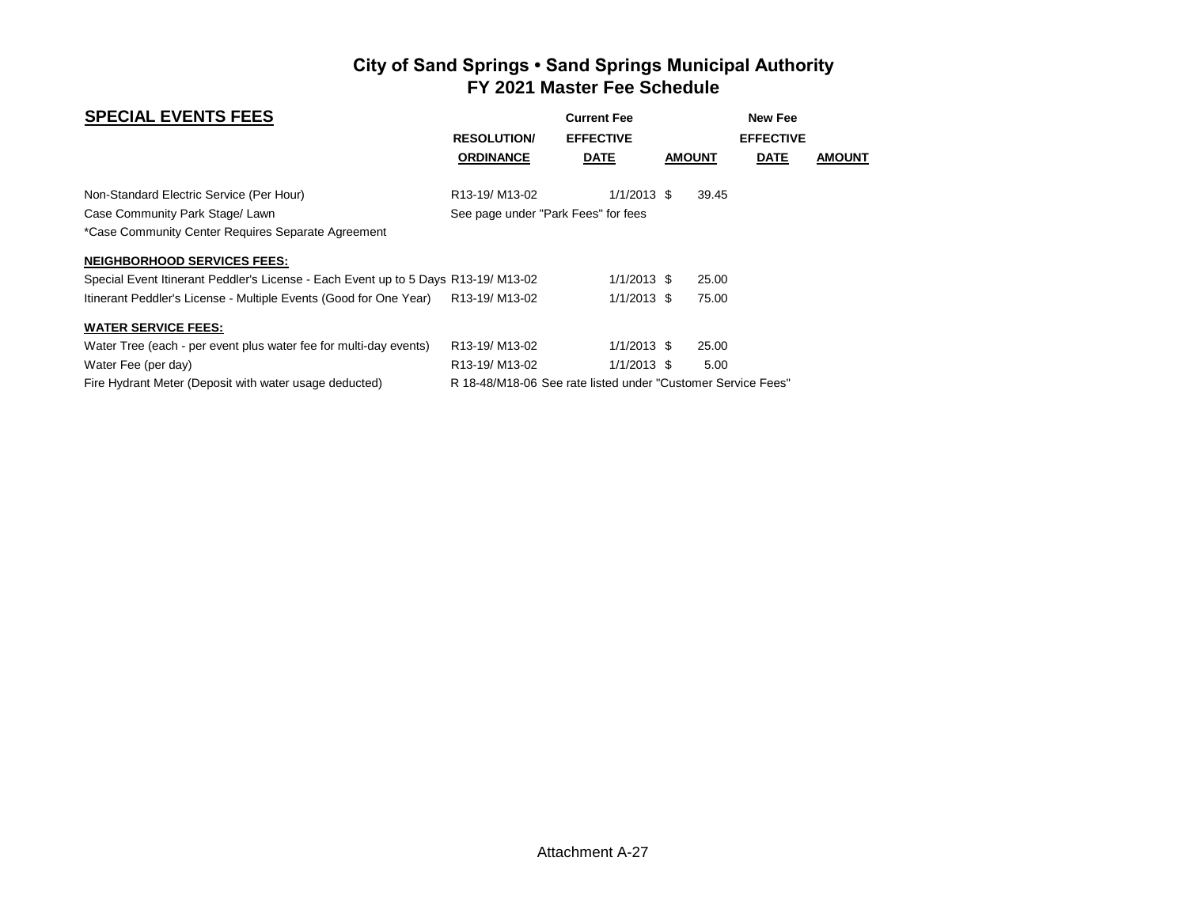# City of Sand Springs • Sand Springs Municipal Authority
## FY 2021 Master Fee Schedule

| SPECIAL EVENTS FEES | RESOLUTION/ ORDINANCE | Current Fee EFFECTIVE DATE | AMOUNT | New Fee EFFECTIVE DATE | AMOUNT |
|---|---|---|---|---|---|
| Non-Standard Electric Service (Per Hour) | R13-19/ M13-02 | 1/1/2013 | $ 39.45 | | |
| Case Community Park Stage/ Lawn | See page under "Park Fees" for fees | | | | |
| *Case Community Center Requires Separate Agreement | | | | | |
| **NEIGHBORHOOD SERVICES FEES:** | | | | | |
| Special Event Itinerant Peddler's License - Each Event up to 5 Days | R13-19/ M13-02 | 1/1/2013 | $ 25.00 | | |
| Itinerant Peddler's License - Multiple Events (Good for One Year) | R13-19/ M13-02 | 1/1/2013 | $ 75.00 | | |
| **WATER SERVICE FEES:** | | | | | |
| Water Tree (each - per event plus water fee for multi-day events) | R13-19/ M13-02 | 1/1/2013 | $ 25.00 | | |
| Water Fee (per day) | R13-19/ M13-02 | 1/1/2013 | $ 5.00 | | |
| Fire Hydrant Meter (Deposit with water usage deducted) | R 18-48/M18-06 | See rate listed under "Customer Service Fees" | | | |

Attachment A-27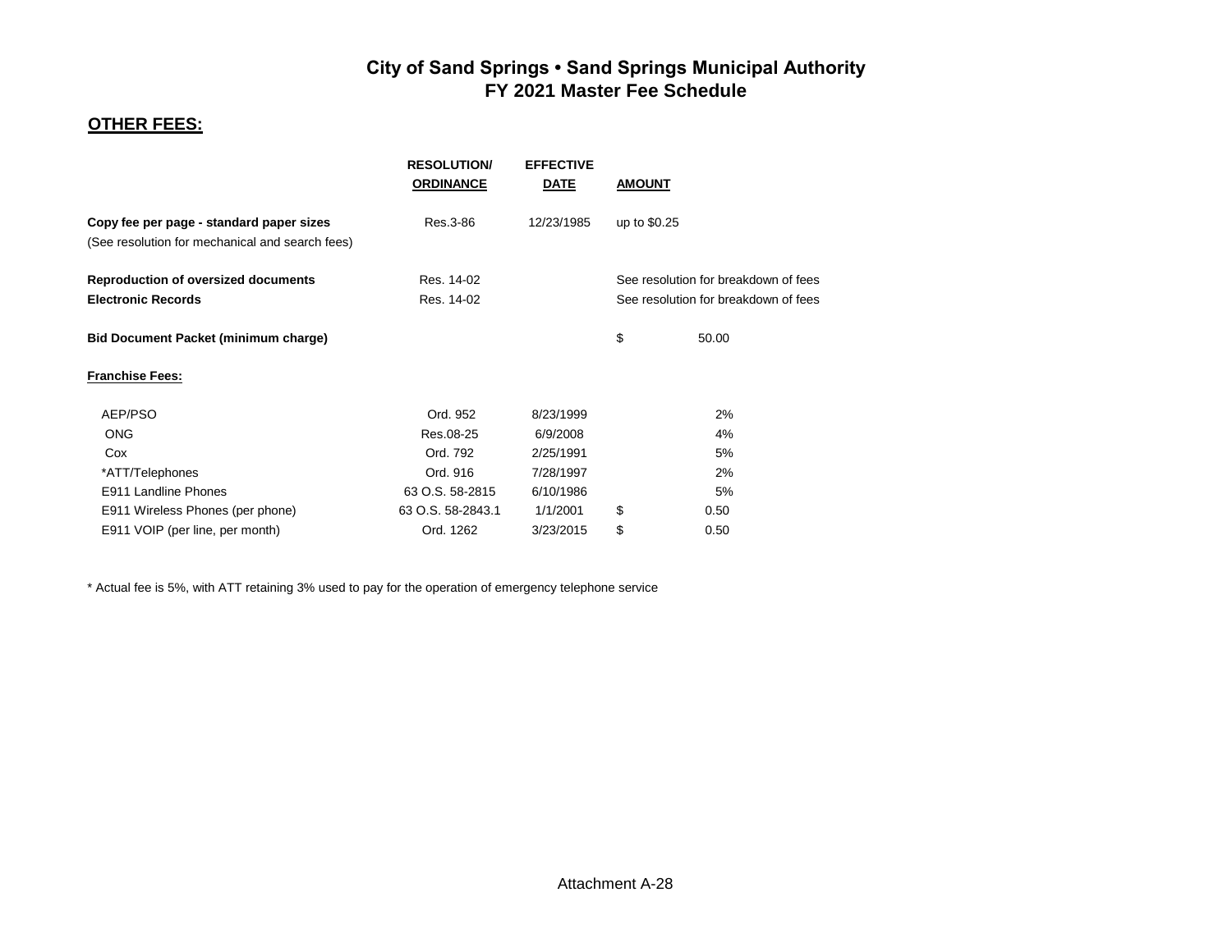# City of Sand Springs • Sand Springs Municipal Authority
## FY 2021 Master Fee Schedule

**OTHER FEES:**

| | RESOLUTION/ ORDINANCE | EFFECTIVE DATE | AMOUNT |
|---|---|---|---|
| **Copy fee per page - standard paper sizes** | Res.3-86 | 12/23/1985 | up to $0.25 |
| (See resolution for mechanical and search fees) | | | |
| **Reproduction of oversized documents** | Res. 14-02 | | See resolution for breakdown of fees |
| **Electronic Records** | Res. 14-02 | | See resolution for breakdown of fees |
| **Bid Document Packet (minimum charge)** | | | $ 50.00 |
| **Franchise Fees:** | | | |
| AEP/PSO | Ord. 952 | 8/23/1999 | 2% |
| ONG | Res.08-25 | 6/9/2008 | 4% |
| Cox | Ord. 792 | 2/25/1991 | 5% |
| *ATT/Telephones | Ord. 916 | 7/28/1997 | 2% |
| E911 Landline Phones | 63 O.S. 58-2815 | 6/10/1986 | 5% |
| E911 Wireless Phones (per phone) | 63 O.S. 58-2843.1 | 1/1/2001 | $ 0.50 |
| E911 VOIP (per line, per month) | Ord. 1262 | 3/23/2015 | $ 0.50 |

* Actual fee is 5%, with ATT retaining 3% used to pay for the operation of emergency telephone service

Attachment A-28